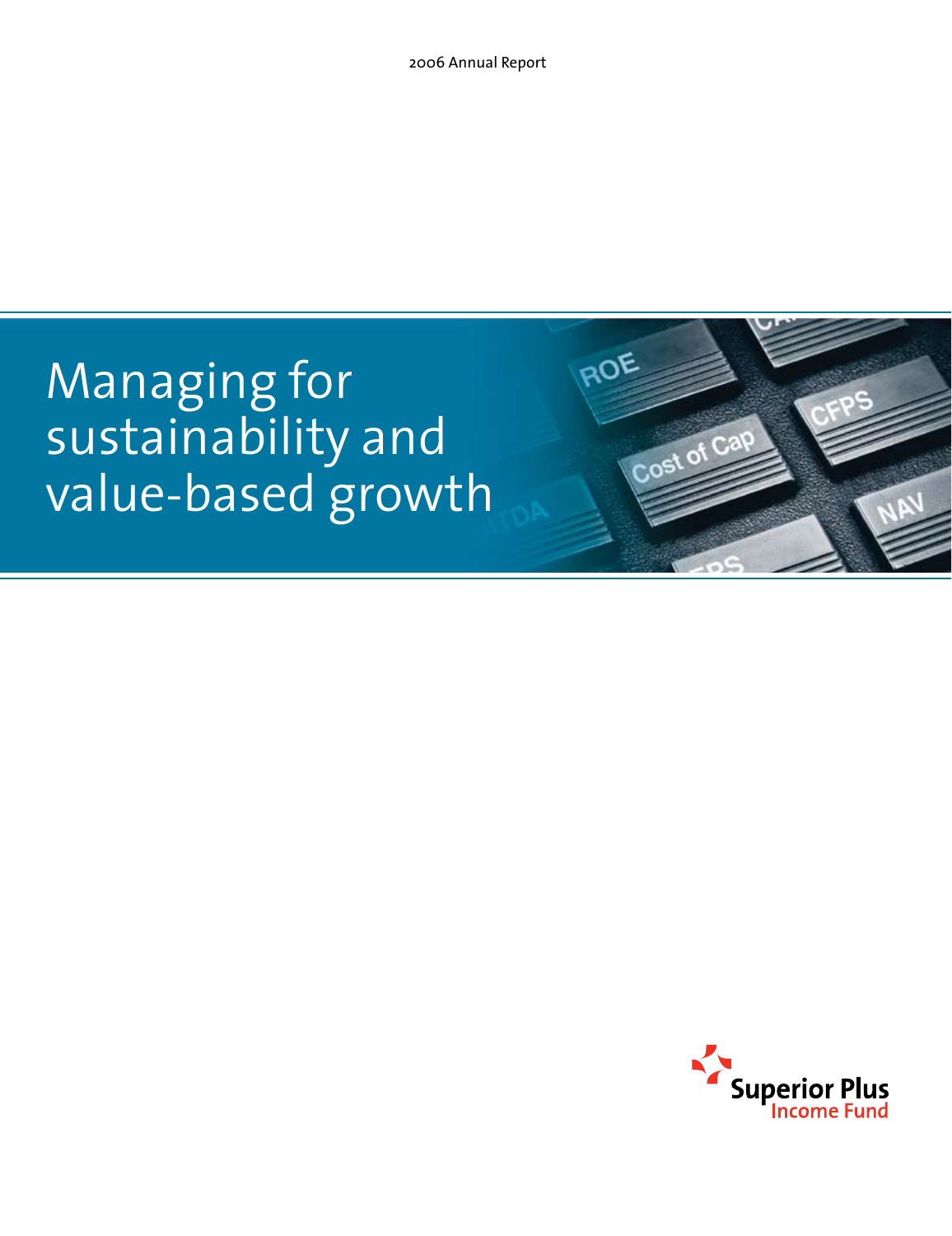2006 Annual Report

# Managing for sustainability and value-based growth

Superior Plus
Income Fund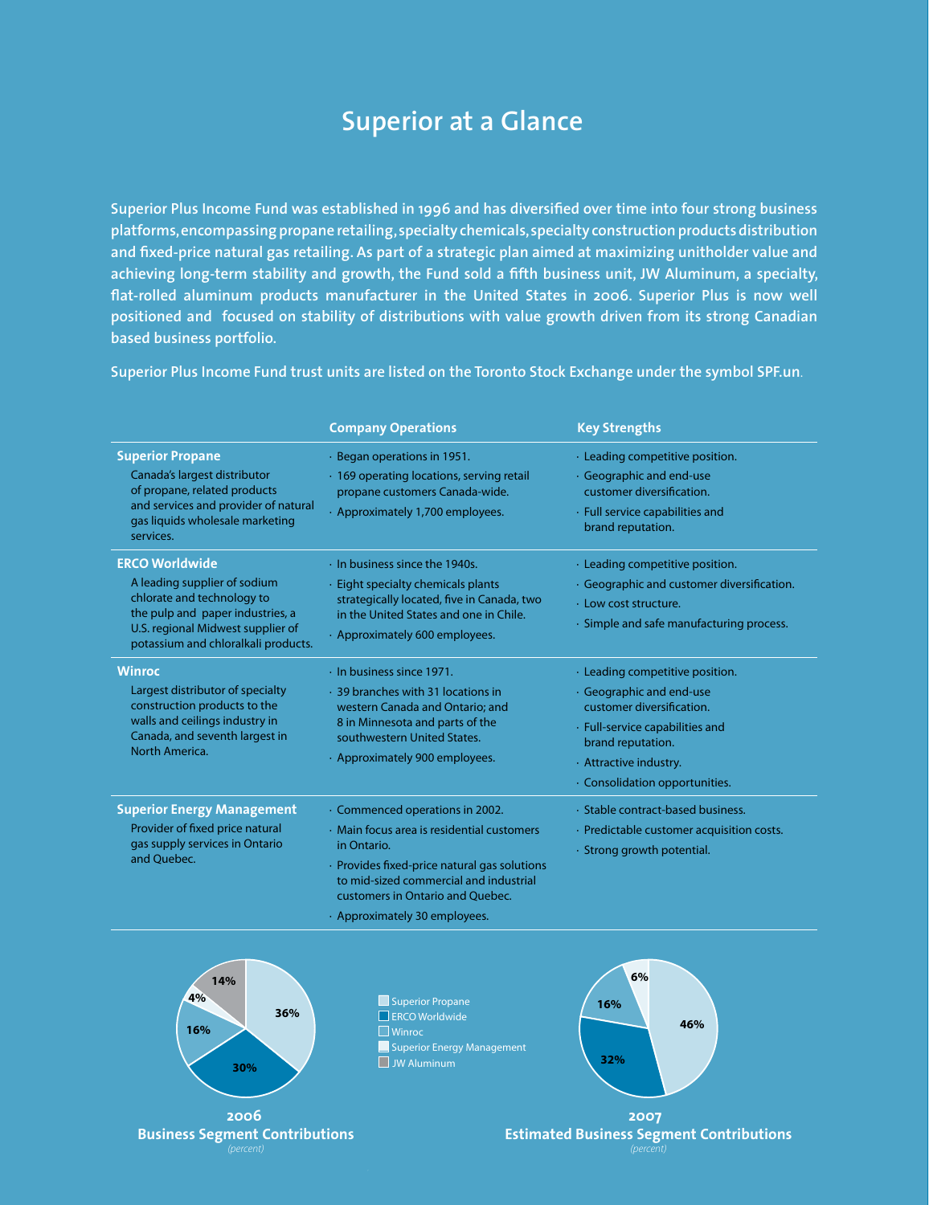# Superior at a Glance

**Superior Plus Income Fund was established in 1996 and has diversified over time into four strong business platforms, encompassing propane retailing, specialty chemicals, specialty construction products distribution and fixed-price natural gas retailing. As part of a strategic plan aimed at maximizing unitholder value and achieving long-term stability and growth, the Fund sold a fifth business unit, JW Aluminum, a specialty, flat-rolled aluminum products manufacturer in the United States in 2006. Superior Plus is now well positioned and focused on stability of distributions with value growth driven from its strong Canadian based business portfolio.**

**Superior Plus Income Fund trust units are listed on the Toronto Stock Exchange under the symbol SPF.un.**

| | Company Operations | Key Strengths |
|---|---|---|
| **Superior Propane**<br>Canada's largest distributor of propane, related products and services and provider of natural gas liquids wholesale marketing services. | · Began operations in 1951.<br>· 169 operating locations, serving retail propane customers Canada-wide.<br>· Approximately 1,700 employees. | · Leading competitive position.<br>· Geographic and end-use customer diversification.<br>· Full service capabilities and brand reputation. |
| **ERCO Worldwide**<br>A leading supplier of sodium chlorate and technology to the pulp and paper industries, a U.S. regional Midwest supplier of potassium and chloralkali products. | · In business since the 1940s.<br>· Eight specialty chemicals plants strategically located, five in Canada, two in the United States and one in Chile.<br>· Approximately 600 employees. | · Leading competitive position.<br>· Geographic and customer diversification.<br>· Low cost structure.<br>· Simple and safe manufacturing process. |
| **Winroc**<br>Largest distributor of specialty construction products to the walls and ceilings industry in Canada, and seventh largest in North America. | · In business since 1971.<br>· 39 branches with 31 locations in western Canada and Ontario; and 8 in Minnesota and parts of the southwestern United States.<br>· Approximately 900 employees. | · Leading competitive position.<br>· Geographic and end-use customer diversification.<br>· Full-service capabilities and brand reputation.<br>· Attractive industry.<br>· Consolidation opportunities. |
| **Superior Energy Management**<br>Provider of fixed price natural gas supply services in Ontario and Quebec. | · Commenced operations in 2002.<br>· Main focus area is residential customers in Ontario.<br>· Provides fixed-price natural gas solutions to mid-sized commercial and industrial customers in Ontario and Quebec.<br>· Approximately 30 employees. | · Stable contract-based business.<br>· Predictable customer acquisition costs.<br>· Strong growth potential. |

| Segment | 2006 Business Segment Contributions (percent) | 2007 Estimated Business Segment Contributions (percent) |
|---|---|---|
| Superior Propane | 36% | 46% |
| ERCO Worldwide | 30% | 32% |
| Winroc | 16% | 16% |
| Superior Energy Management | 4% | 6% |
| JW Aluminum | 14% | |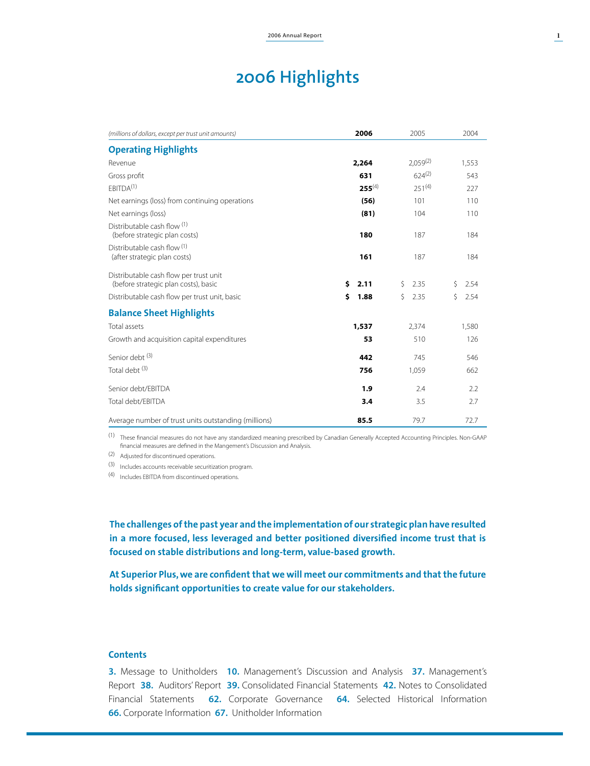# 2006 Highlights

| *(millions of dollars, except per trust unit amounts)* | **2006** | 2005 | 2004 |
|---|---|---|---|
| **Operating Highlights** | | | |
| Revenue | **2,264** | 2,059[2] | 1,553 |
| Gross profit | **631** | 624[2] | 543 |
| EBITDA[1] | **255**[4] | 251[4] | 227 |
| Net earnings (loss) from continuing operations | **(56)** | 101 | 110 |
| Net earnings (loss) | **(81)** | 104 | 110 |
| Distributable cash flow [1] (before strategic plan costs) | **180** | 187 | 184 |
| Distributable cash flow [1] (after strategic plan costs) | **161** | 187 | 184 |
| Distributable cash flow per trust unit (before strategic plan costs), basic | **$ 2.11** | $ 2.35 | $ 2.54 |
| Distributable cash flow per trust unit, basic | **$ 1.88** | $ 2.35 | $ 2.54 |
| **Balance Sheet Highlights** | | | |
| Total assets | **1,537** | 2,374 | 1,580 |
| Growth and acquisition capital expenditures | **53** | 510 | 126 |
| Senior debt [3] | **442** | 745 | 546 |
| Total debt [3] | **756** | 1,059 | 662 |
| Senior debt/EBITDA | **1.9** | 2.4 | 2.2 |
| Total debt/EBITDA | **3.4** | 3.5 | 2.7 |
| Average number of trust units outstanding (millions) | **85.5** | 79.7 | 72.7 |

(1) These financial measures do not have any standardized meaning prescribed by Canadian Generally Accepted Accounting Principles. Non-GAAP financial measures are defined in the Mangement's Discussion and Analysis.

(2) Adjusted for discontinued operations.

(3) Includes accounts receivable securitization program.

(4) Includes EBITDA from discontinued operations.

**The challenges of the past year and the implementation of our strategic plan have resulted in a more focused, less leveraged and better positioned diversified income trust that is focused on stable distributions and long-term, value-based growth.**

**At Superior Plus, we are confident that we will meet our commitments and that the future holds significant opportunities to create value for our stakeholders.**

## Contents

**3.** Message to Unitholders **10.** Management's Discussion and Analysis **37.** Management's Report **38.** Auditors' Report **39.** Consolidated Financial Statements **42.** Notes to Consolidated Financial Statements **62.** Corporate Governance **64.** Selected Historical Information **66.** Corporate Information **67.** Unitholder Information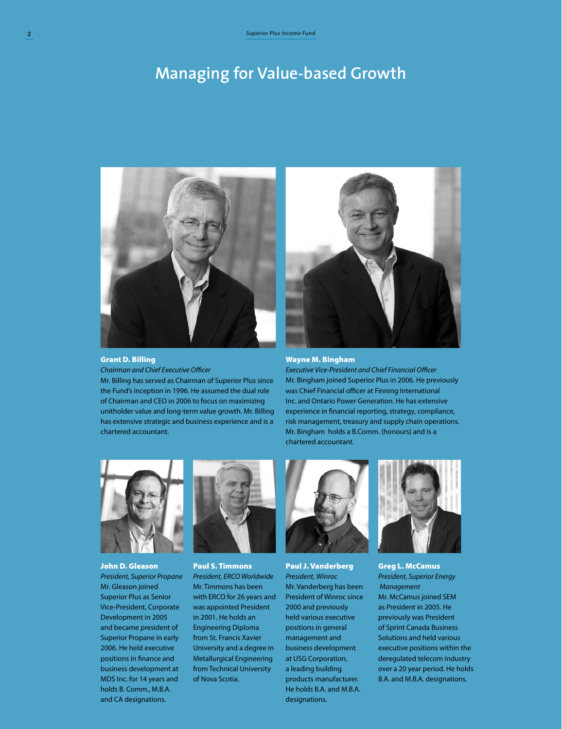# Managing for Value-based Growth

**Grant D. Billing**
*Chairman and Chief Executive Officer*
Mr. Billing has served as Chairman of Superior Plus since the Fund's inception in 1996. He assumed the dual role of Chairman and CEO in 2006 to focus on maximizing unitholder value and long-term value growth. Mr. Billing has extensive strategic and business experience and is a chartered accountant.

**Wayne M. Bingham**
*Executive Vice-President and Chief Financial Officer*
Mr. Bingham joined Superior Plus in 2006. He previously was Chief Financial officer at Finning International Inc. and Ontario Power Generation. He has extensive experience in financial reporting, strategy, compliance, risk management, treasury and supply chain operations. Mr. Bingham holds a B.Comm. (honours) and is a chartered accountant.

**John D. Gleason**
*President, Superior Propane*
Mr. Gleason joined Superior Plus as Senior Vice-President, Corporate Development in 2005 and became president of Superior Propane in early 2006. He held executive positions in finance and business development at MDS Inc. for 14 years and holds B. Comm., M.B.A. and CA designations.

**Paul S. Timmons**
*President, ERCO Worldwide*
Mr. Timmons has been with ERCO for 26 years and was appointed President in 2001. He holds an Engineering Diploma from St. Francis Xavier University and a degree in Metallurgical Engineering from Technical University of Nova Scotia.

**Paul J. Vanderberg**
*President, Winroc*
Mr. Vanderberg has been President of Winroc since 2000 and previously held various executive positions in general management and business development at USG Corporation, a leading building products manufacturer. He holds B.A. and M.B.A. designations.

**Greg L. McCamus**
*President, Superior Energy Management*
Mr. McCamus joined SEM as President in 2005. He previously was President of Sprint Canada Business Solutions and held various executive positions within the deregulated telecom industry over a 20 year period. He holds B.A. and M.B.A. designations.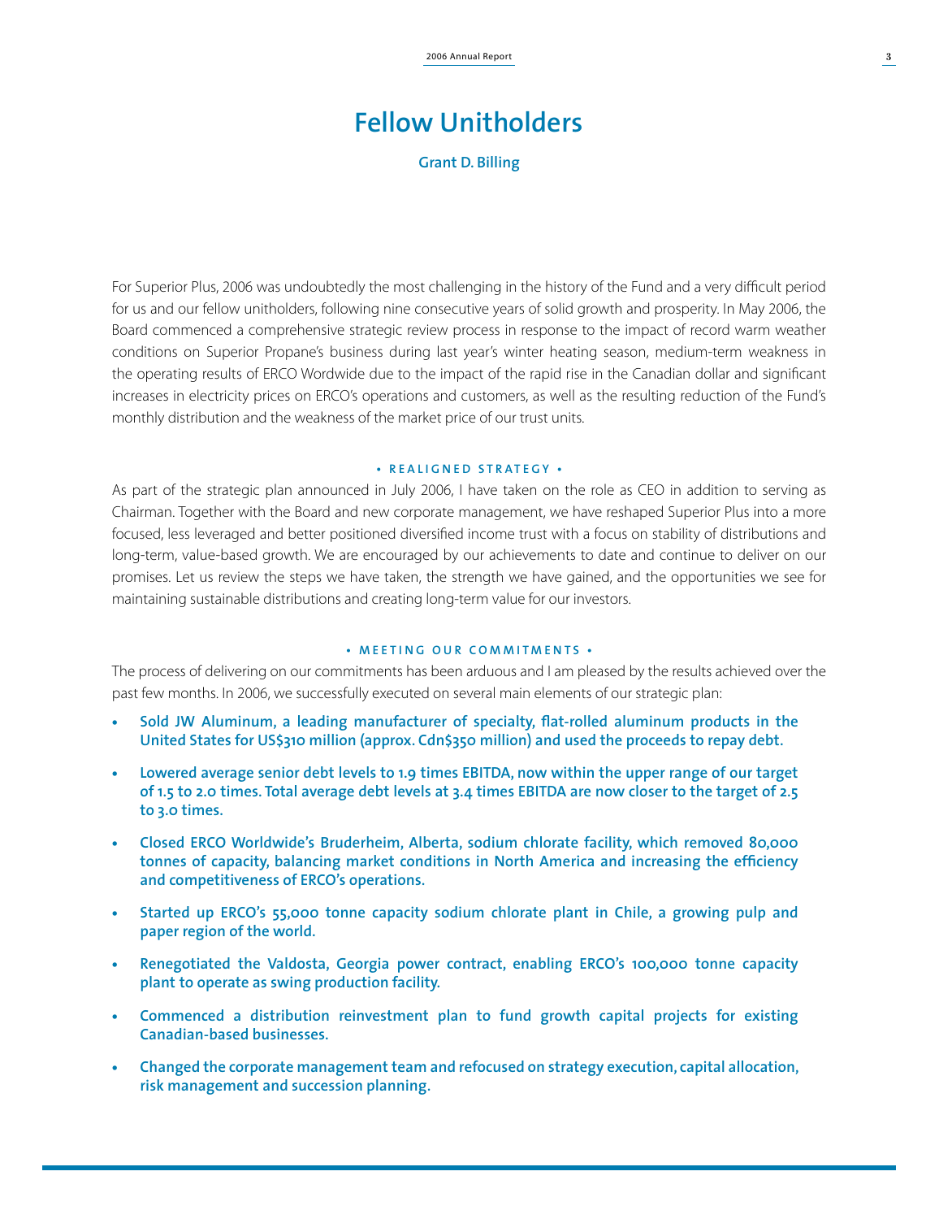# Fellow Unitholders

**Grant D. Billing**

For Superior Plus, 2006 was undoubtedly the most challenging in the history of the Fund and a very difficult period for us and our fellow unitholders, following nine consecutive years of solid growth and prosperity. In May 2006, the Board commenced a comprehensive strategic review process in response to the impact of record warm weather conditions on Superior Propane's business during last year's winter heating season, medium-term weakness in the operating results of ERCO Wordwide due to the impact of the rapid rise in the Canadian dollar and significant increases in electricity prices on ERCO's operations and customers, as well as the resulting reduction of the Fund's monthly distribution and the weakness of the market price of our trust units.

## • REALIGNED STRATEGY •

As part of the strategic plan announced in July 2006, I have taken on the role as CEO in addition to serving as Chairman. Together with the Board and new corporate management, we have reshaped Superior Plus into a more focused, less leveraged and better positioned diversified income trust with a focus on stability of distributions and long-term, value-based growth. We are encouraged by our achievements to date and continue to deliver on our promises. Let us review the steps we have taken, the strength we have gained, and the opportunities we see for maintaining sustainable distributions and creating long-term value for our investors.

## • MEETING OUR COMMITMENTS •

The process of delivering on our commitments has been arduous and I am pleased by the results achieved over the past few months. In 2006, we successfully executed on several main elements of our strategic plan:

- **Sold JW Aluminum, a leading manufacturer of specialty, flat-rolled aluminum products in the United States for US$310 million (approx. Cdn$350 million) and used the proceeds to repay debt.**
- **Lowered average senior debt levels to 1.9 times EBITDA, now within the upper range of our target of 1.5 to 2.0 times. Total average debt levels at 3.4 times EBITDA are now closer to the target of 2.5 to 3.0 times.**
- **Closed ERCO Worldwide's Bruderheim, Alberta, sodium chlorate facility, which removed 80,000 tonnes of capacity, balancing market conditions in North America and increasing the efficiency and competitiveness of ERCO's operations.**
- **Started up ERCO's 55,000 tonne capacity sodium chlorate plant in Chile, a growing pulp and paper region of the world.**
- **Renegotiated the Valdosta, Georgia power contract, enabling ERCO's 100,000 tonne capacity plant to operate as swing production facility.**
- **Commenced a distribution reinvestment plan to fund growth capital projects for existing Canadian-based businesses.**
- **Changed the corporate management team and refocused on strategy execution, capital allocation, risk management and succession planning.**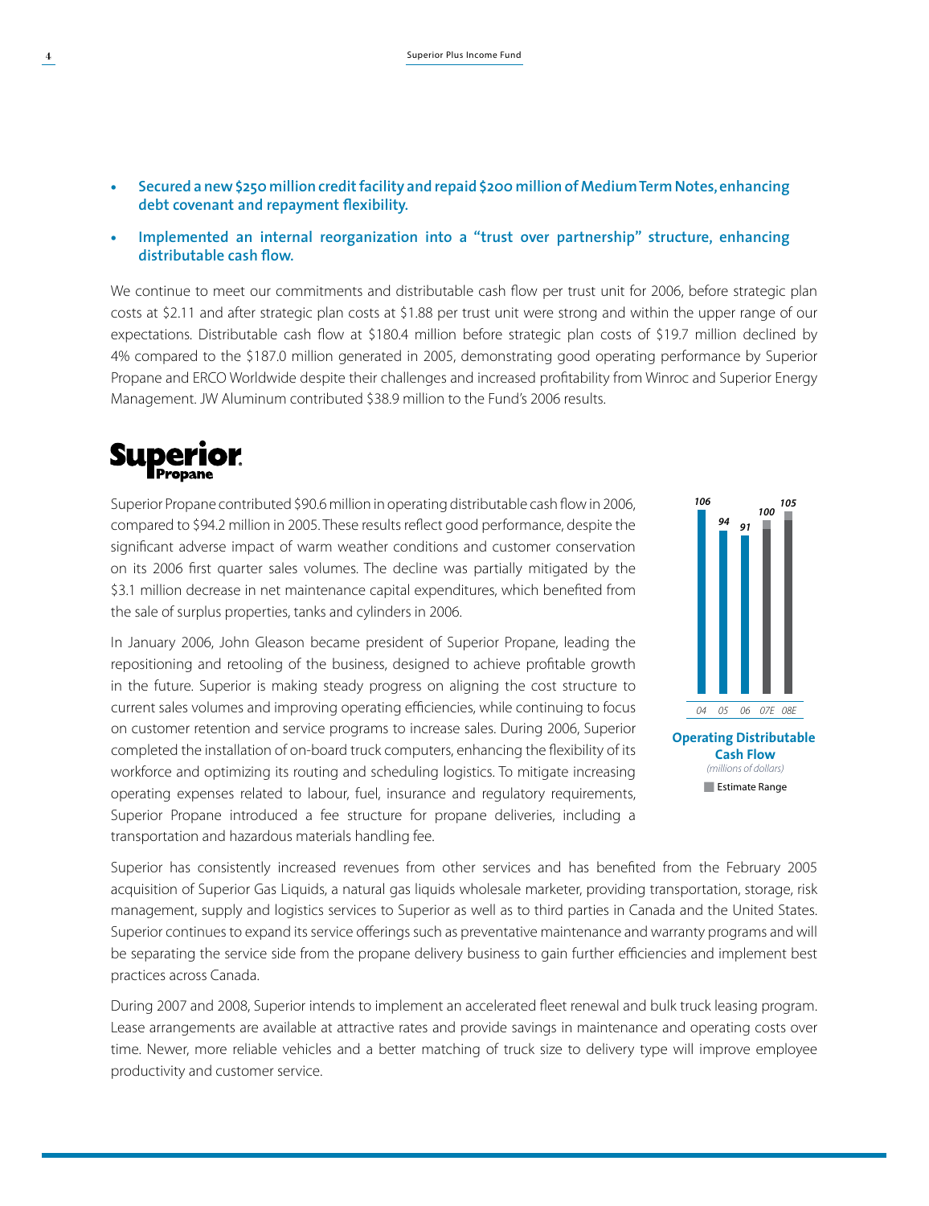- **Secured a new $250 million credit facility and repaid $200 million of Medium Term Notes, enhancing debt covenant and repayment flexibility.**
- **Implemented an internal reorganization into a "trust over partnership" structure, enhancing distributable cash flow.**

We continue to meet our commitments and distributable cash flow per trust unit for 2006, before strategic plan costs at $2.11 and after strategic plan costs at $1.88 per trust unit were strong and within the upper range of our expectations. Distributable cash flow at $180.4 million before strategic plan costs of $19.7 million declined by 4% compared to the $187.0 million generated in 2005, demonstrating good operating performance by Superior Propane and ERCO Worldwide despite their challenges and increased profitability from Winroc and Superior Energy Management. JW Aluminum contributed $38.9 million to the Fund's 2006 results.

## Superior Propane

Superior Propane contributed $90.6 million in operating distributable cash flow in 2006, compared to $94.2 million in 2005. These results reflect good performance, despite the significant adverse impact of warm weather conditions and customer conservation on its 2006 first quarter sales volumes. The decline was partially mitigated by the $3.1 million decrease in net maintenance capital expenditures, which benefited from the sale of surplus properties, tanks and cylinders in 2006.

In January 2006, John Gleason became president of Superior Propane, leading the repositioning and retooling of the business, designed to achieve profitable growth in the future. Superior is making steady progress on aligning the cost structure to current sales volumes and improving operating efficiencies, while continuing to focus on customer retention and service programs to increase sales. During 2006, Superior completed the installation of on-board truck computers, enhancing the flexibility of its workforce and optimizing its routing and scheduling logistics. To mitigate increasing operating expenses related to labour, fuel, insurance and regulatory requirements, Superior Propane introduced a fee structure for propane deliveries, including a transportation and hazardous materials handling fee.

| 04 | 05 | 06 | 07E | 08E |
|---|---|---|---|---|
| 106 | 94 | 91 | 100 | 105 |

**Operating Distributable Cash Flow**
*(millions of dollars)*
Estimate Range

Superior has consistently increased revenues from other services and has benefited from the February 2005 acquisition of Superior Gas Liquids, a natural gas liquids wholesale marketer, providing transportation, storage, risk management, supply and logistics services to Superior as well as to third parties in Canada and the United States. Superior continues to expand its service offerings such as preventative maintenance and warranty programs and will be separating the service side from the propane delivery business to gain further efficiencies and implement best practices across Canada.

During 2007 and 2008, Superior intends to implement an accelerated fleet renewal and bulk truck leasing program. Lease arrangements are available at attractive rates and provide savings in maintenance and operating costs over time. Newer, more reliable vehicles and a better matching of truck size to delivery type will improve employee productivity and customer service.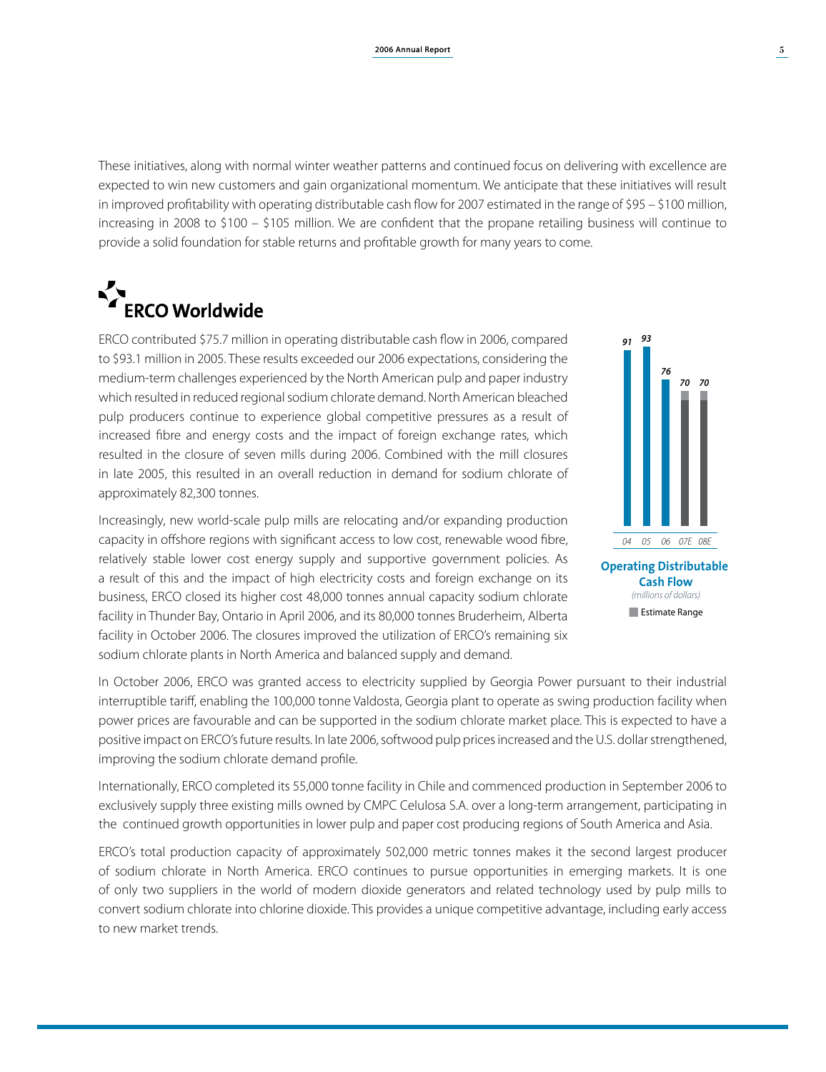These initiatives, along with normal winter weather patterns and continued focus on delivering with excellence are expected to win new customers and gain organizational momentum. We anticipate that these initiatives will result in improved profitability with operating distributable cash flow for 2007 estimated in the range of $95 – $100 million, increasing in 2008 to $100 – $105 million. We are confident that the propane retailing business will continue to provide a solid foundation for stable returns and profitable growth for many years to come.

## ERCO Worldwide

ERCO contributed $75.7 million in operating distributable cash flow in 2006, compared to $93.1 million in 2005. These results exceeded our 2006 expectations, considering the medium-term challenges experienced by the North American pulp and paper industry which resulted in reduced regional sodium chlorate demand. North American bleached pulp producers continue to experience global competitive pressures as a result of increased fibre and energy costs and the impact of foreign exchange rates, which resulted in the closure of seven mills during 2006. Combined with the mill closures in late 2005, this resulted in an overall reduction in demand for sodium chlorate of approximately 82,300 tonnes.

Increasingly, new world-scale pulp mills are relocating and/or expanding production capacity in offshore regions with significant access to low cost, renewable wood fibre, relatively stable lower cost energy supply and supportive government policies. As a result of this and the impact of high electricity costs and foreign exchange on its business, ERCO closed its higher cost 48,000 tonnes annual capacity sodium chlorate facility in Thunder Bay, Ontario in April 2006, and its 80,000 tonnes Bruderheim, Alberta facility in October 2006. The closures improved the utilization of ERCO's remaining six sodium chlorate plants in North America and balanced supply and demand.

| 04 | 05 | 06 | 07E | 08E |
|---|---|---|---|---|
| 91 | 93 | 76 | 70 | 70 |

**Operating Distributable Cash Flow**
*(millions of dollars)*
Estimate Range

In October 2006, ERCO was granted access to electricity supplied by Georgia Power pursuant to their industrial interruptible tariff, enabling the 100,000 tonne Valdosta, Georgia plant to operate as swing production facility when power prices are favourable and can be supported in the sodium chlorate market place. This is expected to have a positive impact on ERCO's future results. In late 2006, softwood pulp prices increased and the U.S. dollar strengthened, improving the sodium chlorate demand profile.

Internationally, ERCO completed its 55,000 tonne facility in Chile and commenced production in September 2006 to exclusively supply three existing mills owned by CMPC Celulosa S.A. over a long-term arrangement, participating in the continued growth opportunities in lower pulp and paper cost producing regions of South America and Asia.

ERCO's total production capacity of approximately 502,000 metric tonnes makes it the second largest producer of sodium chlorate in North America. ERCO continues to pursue opportunities in emerging markets. It is one of only two suppliers in the world of modern dioxide generators and related technology used by pulp mills to convert sodium chlorate into chlorine dioxide. This provides a unique competitive advantage, including early access to new market trends.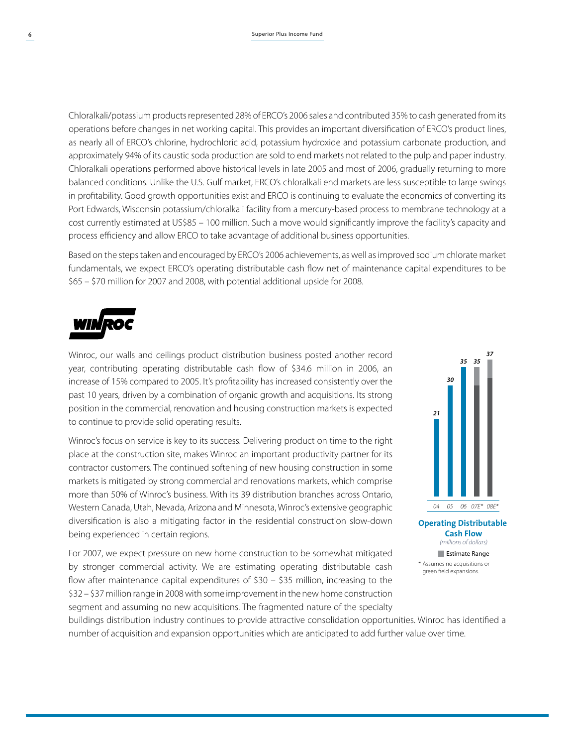Chloralkali/potassium products represented 28% of ERCO's 2006 sales and contributed 35% to cash generated from its operations before changes in net working capital. This provides an important diversification of ERCO's product lines, as nearly all of ERCO's chlorine, hydrochloric acid, potassium hydroxide and potassium carbonate production, and approximately 94% of its caustic soda production are sold to end markets not related to the pulp and paper industry. Chloralkali operations performed above historical levels in late 2005 and most of 2006, gradually returning to more balanced conditions. Unlike the U.S. Gulf market, ERCO's chloralkali end markets are less susceptible to large swings in profitability. Good growth opportunities exist and ERCO is continuing to evaluate the economics of converting its Port Edwards, Wisconsin potassium/chloralkali facility from a mercury-based process to membrane technology at a cost currently estimated at US$85 – 100 million. Such a move would significantly improve the facility's capacity and process efficiency and allow ERCO to take advantage of additional business opportunities.

Based on the steps taken and encouraged by ERCO's 2006 achievements, as well as improved sodium chlorate market fundamentals, we expect ERCO's operating distributable cash flow net of maintenance capital expenditures to be $65 – $70 million for 2007 and 2008, with potential additional upside for 2008.

## WINROC

Winroc, our walls and ceilings product distribution business posted another record year, contributing operating distributable cash flow of $34.6 million in 2006, an increase of 15% compared to 2005. It's profitability has increased consistently over the past 10 years, driven by a combination of organic growth and acquisitions. Its strong position in the commercial, renovation and housing construction markets is expected to continue to provide solid operating results.

Winroc's focus on service is key to its success. Delivering product on time to the right place at the construction site, makes Winroc an important productivity partner for its contractor customers. The continued softening of new housing construction in some markets is mitigated by strong commercial and renovations markets, which comprise more than 50% of Winroc's business. With its 39 distribution branches across Ontario, Western Canada, Utah, Nevada, Arizona and Minnesota, Winroc's extensive geographic diversification is also a mitigating factor in the residential construction slow-down being experienced in certain regions.

For 2007, we expect pressure on new home construction to be somewhat mitigated by stronger commercial activity. We are estimating operating distributable cash flow after maintenance capital expenditures of $30 – $35 million, increasing to the $32 – $37 million range in 2008 with some improvement in the new home construction segment and assuming no new acquisitions. The fragmented nature of the specialty buildings distribution industry continues to provide attractive consolidation opportunities. Winroc has identified a number of acquisition and expansion opportunities which are anticipated to add further value over time.

| Year | 04 | 05 | 06 | 07E* | 08E* |
|---|---|---|---|---|---|
| Operating Distributable Cash Flow | 21 | 30 | 35 | 35 | 37 |

**Operating Distributable Cash Flow**
*(millions of dollars)*

Estimate Range

\* Assumes no acquisitions or green field expansions.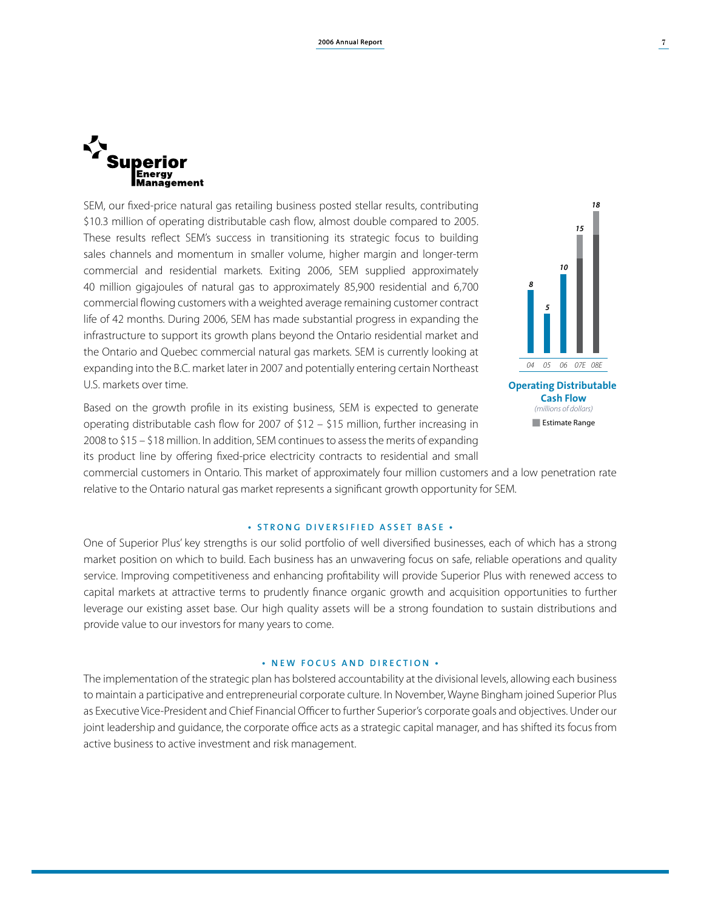# Superior Energy Management

SEM, our fixed-price natural gas retailing business posted stellar results, contributing $10.3 million of operating distributable cash flow, almost double compared to 2005. These results reflect SEM's success in transitioning its strategic focus to building sales channels and momentum in smaller volume, higher margin and longer-term commercial and residential markets. Exiting 2006, SEM supplied approximately 40 million gigajoules of natural gas to approximately 85,900 residential and 6,700 commercial flowing customers with a weighted average remaining customer contract life of 42 months. During 2006, SEM has made substantial progress in expanding the infrastructure to support its growth plans beyond the Ontario residential market and the Ontario and Quebec commercial natural gas markets. SEM is currently looking at expanding into the B.C. market later in 2007 and potentially entering certain Northeast U.S. markets over time.

| Year | Operating Distributable Cash Flow (millions of dollars) |
|---|---|
| 04 | 8 |
| 05 | 5 |
| 06 | 10 |
| 07E | 15 |
| 08E | 18 |

**Operating Distributable Cash Flow**
*(millions of dollars)*
Estimate Range

Based on the growth profile in its existing business, SEM is expected to generate operating distributable cash flow for 2007 of $12 – $15 million, further increasing in 2008 to $15 – $18 million. In addition, SEM continues to assess the merits of expanding its product line by offering fixed-price electricity contracts to residential and small commercial customers in Ontario. This market of approximately four million customers and a low penetration rate relative to the Ontario natural gas market represents a significant growth opportunity for SEM.

## • STRONG DIVERSIFIED ASSET BASE •

One of Superior Plus' key strengths is our solid portfolio of well diversified businesses, each of which has a strong market position on which to build. Each business has an unwavering focus on safe, reliable operations and quality service. Improving competitiveness and enhancing profitability will provide Superior Plus with renewed access to capital markets at attractive terms to prudently finance organic growth and acquisition opportunities to further leverage our existing asset base. Our high quality assets will be a strong foundation to sustain distributions and provide value to our investors for many years to come.

## • NEW FOCUS AND DIRECTION •

The implementation of the strategic plan has bolstered accountability at the divisional levels, allowing each business to maintain a participative and entrepreneurial corporate culture. In November, Wayne Bingham joined Superior Plus as Executive Vice-President and Chief Financial Officer to further Superior's corporate goals and objectives. Under our joint leadership and guidance, the corporate office acts as a strategic capital manager, and has shifted its focus from active business to active investment and risk management.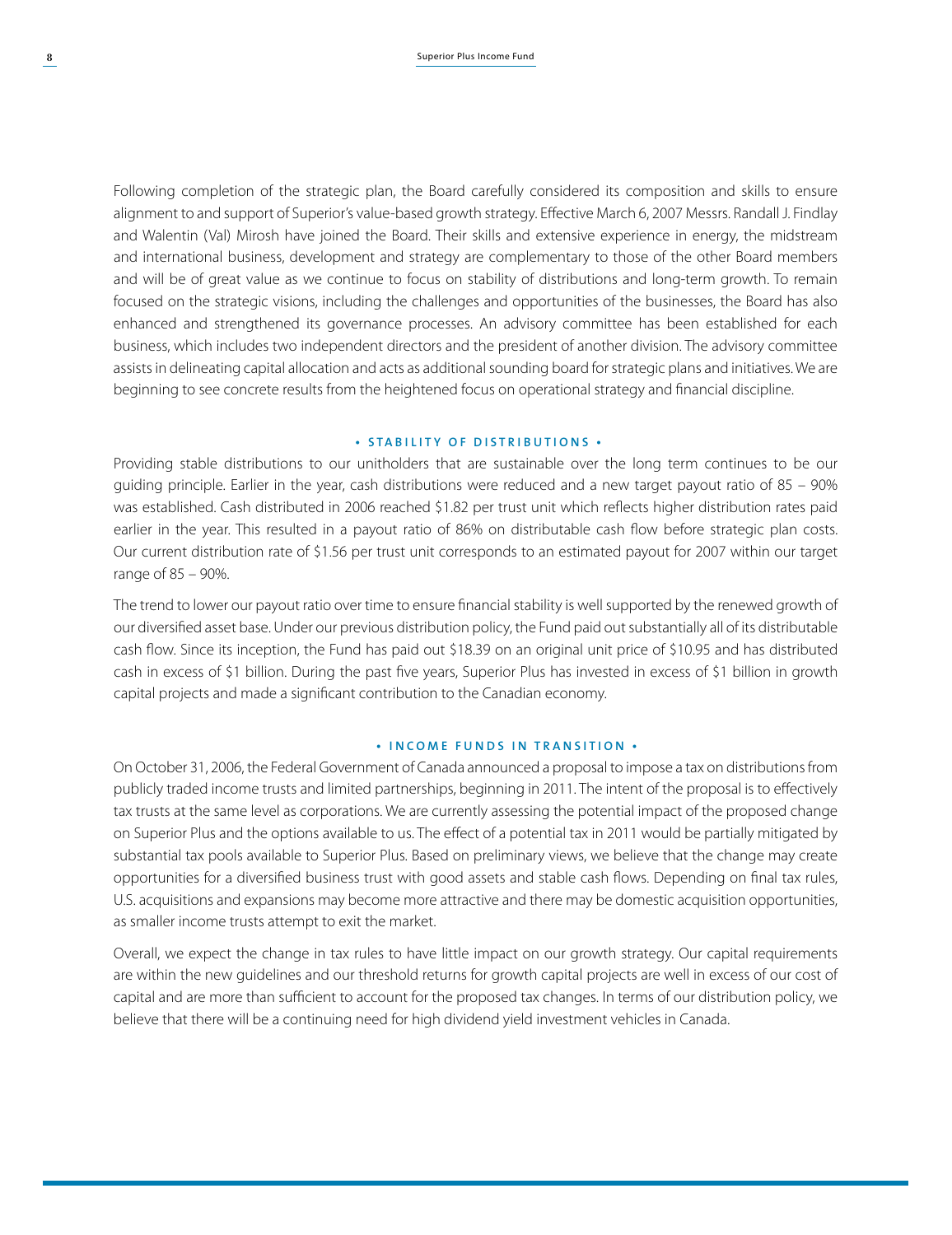Following completion of the strategic plan, the Board carefully considered its composition and skills to ensure alignment to and support of Superior's value-based growth strategy. Effective March 6, 2007 Messrs. Randall J. Findlay and Walentin (Val) Mirosh have joined the Board. Their skills and extensive experience in energy, the midstream and international business, development and strategy are complementary to those of the other Board members and will be of great value as we continue to focus on stability of distributions and long-term growth. To remain focused on the strategic visions, including the challenges and opportunities of the businesses, the Board has also enhanced and strengthened its governance processes. An advisory committee has been established for each business, which includes two independent directors and the president of another division. The advisory committee assists in delineating capital allocation and acts as additional sounding board for strategic plans and initiatives. We are beginning to see concrete results from the heightened focus on operational strategy and financial discipline.

## • STABILITY OF DISTRIBUTIONS •

Providing stable distributions to our unitholders that are sustainable over the long term continues to be our guiding principle. Earlier in the year, cash distributions were reduced and a new target payout ratio of 85 – 90% was established. Cash distributed in 2006 reached $1.82 per trust unit which reflects higher distribution rates paid earlier in the year. This resulted in a payout ratio of 86% on distributable cash flow before strategic plan costs. Our current distribution rate of $1.56 per trust unit corresponds to an estimated payout for 2007 within our target range of 85 – 90%.

The trend to lower our payout ratio over time to ensure financial stability is well supported by the renewed growth of our diversified asset base. Under our previous distribution policy, the Fund paid out substantially all of its distributable cash flow. Since its inception, the Fund has paid out $18.39 on an original unit price of $10.95 and has distributed cash in excess of $1 billion. During the past five years, Superior Plus has invested in excess of $1 billion in growth capital projects and made a significant contribution to the Canadian economy.

## • INCOME FUNDS IN TRANSITION •

On October 31, 2006, the Federal Government of Canada announced a proposal to impose a tax on distributions from publicly traded income trusts and limited partnerships, beginning in 2011. The intent of the proposal is to effectively tax trusts at the same level as corporations. We are currently assessing the potential impact of the proposed change on Superior Plus and the options available to us. The effect of a potential tax in 2011 would be partially mitigated by substantial tax pools available to Superior Plus. Based on preliminary views, we believe that the change may create opportunities for a diversified business trust with good assets and stable cash flows. Depending on final tax rules, U.S. acquisitions and expansions may become more attractive and there may be domestic acquisition opportunities, as smaller income trusts attempt to exit the market.

Overall, we expect the change in tax rules to have little impact on our growth strategy. Our capital requirements are within the new guidelines and our threshold returns for growth capital projects are well in excess of our cost of capital and are more than sufficient to account for the proposed tax changes. In terms of our distribution policy, we believe that there will be a continuing need for high dividend yield investment vehicles in Canada.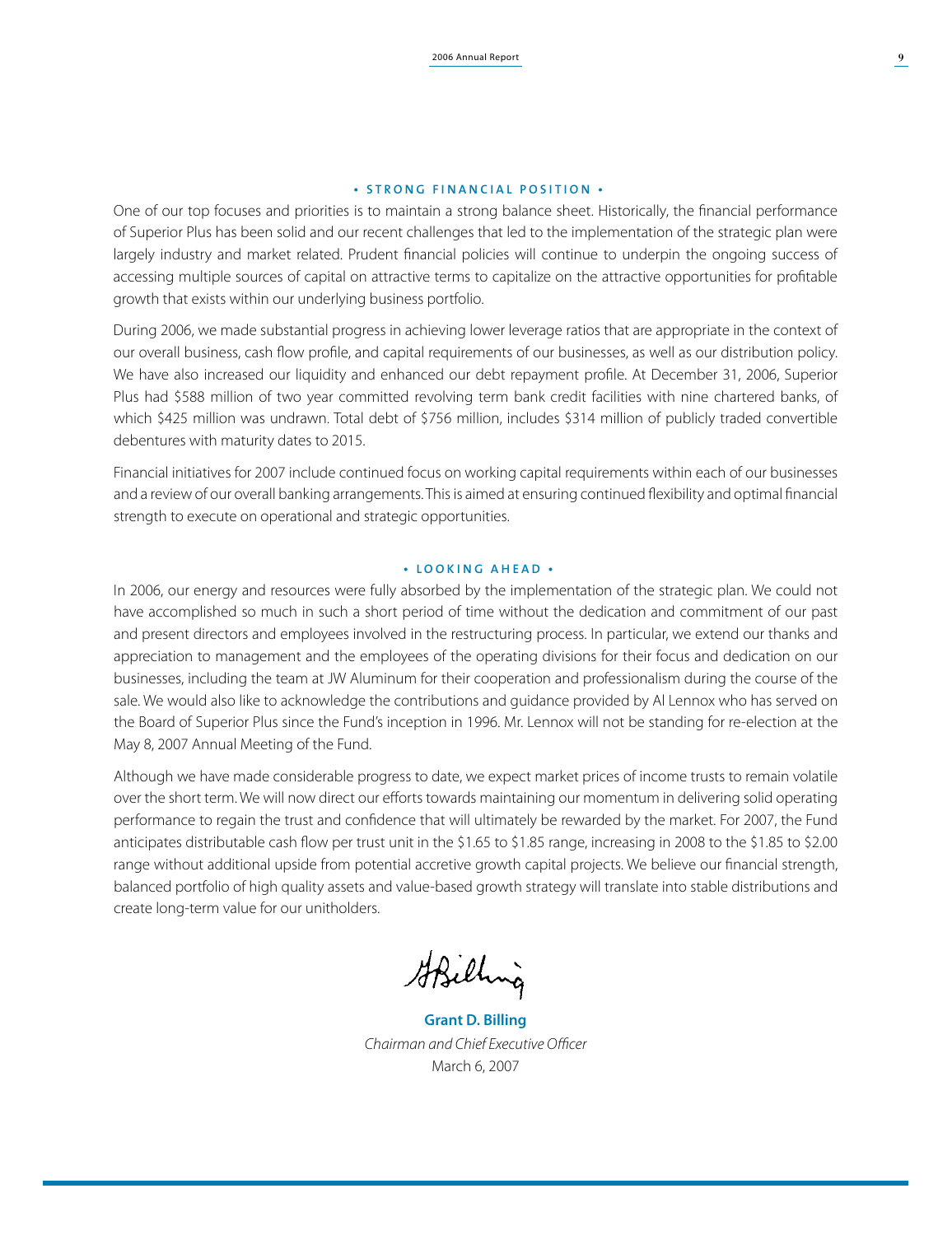## • STRONG FINANCIAL POSITION •

One of our top focuses and priorities is to maintain a strong balance sheet. Historically, the financial performance of Superior Plus has been solid and our recent challenges that led to the implementation of the strategic plan were largely industry and market related. Prudent financial policies will continue to underpin the ongoing success of accessing multiple sources of capital on attractive terms to capitalize on the attractive opportunities for profitable growth that exists within our underlying business portfolio.

During 2006, we made substantial progress in achieving lower leverage ratios that are appropriate in the context of our overall business, cash flow profile, and capital requirements of our businesses, as well as our distribution policy. We have also increased our liquidity and enhanced our debt repayment profile. At December 31, 2006, Superior Plus had $588 million of two year committed revolving term bank credit facilities with nine chartered banks, of which $425 million was undrawn. Total debt of $756 million, includes $314 million of publicly traded convertible debentures with maturity dates to 2015.

Financial initiatives for 2007 include continued focus on working capital requirements within each of our businesses and a review of our overall banking arrangements. This is aimed at ensuring continued flexibility and optimal financial strength to execute on operational and strategic opportunities.

## • LOOKING AHEAD •

In 2006, our energy and resources were fully absorbed by the implementation of the strategic plan. We could not have accomplished so much in such a short period of time without the dedication and commitment of our past and present directors and employees involved in the restructuring process. In particular, we extend our thanks and appreciation to management and the employees of the operating divisions for their focus and dedication on our businesses, including the team at JW Aluminum for their cooperation and professionalism during the course of the sale. We would also like to acknowledge the contributions and guidance provided by Al Lennox who has served on the Board of Superior Plus since the Fund's inception in 1996. Mr. Lennox will not be standing for re-election at the May 8, 2007 Annual Meeting of the Fund.

Although we have made considerable progress to date, we expect market prices of income trusts to remain volatile over the short term. We will now direct our efforts towards maintaining our momentum in delivering solid operating performance to regain the trust and confidence that will ultimately be rewarded by the market. For 2007, the Fund anticipates distributable cash flow per trust unit in the $1.65 to $1.85 range, increasing in 2008 to the $1.85 to $2.00 range without additional upside from potential accretive growth capital projects. We believe our financial strength, balanced portfolio of high quality assets and value-based growth strategy will translate into stable distributions and create long-term value for our unitholders.

**Grant D. Billing**
*Chairman and Chief Executive Officer*
March 6, 2007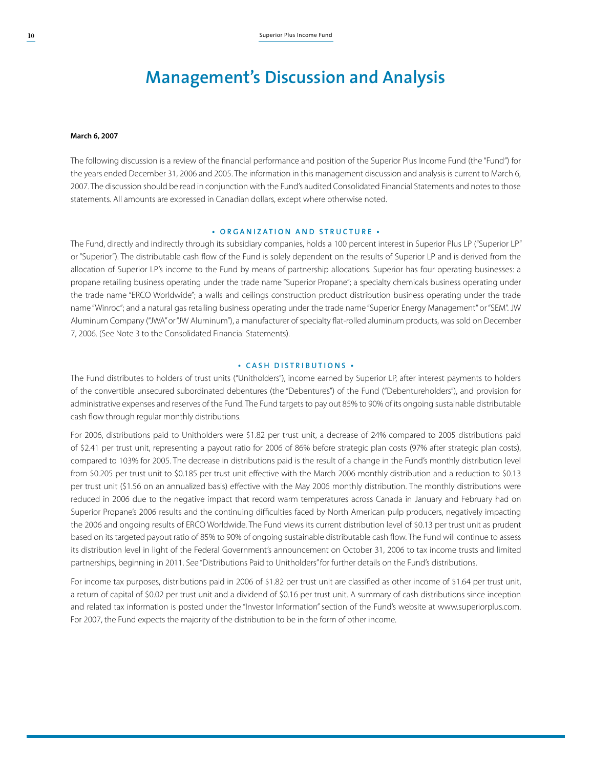# Management's Discussion and Analysis

**March 6, 2007**

The following discussion is a review of the financial performance and position of the Superior Plus Income Fund (the "Fund") for the years ended December 31, 2006 and 2005. The information in this management discussion and analysis is current to March 6, 2007. The discussion should be read in conjunction with the Fund's audited Consolidated Financial Statements and notes to those statements. All amounts are expressed in Canadian dollars, except where otherwise noted.

## • ORGANIZATION AND STRUCTURE •

The Fund, directly and indirectly through its subsidiary companies, holds a 100 percent interest in Superior Plus LP ("Superior LP" or "Superior"). The distributable cash flow of the Fund is solely dependent on the results of Superior LP and is derived from the allocation of Superior LP's income to the Fund by means of partnership allocations. Superior has four operating businesses: a propane retailing business operating under the trade name "Superior Propane"; a specialty chemicals business operating under the trade name "ERCO Worldwide"; a walls and ceilings construction product distribution business operating under the trade name "Winroc"; and a natural gas retailing business operating under the trade name "Superior Energy Management" or "SEM". JW Aluminum Company ("JWA" or "JW Aluminum"), a manufacturer of specialty flat-rolled aluminum products, was sold on December 7, 2006. (See Note 3 to the Consolidated Financial Statements).

## • CASH DISTRIBUTIONS •

The Fund distributes to holders of trust units ("Unitholders"), income earned by Superior LP, after interest payments to holders of the convertible unsecured subordinated debentures (the "Debentures") of the Fund ("Debentureholders"), and provision for administrative expenses and reserves of the Fund. The Fund targets to pay out 85% to 90% of its ongoing sustainable distributable cash flow through regular monthly distributions.

For 2006, distributions paid to Unitholders were $1.82 per trust unit, a decrease of 24% compared to 2005 distributions paid of $2.41 per trust unit, representing a payout ratio for 2006 of 86% before strategic plan costs (97% after strategic plan costs), compared to 103% for 2005. The decrease in distributions paid is the result of a change in the Fund's monthly distribution level from $0.205 per trust unit to $0.185 per trust unit effective with the March 2006 monthly distribution and a reduction to $0.13 per trust unit ($1.56 on an annualized basis) effective with the May 2006 monthly distribution. The monthly distributions were reduced in 2006 due to the negative impact that record warm temperatures across Canada in January and February had on Superior Propane's 2006 results and the continuing difficulties faced by North American pulp producers, negatively impacting the 2006 and ongoing results of ERCO Worldwide. The Fund views its current distribution level of $0.13 per trust unit as prudent based on its targeted payout ratio of 85% to 90% of ongoing sustainable distributable cash flow. The Fund will continue to assess its distribution level in light of the Federal Government's announcement on October 31, 2006 to tax income trusts and limited partnerships, beginning in 2011. See "Distributions Paid to Unitholders" for further details on the Fund's distributions.

For income tax purposes, distributions paid in 2006 of $1.82 per trust unit are classified as other income of $1.64 per trust unit, a return of capital of $0.02 per trust unit and a dividend of $0.16 per trust unit. A summary of cash distributions since inception and related tax information is posted under the "Investor Information" section of the Fund's website at www.superiorplus.com. For 2007, the Fund expects the majority of the distribution to be in the form of other income.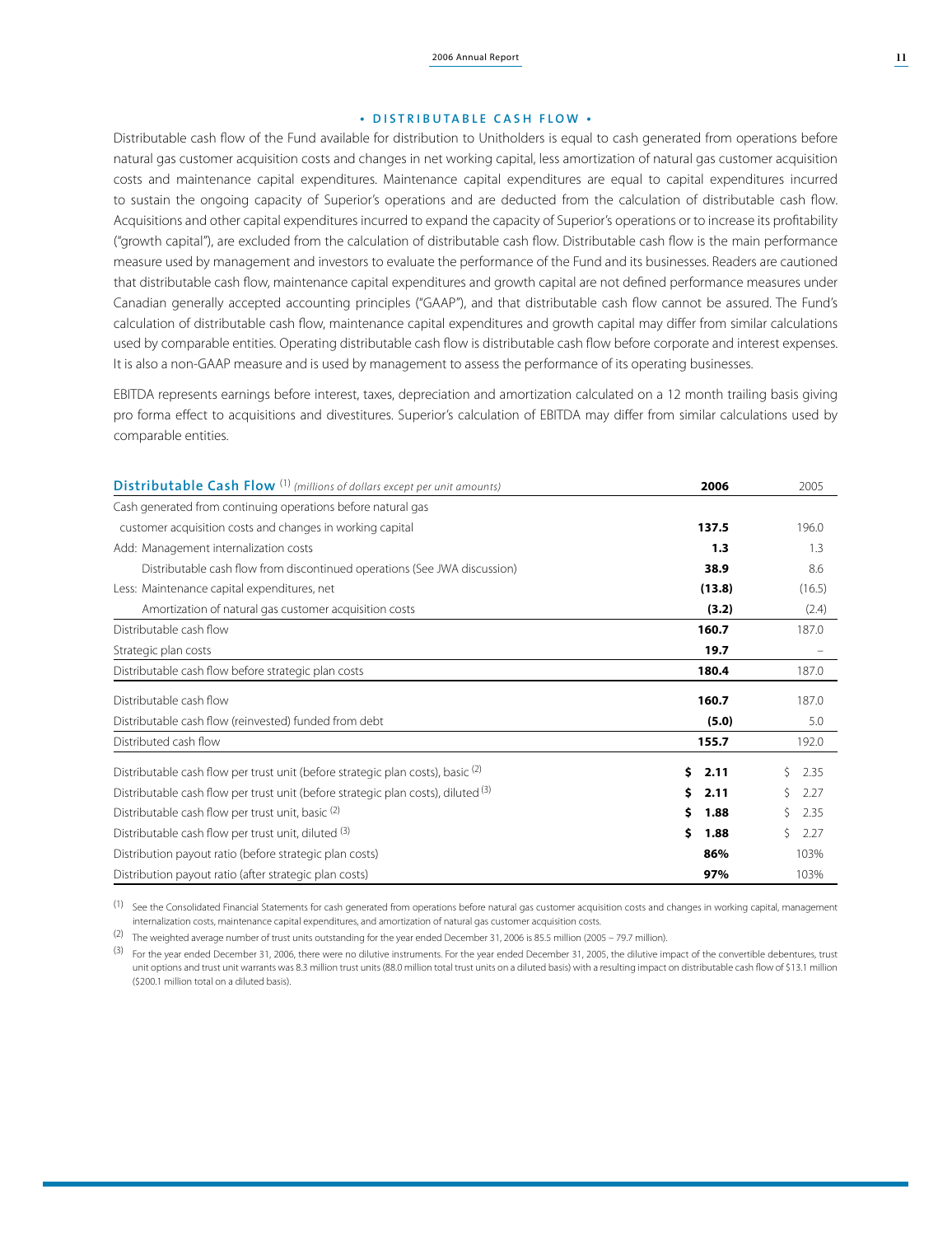## • DISTRIBUTABLE CASH FLOW •

Distributable cash flow of the Fund available for distribution to Unitholders is equal to cash generated from operations before natural gas customer acquisition costs and changes in net working capital, less amortization of natural gas customer acquisition costs and maintenance capital expenditures. Maintenance capital expenditures are equal to capital expenditures incurred to sustain the ongoing capacity of Superior's operations and are deducted from the calculation of distributable cash flow. Acquisitions and other capital expenditures incurred to expand the capacity of Superior's operations or to increase its profitability ("growth capital"), are excluded from the calculation of distributable cash flow. Distributable cash flow is the main performance measure used by management and investors to evaluate the performance of the Fund and its businesses. Readers are cautioned that distributable cash flow, maintenance capital expenditures and growth capital are not defined performance measures under Canadian generally accepted accounting principles ("GAAP"), and that distributable cash flow cannot be assured. The Fund's calculation of distributable cash flow, maintenance capital expenditures and growth capital may differ from similar calculations used by comparable entities. Operating distributable cash flow is distributable cash flow before corporate and interest expenses. It is also a non-GAAP measure and is used by management to assess the performance of its operating businesses.

EBITDA represents earnings before interest, taxes, depreciation and amortization calculated on a 12 month trailing basis giving pro forma effect to acquisitions and divestitures. Superior's calculation of EBITDA may differ from similar calculations used by comparable entities.

| **Distributable Cash Flow** (1) *(millions of dollars except per unit amounts)* | **2006** | 2005 |
|---|---|---|
| Cash generated from continuing operations before natural gas customer acquisition costs and changes in working capital | **137.5** | 196.0 |
| Add: Management internalization costs | **1.3** | 1.3 |
| Distributable cash flow from discontinued operations (See JWA discussion) | **38.9** | 8.6 |
| Less: Maintenance capital expenditures, net | **(13.8)** | (16.5) |
| Amortization of natural gas customer acquisition costs | **(3.2)** | (2.4) |
| Distributable cash flow | **160.7** | 187.0 |
| Strategic plan costs | **19.7** | – |
| Distributable cash flow before strategic plan costs | **180.4** | 187.0 |
| Distributable cash flow | **160.7** | 187.0 |
| Distributable cash flow (reinvested) funded from debt | **(5.0)** | 5.0 |
| Distributed cash flow | **155.7** | 192.0 |
| Distributable cash flow per trust unit (before strategic plan costs), basic (2) | **$ 2.11** | $ 2.35 |
| Distributable cash flow per trust unit (before strategic plan costs), diluted (3) | **$ 2.11** | $ 2.27 |
| Distributable cash flow per trust unit, basic (2) | **$ 1.88** | $ 2.35 |
| Distributable cash flow per trust unit, diluted (3) | **$ 1.88** | $ 2.27 |
| Distribution payout ratio (before strategic plan costs) | **86%** | 103% |
| Distribution payout ratio (after strategic plan costs) | **97%** | 103% |

(1) See the Consolidated Financial Statements for cash generated from operations before natural gas customer acquisition costs and changes in working capital, management internalization costs, maintenance capital expenditures, and amortization of natural gas customer acquisition costs.

(2) The weighted average number of trust units outstanding for the year ended December 31, 2006 is 85.5 million (2005 – 79.7 million).

(3) For the year ended December 31, 2006, there were no dilutive instruments. For the year ended December 31, 2005, the dilutive impact of the convertible debentures, trust unit options and trust unit warrants was 8.3 million trust units (88.0 million total trust units on a diluted basis) with a resulting impact on distributable cash flow of $13.1 million ($200.1 million total on a diluted basis).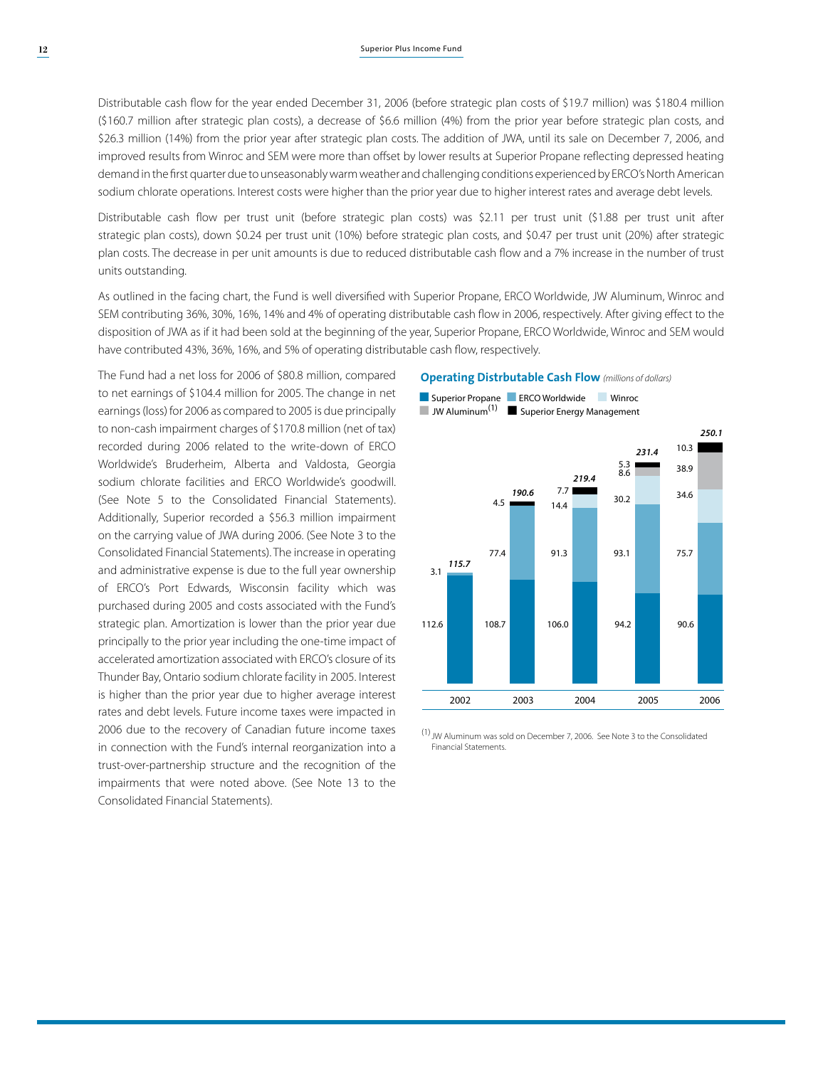Distributable cash flow for the year ended December 31, 2006 (before strategic plan costs of $19.7 million) was $180.4 million ($160.7 million after strategic plan costs), a decrease of $6.6 million (4%) from the prior year before strategic plan costs, and $26.3 million (14%) from the prior year after strategic plan costs. The addition of JWA, until its sale on December 7, 2006, and improved results from Winroc and SEM were more than offset by lower results at Superior Propane reflecting depressed heating demand in the first quarter due to unseasonably warm weather and challenging conditions experienced by ERCO's North American sodium chlorate operations. Interest costs were higher than the prior year due to higher interest rates and average debt levels.

Distributable cash flow per trust unit (before strategic plan costs) was $2.11 per trust unit ($1.88 per trust unit after strategic plan costs), down $0.24 per trust unit (10%) before strategic plan costs, and $0.47 per trust unit (20%) after strategic plan costs. The decrease in per unit amounts is due to reduced distributable cash flow and a 7% increase in the number of trust units outstanding.

As outlined in the facing chart, the Fund is well diversified with Superior Propane, ERCO Worldwide, JW Aluminum, Winroc and SEM contributing 36%, 30%, 16%, 14% and 4% of operating distributable cash flow in 2006, respectively. After giving effect to the disposition of JWA as if it had been sold at the beginning of the year, Superior Propane, ERCO Worldwide, Winroc and SEM would have contributed 43%, 36%, 16%, and 5% of operating distributable cash flow, respectively.

The Fund had a net loss for 2006 of $80.8 million, compared to net earnings of $104.4 million for 2005. The change in net earnings (loss) for 2006 as compared to 2005 is due principally to non-cash impairment charges of $170.8 million (net of tax) recorded during 2006 related to the write-down of ERCO Worldwide's Bruderheim, Alberta and Valdosta, Georgia sodium chlorate facilities and ERCO Worldwide's goodwill. (See Note 5 to the Consolidated Financial Statements). Additionally, Superior recorded a $56.3 million impairment on the carrying value of JWA during 2006. (See Note 3 to the Consolidated Financial Statements). The increase in operating and administrative expense is due to the full year ownership of ERCO's Port Edwards, Wisconsin facility which was purchased during 2005 and costs associated with the Fund's strategic plan. Amortization is lower than the prior year due principally to the prior year including the one-time impact of accelerated amortization associated with ERCO's closure of its Thunder Bay, Ontario sodium chlorate facility in 2005. Interest is higher than the prior year due to higher average interest rates and debt levels. Future income taxes were impacted in 2006 due to the recovery of Canadian future income taxes in connection with the Fund's internal reorganization into a trust-over-partnership structure and the recognition of the impairments that were noted above. (See Note 13 to the Consolidated Financial Statements).

**Operating Distrbutable Cash Flow** *(millions of dollars)*

| | 2002 | 2003 | 2004 | 2005 | 2006 |
|---|---|---|---|---|---|
| Superior Propane | 112.6 | 108.7 | 106.0 | 94.2 | 90.6 |
| ERCO Worldwide | 3.1 | 77.4 | 91.3 | 93.1 | 75.7 |
| Winroc | | | 14.4 | 30.2 | 34.6 |
| JW Aluminum[1] | | | | 8.6 | 38.9 |
| Superior Energy Management | | 4.5 | 7.7 | 5.3 | 10.3 |
| **Total** | ***115.7*** | ***190.6*** | ***219.4*** | ***231.4*** | ***250.1*** |

[1] JW Aluminum was sold on December 7, 2006. See Note 3 to the Consolidated Financial Statements.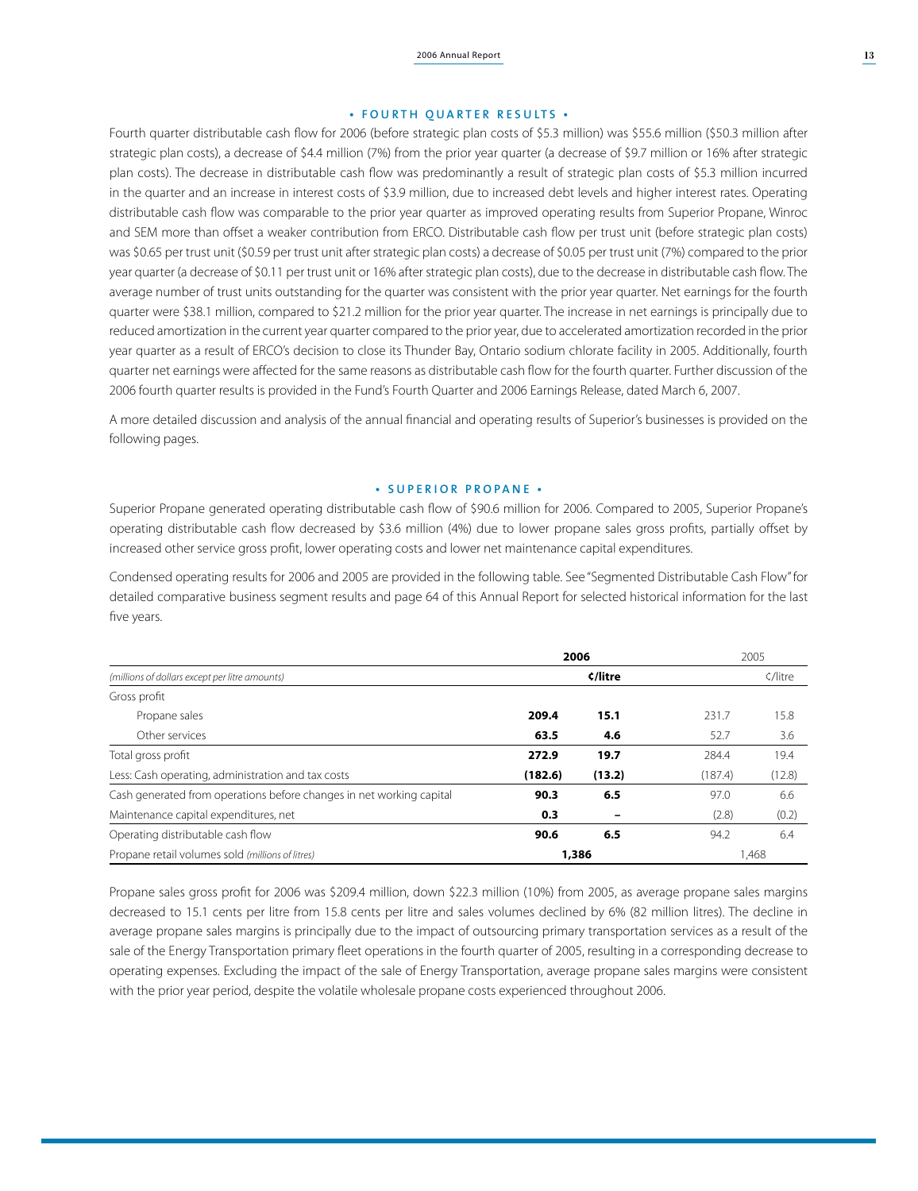## • FOURTH QUARTER RESULTS •

Fourth quarter distributable cash flow for 2006 (before strategic plan costs of $5.3 million) was $55.6 million ($50.3 million after strategic plan costs), a decrease of $4.4 million (7%) from the prior year quarter (a decrease of $9.7 million or 16% after strategic plan costs). The decrease in distributable cash flow was predominantly a result of strategic plan costs of $5.3 million incurred in the quarter and an increase in interest costs of $3.9 million, due to increased debt levels and higher interest rates. Operating distributable cash flow was comparable to the prior year quarter as improved operating results from Superior Propane, Winroc and SEM more than offset a weaker contribution from ERCO. Distributable cash flow per trust unit (before strategic plan costs) was $0.65 per trust unit ($0.59 per trust unit after strategic plan costs) a decrease of $0.05 per trust unit (7%) compared to the prior year quarter (a decrease of $0.11 per trust unit or 16% after strategic plan costs), due to the decrease in distributable cash flow. The average number of trust units outstanding for the quarter was consistent with the prior year quarter. Net earnings for the fourth quarter were $38.1 million, compared to $21.2 million for the prior year quarter. The increase in net earnings is principally due to reduced amortization in the current year quarter compared to the prior year, due to accelerated amortization recorded in the prior year quarter as a result of ERCO's decision to close its Thunder Bay, Ontario sodium chlorate facility in 2005. Additionally, fourth quarter net earnings were affected for the same reasons as distributable cash flow for the fourth quarter. Further discussion of the 2006 fourth quarter results is provided in the Fund's Fourth Quarter and 2006 Earnings Release, dated March 6, 2007.

A more detailed discussion and analysis of the annual financial and operating results of Superior's businesses is provided on the following pages.

## • SUPERIOR PROPANE •

Superior Propane generated operating distributable cash flow of $90.6 million for 2006. Compared to 2005, Superior Propane's operating distributable cash flow decreased by $3.6 million (4%) due to lower propane sales gross profits, partially offset by increased other service gross profit, lower operating costs and lower net maintenance capital expenditures.

Condensed operating results for 2006 and 2005 are provided in the following table. See "Segmented Distributable Cash Flow" for detailed comparative business segment results and page 64 of this Annual Report for selected historical information for the last five years.

| | **2006** | | 2005 | |
|---|---|---|---|---|
| *(millions of dollars except per litre amounts)* | | **¢/litre** | | ¢/litre |
| Gross profit | | | | |
| Propane sales | **209.4** | **15.1** | 231.7 | 15.8 |
| Other services | **63.5** | **4.6** | 52.7 | 3.6 |
| Total gross profit | **272.9** | **19.7** | 284.4 | 19.4 |
| Less: Cash operating, administration and tax costs | **(182.6)** | **(13.2)** | (187.4) | (12.8) |
| Cash generated from operations before changes in net working capital | **90.3** | **6.5** | 97.0 | 6.6 |
| Maintenance capital expenditures, net | **0.3** | **–** | (2.8) | (0.2) |
| Operating distributable cash flow | **90.6** | **6.5** | 94.2 | 6.4 |
| Propane retail volumes sold *(millions of litres)* | **1,386** | | 1,468 | |

Propane sales gross profit for 2006 was $209.4 million, down $22.3 million (10%) from 2005, as average propane sales margins decreased to 15.1 cents per litre from 15.8 cents per litre and sales volumes declined by 6% (82 million litres). The decline in average propane sales margins is principally due to the impact of outsourcing primary transportation services as a result of the sale of the Energy Transportation primary fleet operations in the fourth quarter of 2005, resulting in a corresponding decrease to operating expenses. Excluding the impact of the sale of Energy Transportation, average propane sales margins were consistent with the prior year period, despite the volatile wholesale propane costs experienced throughout 2006.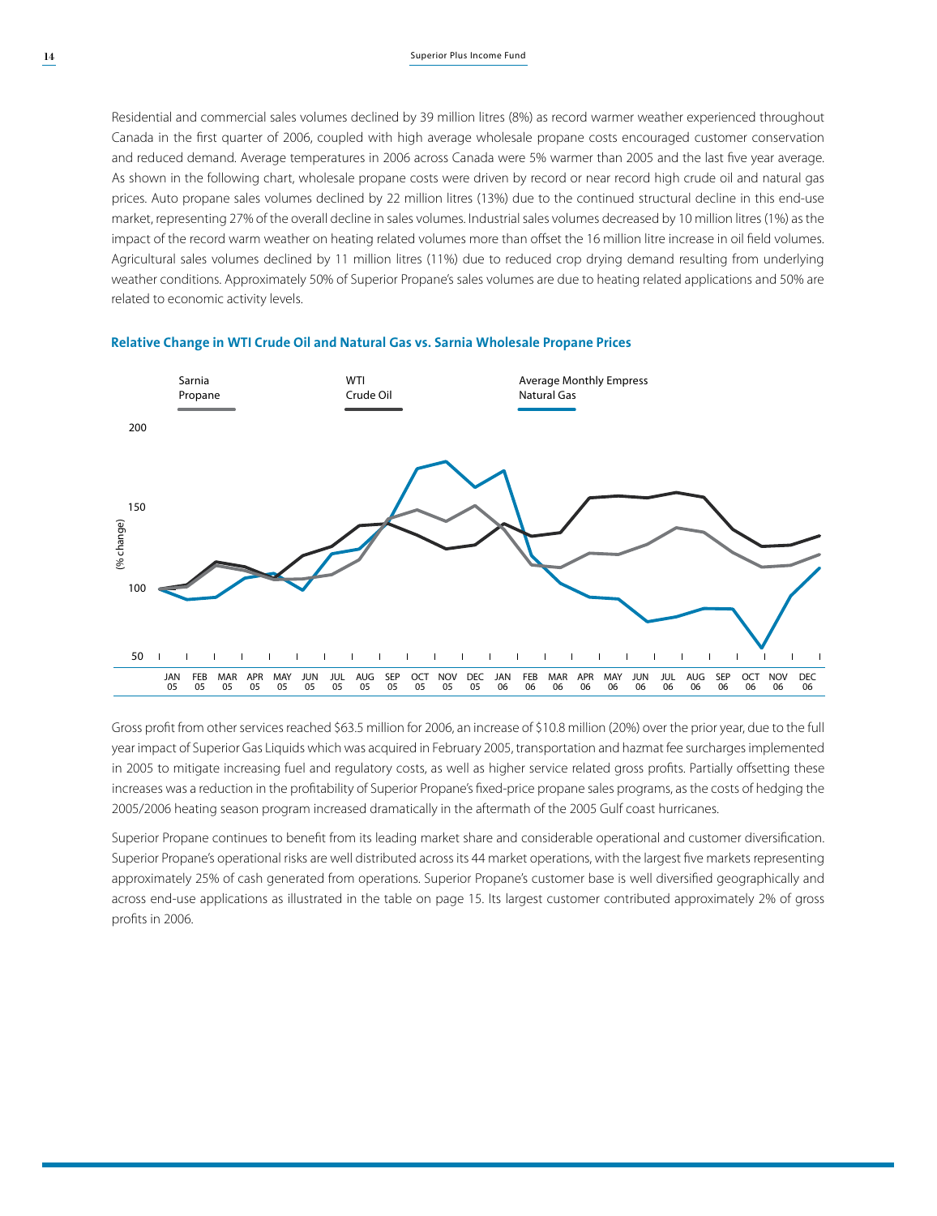Residential and commercial sales volumes declined by 39 million litres (8%) as record warmer weather experienced throughout Canada in the first quarter of 2006, coupled with high average wholesale propane costs encouraged customer conservation and reduced demand. Average temperatures in 2006 across Canada were 5% warmer than 2005 and the last five year average. As shown in the following chart, wholesale propane costs were driven by record or near record high crude oil and natural gas prices. Auto propane sales volumes declined by 22 million litres (13%) due to the continued structural decline in this end-use market, representing 27% of the overall decline in sales volumes. Industrial sales volumes decreased by 10 million litres (1%) as the impact of the record warm weather on heating related volumes more than offset the 16 million litre increase in oil field volumes. Agricultural sales volumes declined by 11 million litres (11%) due to reduced crop drying demand resulting from underlying weather conditions. Approximately 50% of Superior Propane's sales volumes are due to heating related applications and 50% are related to economic activity levels.

**Relative Change in WTI Crude Oil and Natural Gas vs. Sarnia Wholesale Propane Prices**

Gross profit from other services reached $63.5 million for 2006, an increase of $10.8 million (20%) over the prior year, due to the full year impact of Superior Gas Liquids which was acquired in February 2005, transportation and hazmat fee surcharges implemented in 2005 to mitigate increasing fuel and regulatory costs, as well as higher service related gross profits. Partially offsetting these increases was a reduction in the profitability of Superior Propane's fixed-price propane sales programs, as the costs of hedging the 2005/2006 heating season program increased dramatically in the aftermath of the 2005 Gulf coast hurricanes.

Superior Propane continues to benefit from its leading market share and considerable operational and customer diversification. Superior Propane's operational risks are well distributed across its 44 market operations, with the largest five markets representing approximately 25% of cash generated from operations. Superior Propane's customer base is well diversified geographically and across end-use applications as illustrated in the table on page 15. Its largest customer contributed approximately 2% of gross profits in 2006.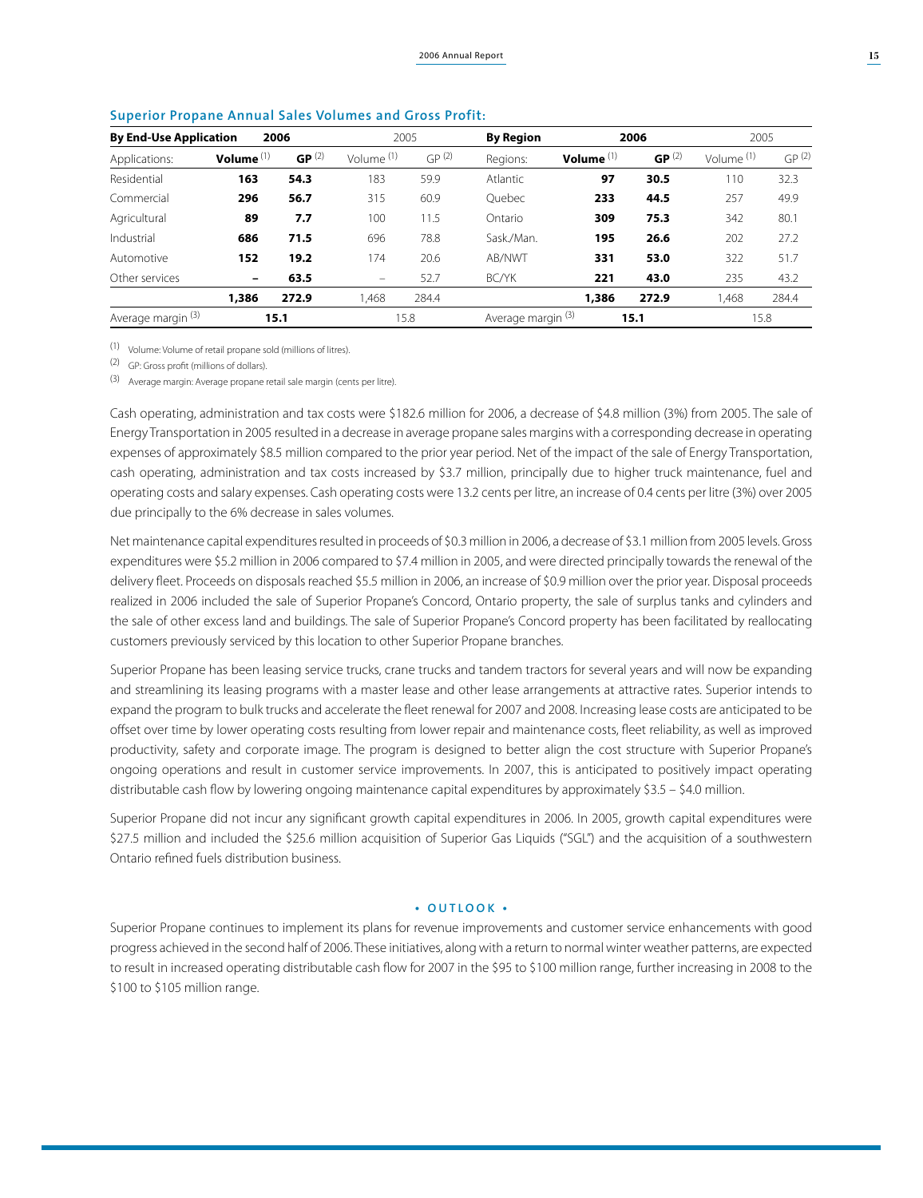### Superior Propane Annual Sales Volumes and Gross Profit:

| By End-Use Application | 2006 | | 2005 | | By Region | 2006 | | 2005 | |
|---|---|---|---|---|---|---|---|---|---|
| Applications: | **Volume** [1] | **GP** [2] | Volume [1] | GP [2] | Regions: | **Volume** [1] | **GP** [2] | Volume [1] | GP [2] |
| Residential | **163** | **54.3** | 183 | 59.9 | Atlantic | **97** | **30.5** | 110 | 32.3 |
| Commercial | **296** | **56.7** | 315 | 60.9 | Quebec | **233** | **44.5** | 257 | 49.9 |
| Agricultural | **89** | **7.7** | 100 | 11.5 | Ontario | **309** | **75.3** | 342 | 80.1 |
| Industrial | **686** | **71.5** | 696 | 78.8 | Sask./Man. | **195** | **26.6** | 202 | 27.2 |
| Automotive | **152** | **19.2** | 174 | 20.6 | AB/NWT | **331** | **53.0** | 322 | 51.7 |
| Other services | **–** | **63.5** | – | 52.7 | BC/YK | **221** | **43.0** | 235 | 43.2 |
| | **1,386** | **272.9** | 1,468 | 284.4 | | **1,386** | **272.9** | 1,468 | 284.4 |
| Average margin [3] | **15.1** | | 15.8 | | Average margin [3] | **15.1** | | 15.8 | |

[1] Volume: Volume of retail propane sold (millions of litres).

[2] GP: Gross profit (millions of dollars).

[3] Average margin: Average propane retail sale margin (cents per litre).

Cash operating, administration and tax costs were $182.6 million for 2006, a decrease of $4.8 million (3%) from 2005. The sale of Energy Transportation in 2005 resulted in a decrease in average propane sales margins with a corresponding decrease in operating expenses of approximately $8.5 million compared to the prior year period. Net of the impact of the sale of Energy Transportation, cash operating, administration and tax costs increased by $3.7 million, principally due to higher truck maintenance, fuel and operating costs and salary expenses. Cash operating costs were 13.2 cents per litre, an increase of 0.4 cents per litre (3%) over 2005 due principally to the 6% decrease in sales volumes.

Net maintenance capital expenditures resulted in proceeds of $0.3 million in 2006, a decrease of $3.1 million from 2005 levels. Gross expenditures were $5.2 million in 2006 compared to $7.4 million in 2005, and were directed principally towards the renewal of the delivery fleet. Proceeds on disposals reached $5.5 million in 2006, an increase of $0.9 million over the prior year. Disposal proceeds realized in 2006 included the sale of Superior Propane's Concord, Ontario property, the sale of surplus tanks and cylinders and the sale of other excess land and buildings. The sale of Superior Propane's Concord property has been facilitated by reallocating customers previously serviced by this location to other Superior Propane branches.

Superior Propane has been leasing service trucks, crane trucks and tandem tractors for several years and will now be expanding and streamlining its leasing programs with a master lease and other lease arrangements at attractive rates. Superior intends to expand the program to bulk trucks and accelerate the fleet renewal for 2007 and 2008. Increasing lease costs are anticipated to be offset over time by lower operating costs resulting from lower repair and maintenance costs, fleet reliability, as well as improved productivity, safety and corporate image. The program is designed to better align the cost structure with Superior Propane's ongoing operations and result in customer service improvements. In 2007, this is anticipated to positively impact operating distributable cash flow by lowering ongoing maintenance capital expenditures by approximately $3.5 – $4.0 million.

Superior Propane did not incur any significant growth capital expenditures in 2006. In 2005, growth capital expenditures were $27.5 million and included the $25.6 million acquisition of Superior Gas Liquids ("SGL") and the acquisition of a southwestern Ontario refined fuels distribution business.

#### • OUTLOOK •

Superior Propane continues to implement its plans for revenue improvements and customer service enhancements with good progress achieved in the second half of 2006. These initiatives, along with a return to normal winter weather patterns, are expected to result in increased operating distributable cash flow for 2007 in the $95 to $100 million range, further increasing in 2008 to the $100 to $105 million range.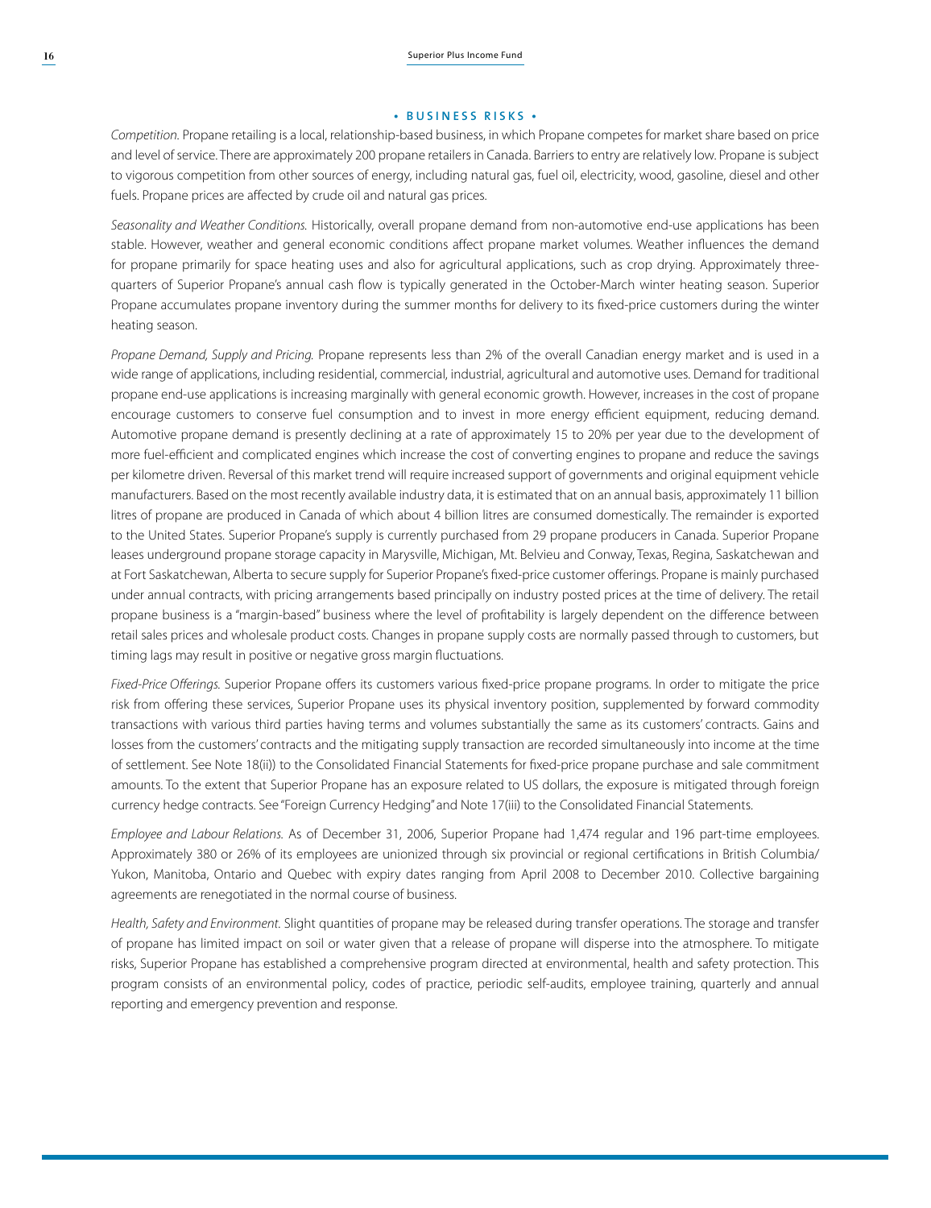## • BUSINESS RISKS •

*Competition.* Propane retailing is a local, relationship-based business, in which Propane competes for market share based on price and level of service. There are approximately 200 propane retailers in Canada. Barriers to entry are relatively low. Propane is subject to vigorous competition from other sources of energy, including natural gas, fuel oil, electricity, wood, gasoline, diesel and other fuels. Propane prices are affected by crude oil and natural gas prices.

*Seasonality and Weather Conditions.* Historically, overall propane demand from non-automotive end-use applications has been stable. However, weather and general economic conditions affect propane market volumes. Weather influences the demand for propane primarily for space heating uses and also for agricultural applications, such as crop drying. Approximately three-quarters of Superior Propane's annual cash flow is typically generated in the October-March winter heating season. Superior Propane accumulates propane inventory during the summer months for delivery to its fixed-price customers during the winter heating season.

*Propane Demand, Supply and Pricing.* Propane represents less than 2% of the overall Canadian energy market and is used in a wide range of applications, including residential, commercial, industrial, agricultural and automotive uses. Demand for traditional propane end-use applications is increasing marginally with general economic growth. However, increases in the cost of propane encourage customers to conserve fuel consumption and to invest in more energy efficient equipment, reducing demand. Automotive propane demand is presently declining at a rate of approximately 15 to 20% per year due to the development of more fuel-efficient and complicated engines which increase the cost of converting engines to propane and reduce the savings per kilometre driven. Reversal of this market trend will require increased support of governments and original equipment vehicle manufacturers. Based on the most recently available industry data, it is estimated that on an annual basis, approximately 11 billion litres of propane are produced in Canada of which about 4 billion litres are consumed domestically. The remainder is exported to the United States. Superior Propane's supply is currently purchased from 29 propane producers in Canada. Superior Propane leases underground propane storage capacity in Marysville, Michigan, Mt. Belvieu and Conway, Texas, Regina, Saskatchewan and at Fort Saskatchewan, Alberta to secure supply for Superior Propane's fixed-price customer offerings. Propane is mainly purchased under annual contracts, with pricing arrangements based principally on industry posted prices at the time of delivery. The retail propane business is a "margin-based" business where the level of profitability is largely dependent on the difference between retail sales prices and wholesale product costs. Changes in propane supply costs are normally passed through to customers, but timing lags may result in positive or negative gross margin fluctuations.

*Fixed-Price Offerings.* Superior Propane offers its customers various fixed-price propane programs. In order to mitigate the price risk from offering these services, Superior Propane uses its physical inventory position, supplemented by forward commodity transactions with various third parties having terms and volumes substantially the same as its customers' contracts. Gains and losses from the customers' contracts and the mitigating supply transaction are recorded simultaneously into income at the time of settlement. See Note 18(ii)) to the Consolidated Financial Statements for fixed-price propane purchase and sale commitment amounts. To the extent that Superior Propane has an exposure related to US dollars, the exposure is mitigated through foreign currency hedge contracts. See "Foreign Currency Hedging" and Note 17(iii) to the Consolidated Financial Statements.

*Employee and Labour Relations.* As of December 31, 2006, Superior Propane had 1,474 regular and 196 part-time employees. Approximately 380 or 26% of its employees are unionized through six provincial or regional certifications in British Columbia/Yukon, Manitoba, Ontario and Quebec with expiry dates ranging from April 2008 to December 2010. Collective bargaining agreements are renegotiated in the normal course of business.

*Health, Safety and Environment.* Slight quantities of propane may be released during transfer operations. The storage and transfer of propane has limited impact on soil or water given that a release of propane will disperse into the atmosphere. To mitigate risks, Superior Propane has established a comprehensive program directed at environmental, health and safety protection. This program consists of an environmental policy, codes of practice, periodic self-audits, employee training, quarterly and annual reporting and emergency prevention and response.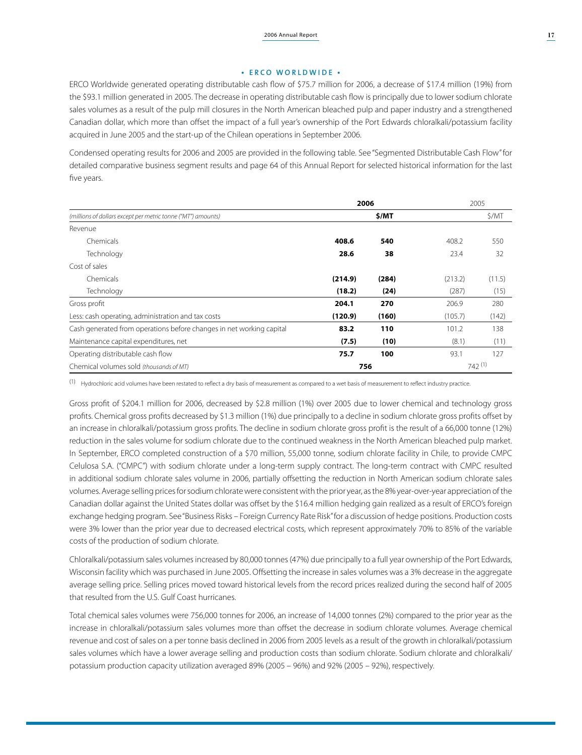## • ERCO WORLDWIDE •

ERCO Worldwide generated operating distributable cash flow of $75.7 million for 2006, a decrease of $17.4 million (19%) from the $93.1 million generated in 2005. The decrease in operating distributable cash flow is principally due to lower sodium chlorate sales volumes as a result of the pulp mill closures in the North American bleached pulp and paper industry and a strengthened Canadian dollar, which more than offset the impact of a full year's ownership of the Port Edwards chloralkali/potassium facility acquired in June 2005 and the start-up of the Chilean operations in September 2006.

Condensed operating results for 2006 and 2005 are provided in the following table. See "Segmented Distributable Cash Flow" for detailed comparative business segment results and page 64 of this Annual Report for selected historical information for the last five years.

| | **2006** | | 2005 | |
|---|---|---|---|---|
| *(millions of dollars except per metric tonne ("MT") amounts)* | | **$/MT** | | $/MT |
| Revenue | | | | |
| Chemicals | **408.6** | **540** | 408.2 | 550 |
| Technology | **28.6** | **38** | 23.4 | 32 |
| Cost of sales | | | | |
| Chemicals | **(214.9)** | **(284)** | (213.2) | (11.5) |
| Technology | **(18.2)** | **(24)** | (287) | (15) |
| Gross profit | **204.1** | **270** | 206.9 | 280 |
| Less: cash operating, administration and tax costs | **(120.9)** | **(160)** | (105.7) | (142) |
| Cash generated from operations before changes in net working capital | **83.2** | **110** | 101.2 | 138 |
| Maintenance capital expenditures, net | **(7.5)** | **(10)** | (8.1) | (11) |
| Operating distributable cash flow | **75.7** | **100** | 93.1 | 127 |
| Chemical volumes sold *(thousands of MT)* | **756** | | 742 [(1)] | |

[(1)] Hydrochloric acid volumes have been restated to reflect a dry basis of measurement as compared to a wet basis of measurement to reflect industry practice.

Gross profit of $204.1 million for 2006, decreased by $2.8 million (1%) over 2005 due to lower chemical and technology gross profits. Chemical gross profits decreased by $1.3 million (1%) due principally to a decline in sodium chlorate gross profits offset by an increase in chloralkali/potassium gross profits. The decline in sodium chlorate gross profit is the result of a 66,000 tonne (12%) reduction in the sales volume for sodium chlorate due to the continued weakness in the North American bleached pulp market. In September, ERCO completed construction of a $70 million, 55,000 tonne, sodium chlorate facility in Chile, to provide CMPC Celulosa S.A. ("CMPC") with sodium chlorate under a long-term supply contract. The long-term contract with CMPC resulted in additional sodium chlorate sales volume in 2006, partially offsetting the reduction in North American sodium chlorate sales volumes. Average selling prices for sodium chlorate were consistent with the prior year, as the 8% year-over-year appreciation of the Canadian dollar against the United States dollar was offset by the $16.4 million hedging gain realized as a result of ERCO's foreign exchange hedging program. See "Business Risks – Foreign Currency Rate Risk" for a discussion of hedge positions. Production costs were 3% lower than the prior year due to decreased electrical costs, which represent approximately 70% to 85% of the variable costs of the production of sodium chlorate.

Chloralkali/potassium sales volumes increased by 80,000 tonnes (47%) due principally to a full year ownership of the Port Edwards, Wisconsin facility which was purchased in June 2005. Offsetting the increase in sales volumes was a 3% decrease in the aggregate average selling price. Selling prices moved toward historical levels from the record prices realized during the second half of 2005 that resulted from the U.S. Gulf Coast hurricanes.

Total chemical sales volumes were 756,000 tonnes for 2006, an increase of 14,000 tonnes (2%) compared to the prior year as the increase in chloralkali/potassium sales volumes more than offset the decrease in sodium chlorate volumes. Average chemical revenue and cost of sales on a per tonne basis declined in 2006 from 2005 levels as a result of the growth in chloralkali/potassium sales volumes which have a lower average selling and production costs than sodium chlorate. Sodium chlorate and chloralkali/potassium production capacity utilization averaged 89% (2005 – 96%) and 92% (2005 – 92%), respectively.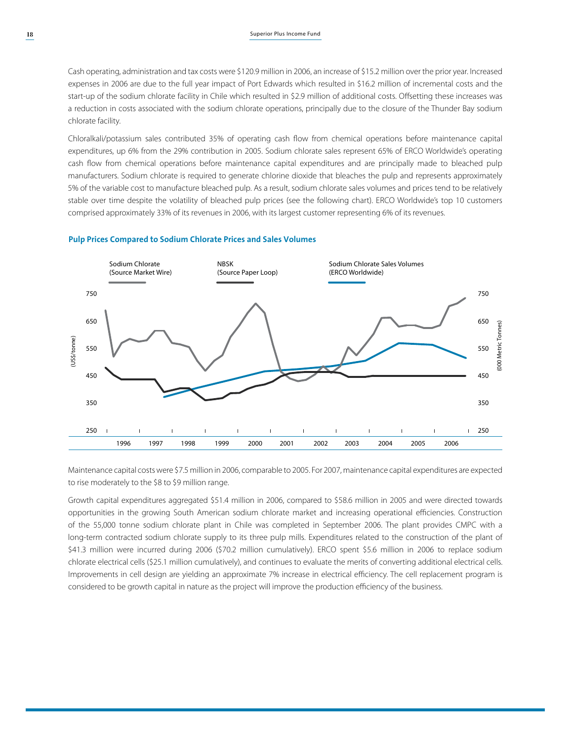Cash operating, administration and tax costs were $120.9 million in 2006, an increase of $15.2 million over the prior year. Increased expenses in 2006 are due to the full year impact of Port Edwards which resulted in $16.2 million of incremental costs and the start-up of the sodium chlorate facility in Chile which resulted in $2.9 million of additional costs. Offsetting these increases was a reduction in costs associated with the sodium chlorate operations, principally due to the closure of the Thunder Bay sodium chlorate facility.

Chloralkali/potassium sales contributed 35% of operating cash flow from chemical operations before maintenance capital expenditures, up 6% from the 29% contribution in 2005. Sodium chlorate sales represent 65% of ERCO Worldwide's operating cash flow from chemical operations before maintenance capital expenditures and are principally made to bleached pulp manufacturers. Sodium chlorate is required to generate chlorine dioxide that bleaches the pulp and represents approximately 5% of the variable cost to manufacture bleached pulp. As a result, sodium chlorate sales volumes and prices tend to be relatively stable over time despite the volatility of bleached pulp prices (see the following chart). ERCO Worldwide's top 10 customers comprised approximately 33% of its revenues in 2006, with its largest customer representing 6% of its revenues.

**Pulp Prices Compared to Sodium Chlorate Prices and Sales Volumes**

Maintenance capital costs were $7.5 million in 2006, comparable to 2005. For 2007, maintenance capital expenditures are expected to rise moderately to the $8 to $9 million range.

Growth capital expenditures aggregated $51.4 million in 2006, compared to $58.6 million in 2005 and were directed towards opportunities in the growing South American sodium chlorate market and increasing operational efficiencies. Construction of the 55,000 tonne sodium chlorate plant in Chile was completed in September 2006. The plant provides CMPC with a long-term contracted sodium chlorate supply to its three pulp mills. Expenditures related to the construction of the plant of $41.3 million were incurred during 2006 ($70.2 million cumulatively). ERCO spent $5.6 million in 2006 to replace sodium chlorate electrical cells ($25.1 million cumulatively), and continues to evaluate the merits of converting additional electrical cells. Improvements in cell design are yielding an approximate 7% increase in electrical efficiency. The cell replacement program is considered to be growth capital in nature as the project will improve the production efficiency of the business.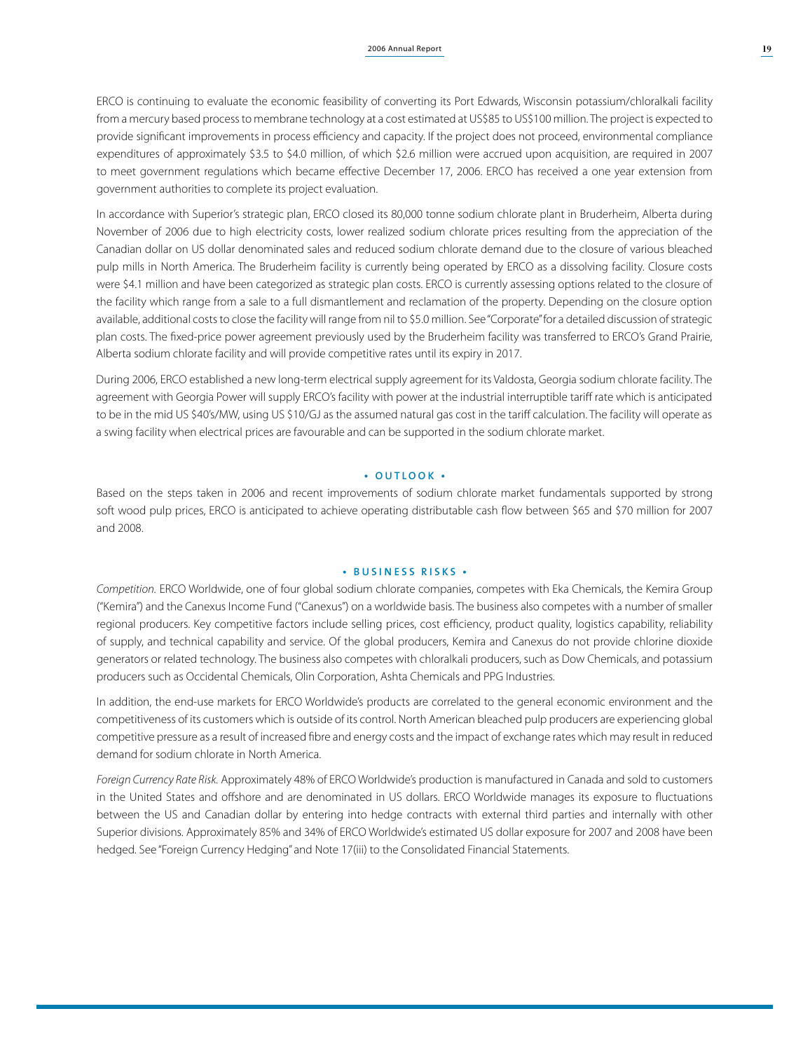ERCO is continuing to evaluate the economic feasibility of converting its Port Edwards, Wisconsin potassium/chloralkali facility from a mercury based process to membrane technology at a cost estimated at US$85 to US$100 million. The project is expected to provide significant improvements in process efficiency and capacity. If the project does not proceed, environmental compliance expenditures of approximately $3.5 to $4.0 million, of which $2.6 million were accrued upon acquisition, are required in 2007 to meet government regulations which became effective December 17, 2006. ERCO has received a one year extension from government authorities to complete its project evaluation.

In accordance with Superior's strategic plan, ERCO closed its 80,000 tonne sodium chlorate plant in Bruderheim, Alberta during November of 2006 due to high electricity costs, lower realized sodium chlorate prices resulting from the appreciation of the Canadian dollar on US dollar denominated sales and reduced sodium chlorate demand due to the closure of various bleached pulp mills in North America. The Bruderheim facility is currently being operated by ERCO as a dissolving facility. Closure costs were $4.1 million and have been categorized as strategic plan costs. ERCO is currently assessing options related to the closure of the facility which range from a sale to a full dismantlement and reclamation of the property. Depending on the closure option available, additional costs to close the facility will range from nil to $5.0 million. See "Corporate" for a detailed discussion of strategic plan costs. The fixed-price power agreement previously used by the Bruderheim facility was transferred to ERCO's Grand Prairie, Alberta sodium chlorate facility and will provide competitive rates until its expiry in 2017.

During 2006, ERCO established a new long-term electrical supply agreement for its Valdosta, Georgia sodium chlorate facility. The agreement with Georgia Power will supply ERCO's facility with power at the industrial interruptible tariff rate which is anticipated to be in the mid US $40's/MW, using US $10/GJ as the assumed natural gas cost in the tariff calculation. The facility will operate as a swing facility when electrical prices are favourable and can be supported in the sodium chlorate market.

## • OUTLOOK •

Based on the steps taken in 2006 and recent improvements of sodium chlorate market fundamentals supported by strong soft wood pulp prices, ERCO is anticipated to achieve operating distributable cash flow between $65 and $70 million for 2007 and 2008.

## • BUSINESS RISKS •

*Competition.* ERCO Worldwide, one of four global sodium chlorate companies, competes with Eka Chemicals, the Kemira Group ("Kemira") and the Canexus Income Fund ("Canexus") on a worldwide basis. The business also competes with a number of smaller regional producers. Key competitive factors include selling prices, cost efficiency, product quality, logistics capability, reliability of supply, and technical capability and service. Of the global producers, Kemira and Canexus do not provide chlorine dioxide generators or related technology. The business also competes with chloralkali producers, such as Dow Chemicals, and potassium producers such as Occidental Chemicals, Olin Corporation, Ashta Chemicals and PPG Industries.

In addition, the end-use markets for ERCO Worldwide's products are correlated to the general economic environment and the competitiveness of its customers which is outside of its control. North American bleached pulp producers are experiencing global competitive pressure as a result of increased fibre and energy costs and the impact of exchange rates which may result in reduced demand for sodium chlorate in North America.

*Foreign Currency Rate Risk.* Approximately 48% of ERCO Worldwide's production is manufactured in Canada and sold to customers in the United States and offshore and are denominated in US dollars. ERCO Worldwide manages its exposure to fluctuations between the US and Canadian dollar by entering into hedge contracts with external third parties and internally with other Superior divisions. Approximately 85% and 34% of ERCO Worldwide's estimated US dollar exposure for 2007 and 2008 have been hedged. See "Foreign Currency Hedging" and Note 17(iii) to the Consolidated Financial Statements.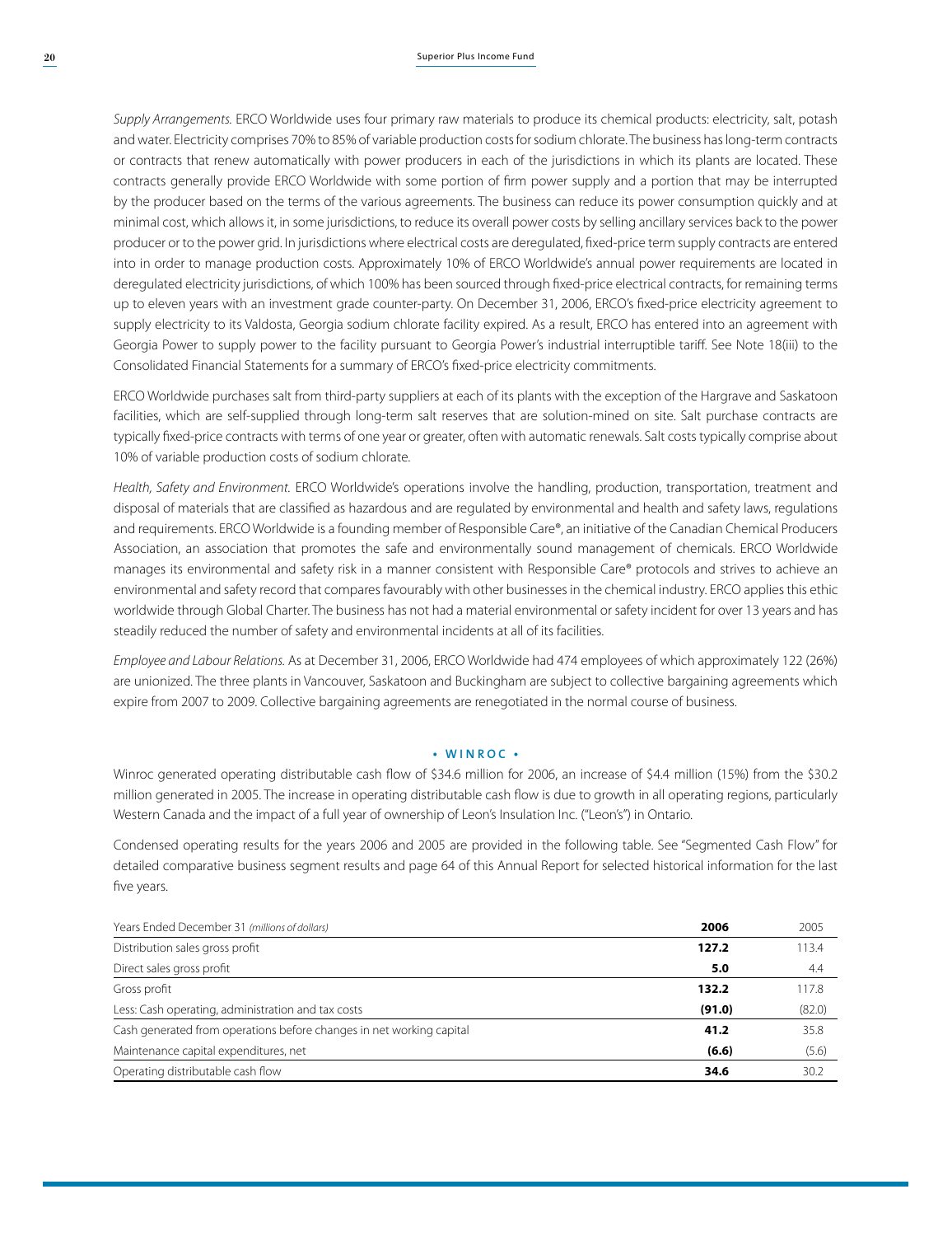*Supply Arrangements.* ERCO Worldwide uses four primary raw materials to produce its chemical products: electricity, salt, potash and water. Electricity comprises 70% to 85% of variable production costs for sodium chlorate. The business has long-term contracts or contracts that renew automatically with power producers in each of the jurisdictions in which its plants are located. These contracts generally provide ERCO Worldwide with some portion of firm power supply and a portion that may be interrupted by the producer based on the terms of the various agreements. The business can reduce its power consumption quickly and at minimal cost, which allows it, in some jurisdictions, to reduce its overall power costs by selling ancillary services back to the power producer or to the power grid. In jurisdictions where electrical costs are deregulated, fixed-price term supply contracts are entered into in order to manage production costs. Approximately 10% of ERCO Worldwide's annual power requirements are located in deregulated electricity jurisdictions, of which 100% has been sourced through fixed-price electrical contracts, for remaining terms up to eleven years with an investment grade counter-party. On December 31, 2006, ERCO's fixed-price electricity agreement to supply electricity to its Valdosta, Georgia sodium chlorate facility expired. As a result, ERCO has entered into an agreement with Georgia Power to supply power to the facility pursuant to Georgia Power's industrial interruptible tariff. See Note 18(iii) to the Consolidated Financial Statements for a summary of ERCO's fixed-price electricity commitments.

ERCO Worldwide purchases salt from third-party suppliers at each of its plants with the exception of the Hargrave and Saskatoon facilities, which are self-supplied through long-term salt reserves that are solution-mined on site. Salt purchase contracts are typically fixed-price contracts with terms of one year or greater, often with automatic renewals. Salt costs typically comprise about 10% of variable production costs of sodium chlorate.

*Health, Safety and Environment.* ERCO Worldwide's operations involve the handling, production, transportation, treatment and disposal of materials that are classified as hazardous and are regulated by environmental and health and safety laws, regulations and requirements. ERCO Worldwide is a founding member of Responsible Care®, an initiative of the Canadian Chemical Producers Association, an association that promotes the safe and environmentally sound management of chemicals. ERCO Worldwide manages its environmental and safety risk in a manner consistent with Responsible Care® protocols and strives to achieve an environmental and safety record that compares favourably with other businesses in the chemical industry. ERCO applies this ethic worldwide through Global Charter. The business has not had a material environmental or safety incident for over 13 years and has steadily reduced the number of safety and environmental incidents at all of its facilities.

*Employee and Labour Relations.* As at December 31, 2006, ERCO Worldwide had 474 employees of which approximately 122 (26%) are unionized. The three plants in Vancouver, Saskatoon and Buckingham are subject to collective bargaining agreements which expire from 2007 to 2009. Collective bargaining agreements are renegotiated in the normal course of business.

## • WINROC •

Winroc generated operating distributable cash flow of $34.6 million for 2006, an increase of $4.4 million (15%) from the $30.2 million generated in 2005. The increase in operating distributable cash flow is due to growth in all operating regions, particularly Western Canada and the impact of a full year of ownership of Leon's Insulation Inc. ("Leon's") in Ontario.

Condensed operating results for the years 2006 and 2005 are provided in the following table. See "Segmented Cash Flow" for detailed comparative business segment results and page 64 of this Annual Report for selected historical information for the last five years.

| Years Ended December 31 *(millions of dollars)* | **2006** | 2005 |
|---|---|---|
| Distribution sales gross profit | **127.2** | 113.4 |
| Direct sales gross profit | **5.0** | 4.4 |
| Gross profit | **132.2** | 117.8 |
| Less: Cash operating, administration and tax costs | **(91.0)** | (82.0) |
| Cash generated from operations before changes in net working capital | **41.2** | 35.8 |
| Maintenance capital expenditures, net | **(6.6)** | (5.6) |
| Operating distributable cash flow | **34.6** | 30.2 |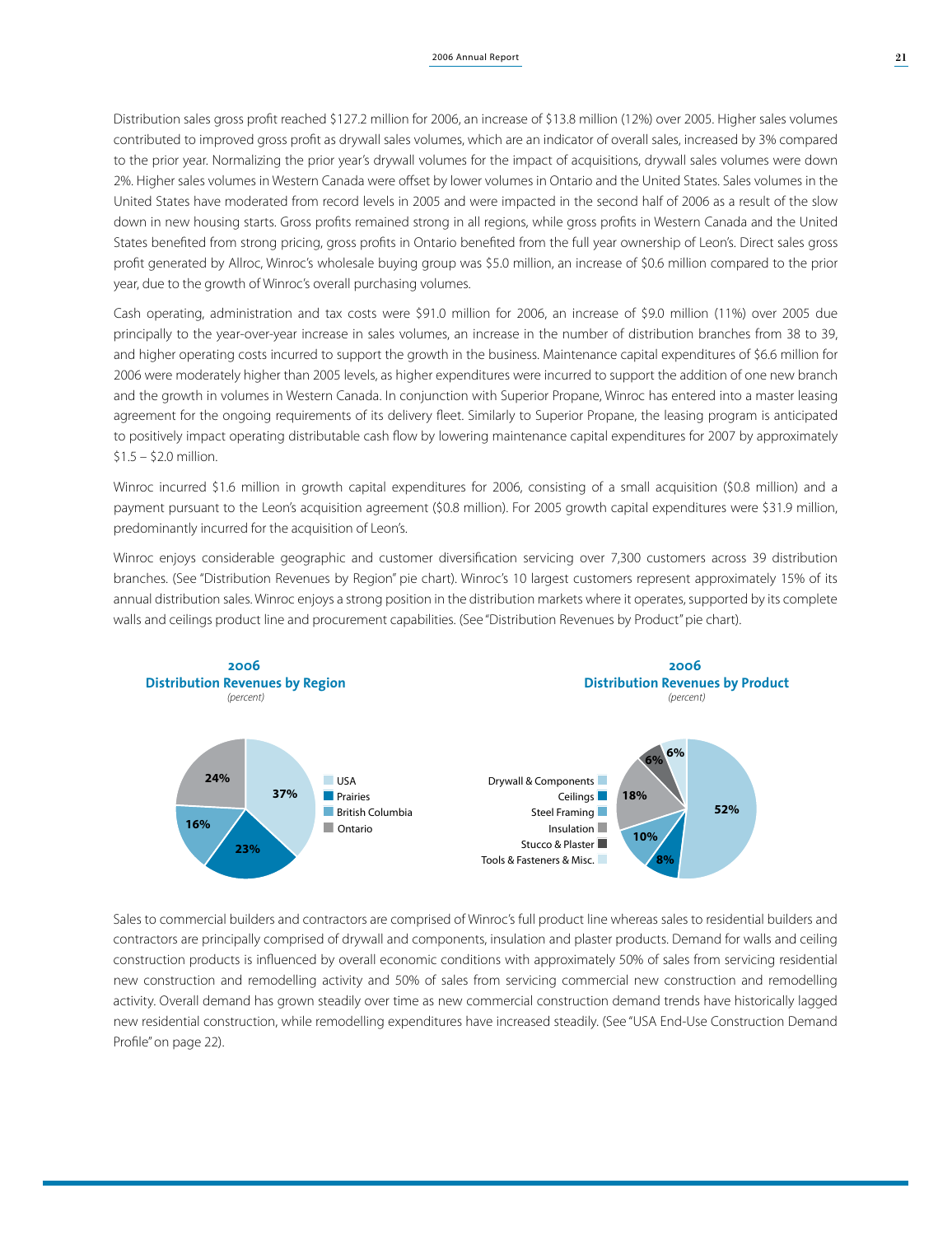Distribution sales gross profit reached $127.2 million for 2006, an increase of $13.8 million (12%) over 2005. Higher sales volumes contributed to improved gross profit as drywall sales volumes, which are an indicator of overall sales, increased by 3% compared to the prior year. Normalizing the prior year's drywall volumes for the impact of acquisitions, drywall sales volumes were down 2%. Higher sales volumes in Western Canada were offset by lower volumes in Ontario and the United States. Sales volumes in the United States have moderated from record levels in 2005 and were impacted in the second half of 2006 as a result of the slow down in new housing starts. Gross profits remained strong in all regions, while gross profits in Western Canada and the United States benefited from strong pricing, gross profits in Ontario benefited from the full year ownership of Leon's. Direct sales gross profit generated by Allroc, Winroc's wholesale buying group was $5.0 million, an increase of $0.6 million compared to the prior year, due to the growth of Winroc's overall purchasing volumes.

Cash operating, administration and tax costs were $91.0 million for 2006, an increase of $9.0 million (11%) over 2005 due principally to the year-over-year increase in sales volumes, an increase in the number of distribution branches from 38 to 39, and higher operating costs incurred to support the growth in the business. Maintenance capital expenditures of $6.6 million for 2006 were moderately higher than 2005 levels, as higher expenditures were incurred to support the addition of one new branch and the growth in volumes in Western Canada. In conjunction with Superior Propane, Winroc has entered into a master leasing agreement for the ongoing requirements of its delivery fleet. Similarly to Superior Propane, the leasing program is anticipated to positively impact operating distributable cash flow by lowering maintenance capital expenditures for 2007 by approximately $1.5 – $2.0 million.

Winroc incurred $1.6 million in growth capital expenditures for 2006, consisting of a small acquisition ($0.8 million) and a payment pursuant to the Leon's acquisition agreement ($0.8 million). For 2005 growth capital expenditures were $31.9 million, predominantly incurred for the acquisition of Leon's.

Winroc enjoys considerable geographic and customer diversification servicing over 7,300 customers across 39 distribution branches. (See "Distribution Revenues by Region" pie chart). Winroc's 10 largest customers represent approximately 15% of its annual distribution sales. Winroc enjoys a strong position in the distribution markets where it operates, supported by its complete walls and ceilings product line and procurement capabilities. (See "Distribution Revenues by Product" pie chart).

**2006**
**Distribution Revenues by Region**
*(percent)*

| Region | Percent |
| --- | --- |
| USA | 37% |
| Prairies | 23% |
| British Columbia | 16% |
| Ontario | 24% |

**2006**
**Distribution Revenues by Product**
*(percent)*

| Product | Percent |
| --- | --- |
| Drywall & Components | 52% |
| Ceilings | 8% |
| Steel Framing | 10% |
| Insulation | 18% |
| Stucco & Plaster | 6% |
| Tools & Fasteners & Misc. | 6% |

Sales to commercial builders and contractors are comprised of Winroc's full product line whereas sales to residential builders and contractors are principally comprised of drywall and components, insulation and plaster products. Demand for walls and ceiling construction products is influenced by overall economic conditions with approximately 50% of sales from servicing residential new construction and remodelling activity and 50% of sales from servicing commercial new construction and remodelling activity. Overall demand has grown steadily over time as new commercial construction demand trends have historically lagged new residential construction, while remodelling expenditures have increased steadily. (See "USA End-Use Construction Demand Profile" on page 22).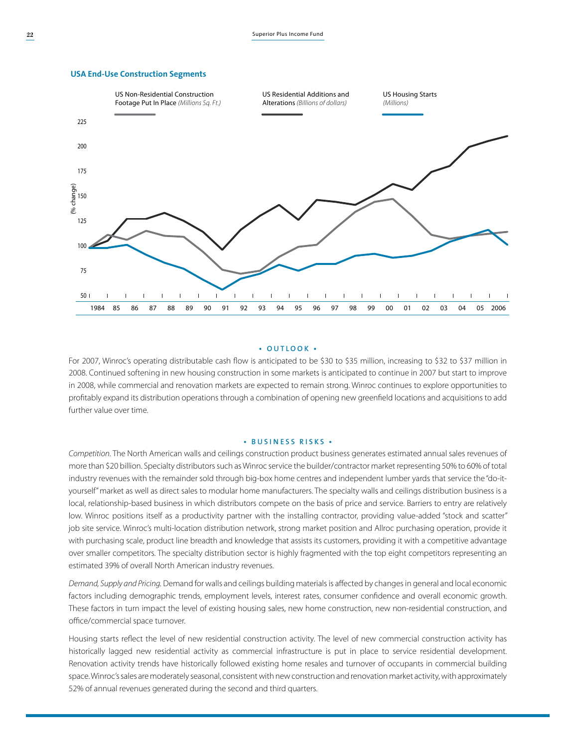**USA End-Use Construction Segments**

US Non-Residential Construction Footage Put In Place *(Millions Sq. Ft.)*

US Residential Additions and Alterations *(Billions of dollars)*

US Housing Starts *(Millions)*

(% change)

225
200
175
150
125
100
75
50

1984 85 86 87 88 89 90 91 92 93 94 95 96 97 98 99 00 01 02 03 04 05 2006

• OUTLOOK •

For 2007, Winroc's operating distributable cash flow is anticipated to be $30 to $35 million, increasing to $32 to $37 million in 2008. Continued softening in new housing construction in some markets is anticipated to continue in 2007 but start to improve in 2008, while commercial and renovation markets are expected to remain strong. Winroc continues to explore opportunities to profitably expand its distribution operations through a combination of opening new greenfield locations and acquisitions to add further value over time.

• BUSINESS RISKS •

*Competition.* The North American walls and ceilings construction product business generates estimated annual sales revenues of more than $20 billion. Specialty distributors such as Winroc service the builder/contractor market representing 50% to 60% of total industry revenues with the remainder sold through big-box home centres and independent lumber yards that service the "do-it-yourself" market as well as direct sales to modular home manufacturers. The specialty walls and ceilings distribution business is a local, relationship-based business in which distributors compete on the basis of price and service. Barriers to entry are relatively low. Winroc positions itself as a productivity partner with the installing contractor, providing value-added "stock and scatter" job site service. Winroc's multi-location distribution network, strong market position and Allroc purchasing operation, provide it with purchasing scale, product line breadth and knowledge that assists its customers, providing it with a competitive advantage over smaller competitors. The specialty distribution sector is highly fragmented with the top eight competitors representing an estimated 39% of overall North American industry revenues.

*Demand, Supply and Pricing.* Demand for walls and ceilings building materials is affected by changes in general and local economic factors including demographic trends, employment levels, interest rates, consumer confidence and overall economic growth. These factors in turn impact the level of existing housing sales, new home construction, new non-residential construction, and office/commercial space turnover.

Housing starts reflect the level of new residential construction activity. The level of new commercial construction activity has historically lagged new residential activity as commercial infrastructure is put in place to service residential development. Renovation activity trends have historically followed existing home resales and turnover of occupants in commercial building space. Winroc's sales are moderately seasonal, consistent with new construction and renovation market activity, with approximately 52% of annual revenues generated during the second and third quarters.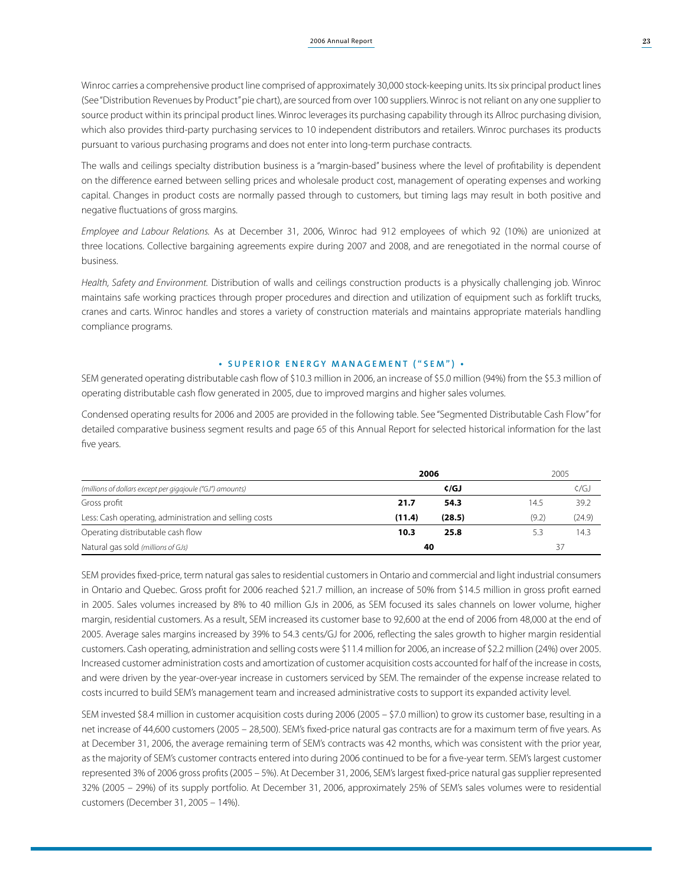Winroc carries a comprehensive product line comprised of approximately 30,000 stock-keeping units. Its six principal product lines (See "Distribution Revenues by Product" pie chart), are sourced from over 100 suppliers. Winroc is not reliant on any one supplier to source product within its principal product lines. Winroc leverages its purchasing capability through its Allroc purchasing division, which also provides third-party purchasing services to 10 independent distributors and retailers. Winroc purchases its products pursuant to various purchasing programs and does not enter into long-term purchase contracts.

The walls and ceilings specialty distribution business is a "margin-based" business where the level of profitability is dependent on the difference earned between selling prices and wholesale product cost, management of operating expenses and working capital. Changes in product costs are normally passed through to customers, but timing lags may result in both positive and negative fluctuations of gross margins.

*Employee and Labour Relations.* As at December 31, 2006, Winroc had 912 employees of which 92 (10%) are unionized at three locations. Collective bargaining agreements expire during 2007 and 2008, and are renegotiated in the normal course of business.

*Health, Safety and Environment.* Distribution of walls and ceilings construction products is a physically challenging job. Winroc maintains safe working practices through proper procedures and direction and utilization of equipment such as forklift trucks, cranes and carts. Winroc handles and stores a variety of construction materials and maintains appropriate materials handling compliance programs.

## • SUPERIOR ENERGY MANAGEMENT ("SEM") •

SEM generated operating distributable cash flow of $10.3 million in 2006, an increase of $5.0 million (94%) from the $5.3 million of operating distributable cash flow generated in 2005, due to improved margins and higher sales volumes.

Condensed operating results for 2006 and 2005 are provided in the following table. See "Segmented Distributable Cash Flow" for detailed comparative business segment results and page 65 of this Annual Report for selected historical information for the last five years.

| | **2006** | | 2005 | |
|---|---|---|---|---|
| *(millions of dollars except per gigajoule ("GJ") amounts)* | | **¢/GJ** | | ¢/GJ |
| Gross profit | **21.7** | **54.3** | 14.5 | 39.2 |
| Less: Cash operating, administration and selling costs | **(11.4)** | **(28.5)** | (9.2) | (24.9) |
| Operating distributable cash flow | **10.3** | **25.8** | 5.3 | 14.3 |
| Natural gas sold *(millions of GJs)* | **40** | | 37 | |

SEM provides fixed-price, term natural gas sales to residential customers in Ontario and commercial and light industrial consumers in Ontario and Quebec. Gross profit for 2006 reached $21.7 million, an increase of 50% from $14.5 million in gross profit earned in 2005. Sales volumes increased by 8% to 40 million GJs in 2006, as SEM focused its sales channels on lower volume, higher margin, residential customers. As a result, SEM increased its customer base to 92,600 at the end of 2006 from 48,000 at the end of 2005. Average sales margins increased by 39% to 54.3 cents/GJ for 2006, reflecting the sales growth to higher margin residential customers. Cash operating, administration and selling costs were $11.4 million for 2006, an increase of $2.2 million (24%) over 2005. Increased customer administration costs and amortization of customer acquisition costs accounted for half of the increase in costs, and were driven by the year-over-year increase in customers serviced by SEM. The remainder of the expense increase related to costs incurred to build SEM's management team and increased administrative costs to support its expanded activity level.

SEM invested $8.4 million in customer acquisition costs during 2006 (2005 – $7.0 million) to grow its customer base, resulting in a net increase of 44,600 customers (2005 – 28,500). SEM's fixed-price natural gas contracts are for a maximum term of five years. As at December 31, 2006, the average remaining term of SEM's contracts was 42 months, which was consistent with the prior year, as the majority of SEM's customer contracts entered into during 2006 continued to be for a five-year term. SEM's largest customer represented 3% of 2006 gross profits (2005 – 5%). At December 31, 2006, SEM's largest fixed-price natural gas supplier represented 32% (2005 – 29%) of its supply portfolio. At December 31, 2006, approximately 25% of SEM's sales volumes were to residential customers (December 31, 2005 – 14%).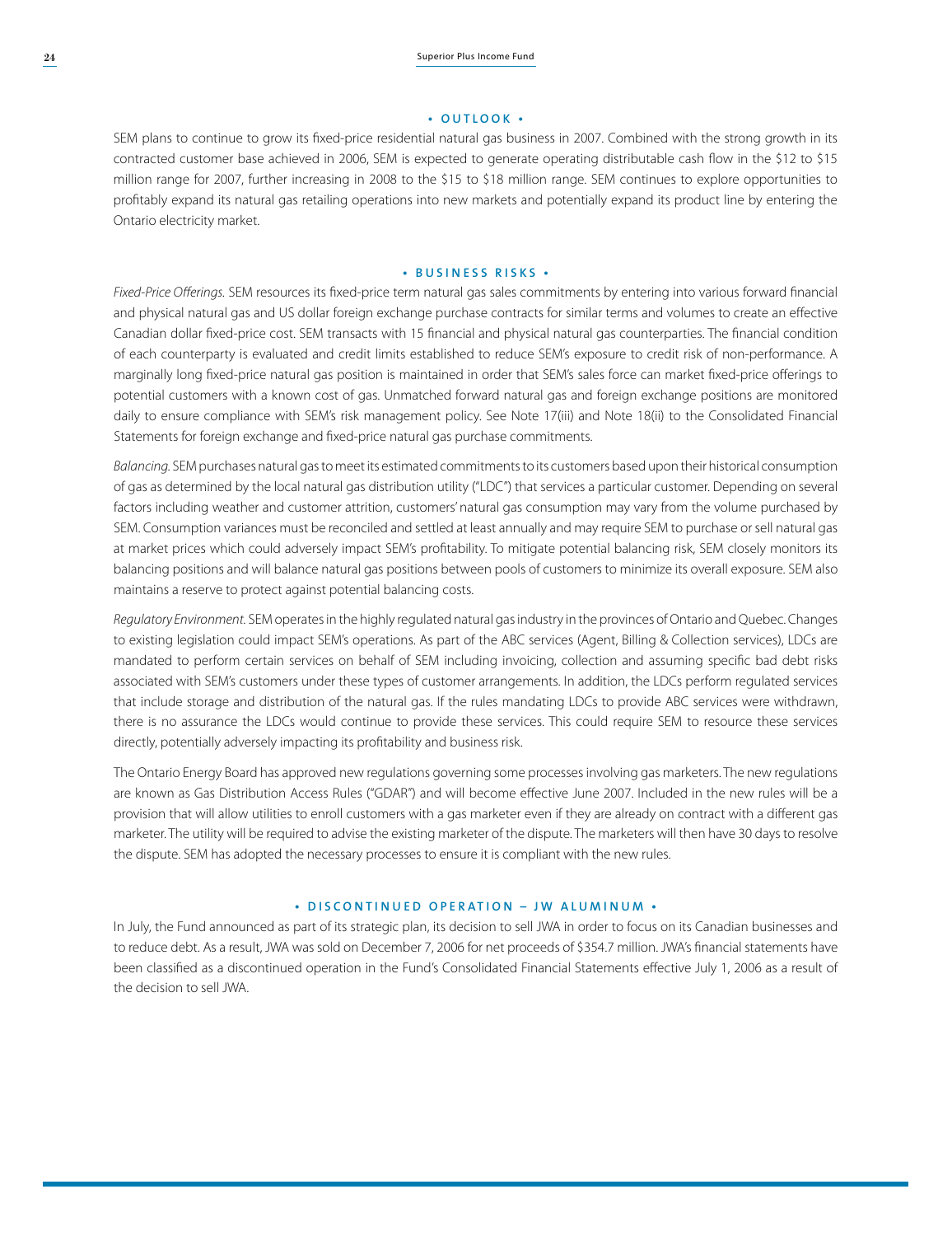## OUTLOOK

SEM plans to continue to grow its fixed-price residential natural gas business in 2007. Combined with the strong growth in its contracted customer base achieved in 2006, SEM is expected to generate operating distributable cash flow in the $12 to $15 million range for 2007, further increasing in 2008 to the $15 to $18 million range. SEM continues to explore opportunities to profitably expand its natural gas retailing operations into new markets and potentially expand its product line by entering the Ontario electricity market.

## BUSINESS RISKS

*Fixed-Price Offerings.* SEM resources its fixed-price term natural gas sales commitments by entering into various forward financial and physical natural gas and US dollar foreign exchange purchase contracts for similar terms and volumes to create an effective Canadian dollar fixed-price cost. SEM transacts with 15 financial and physical natural gas counterparties. The financial condition of each counterparty is evaluated and credit limits established to reduce SEM's exposure to credit risk of non-performance. A marginally long fixed-price natural gas position is maintained in order that SEM's sales force can market fixed-price offerings to potential customers with a known cost of gas. Unmatched forward natural gas and foreign exchange positions are monitored daily to ensure compliance with SEM's risk management policy. See Note 17(iii) and Note 18(ii) to the Consolidated Financial Statements for foreign exchange and fixed-price natural gas purchase commitments.

*Balancing.* SEM purchases natural gas to meet its estimated commitments to its customers based upon their historical consumption of gas as determined by the local natural gas distribution utility ("LDC") that services a particular customer. Depending on several factors including weather and customer attrition, customers' natural gas consumption may vary from the volume purchased by SEM. Consumption variances must be reconciled and settled at least annually and may require SEM to purchase or sell natural gas at market prices which could adversely impact SEM's profitability. To mitigate potential balancing risk, SEM closely monitors its balancing positions and will balance natural gas positions between pools of customers to minimize its overall exposure. SEM also maintains a reserve to protect against potential balancing costs.

*Regulatory Environment.* SEM operates in the highly regulated natural gas industry in the provinces of Ontario and Quebec. Changes to existing legislation could impact SEM's operations. As part of the ABC services (Agent, Billing & Collection services), LDCs are mandated to perform certain services on behalf of SEM including invoicing, collection and assuming specific bad debt risks associated with SEM's customers under these types of customer arrangements. In addition, the LDCs perform regulated services that include storage and distribution of the natural gas. If the rules mandating LDCs to provide ABC services were withdrawn, there is no assurance the LDCs would continue to provide these services. This could require SEM to resource these services directly, potentially adversely impacting its profitability and business risk.

The Ontario Energy Board has approved new regulations governing some processes involving gas marketers. The new regulations are known as Gas Distribution Access Rules ("GDAR") and will become effective June 2007. Included in the new rules will be a provision that will allow utilities to enroll customers with a gas marketer even if they are already on contract with a different gas marketer. The utility will be required to advise the existing marketer of the dispute. The marketers will then have 30 days to resolve the dispute. SEM has adopted the necessary processes to ensure it is compliant with the new rules.

## DISCONTINUED OPERATION – JW ALUMINUM

In July, the Fund announced as part of its strategic plan, its decision to sell JWA in order to focus on its Canadian businesses and to reduce debt. As a result, JWA was sold on December 7, 2006 for net proceeds of $354.7 million. JWA's financial statements have been classified as a discontinued operation in the Fund's Consolidated Financial Statements effective July 1, 2006 as a result of the decision to sell JWA.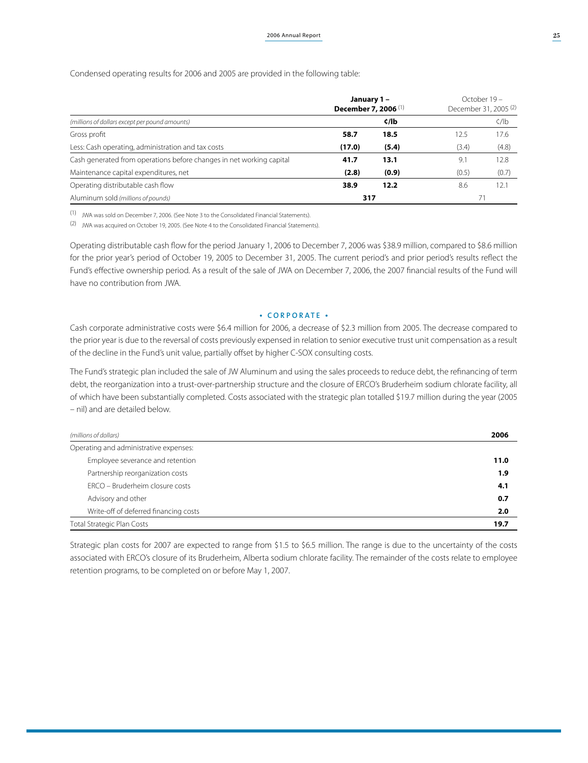Condensed operating results for 2006 and 2005 are provided in the following table:

| | **January 1 – December 7, 2006** [(1)] | | October 19 – December 31, 2005 [(2)] | |
|---|---|---|---|---|
| *(millions of dollars except per pound amounts)* | | **¢/lb** | | ¢/lb |
| Gross profit | **58.7** | **18.5** | 12.5 | 17.6 |
| Less: Cash operating, administration and tax costs | **(17.0)** | **(5.4)** | (3.4) | (4.8) |
| Cash generated from operations before changes in net working capital | **41.7** | **13.1** | 9.1 | 12.8 |
| Maintenance capital expenditures, net | **(2.8)** | **(0.9)** | (0.5) | (0.7) |
| Operating distributable cash flow | **38.9** | **12.2** | 8.6 | 12.1 |
| Aluminum sold *(millions of pounds)* | **317** | | 71 | |

(1) JWA was sold on December 7, 2006. (See Note 3 to the Consolidated Financial Statements).

(2) JWA was acquired on October 19, 2005. (See Note 4 to the Consolidated Financial Statements).

Operating distributable cash flow for the period January 1, 2006 to December 7, 2006 was $38.9 million, compared to $8.6 million for the prior year's period of October 19, 2005 to December 31, 2005. The current period's and prior period's results reflect the Fund's effective ownership period. As a result of the sale of JWA on December 7, 2006, the 2007 financial results of the Fund will have no contribution from JWA.

## • CORPORATE •

Cash corporate administrative costs were $6.4 million for 2006, a decrease of $2.3 million from 2005. The decrease compared to the prior year is due to the reversal of costs previously expensed in relation to senior executive trust unit compensation as a result of the decline in the Fund's unit value, partially offset by higher C-SOX consulting costs.

The Fund's strategic plan included the sale of JW Aluminum and using the sales proceeds to reduce debt, the refinancing of term debt, the reorganization into a trust-over-partnership structure and the closure of ERCO's Bruderheim sodium chlorate facility, all of which have been substantially completed. Costs associated with the strategic plan totalled $19.7 million during the year (2005 – nil) and are detailed below.

| *(millions of dollars)* | **2006** |
|---|---|
| Operating and administrative expenses: | |
| Employee severance and retention | **11.0** |
| Partnership reorganization costs | **1.9** |
| ERCO – Bruderheim closure costs | **4.1** |
| Advisory and other | **0.7** |
| Write-off of deferred financing costs | **2.0** |
| Total Strategic Plan Costs | **19.7** |

Strategic plan costs for 2007 are expected to range from $1.5 to $6.5 million. The range is due to the uncertainty of the costs associated with ERCO's closure of its Bruderheim, Alberta sodium chlorate facility. The remainder of the costs relate to employee retention programs, to be completed on or before May 1, 2007.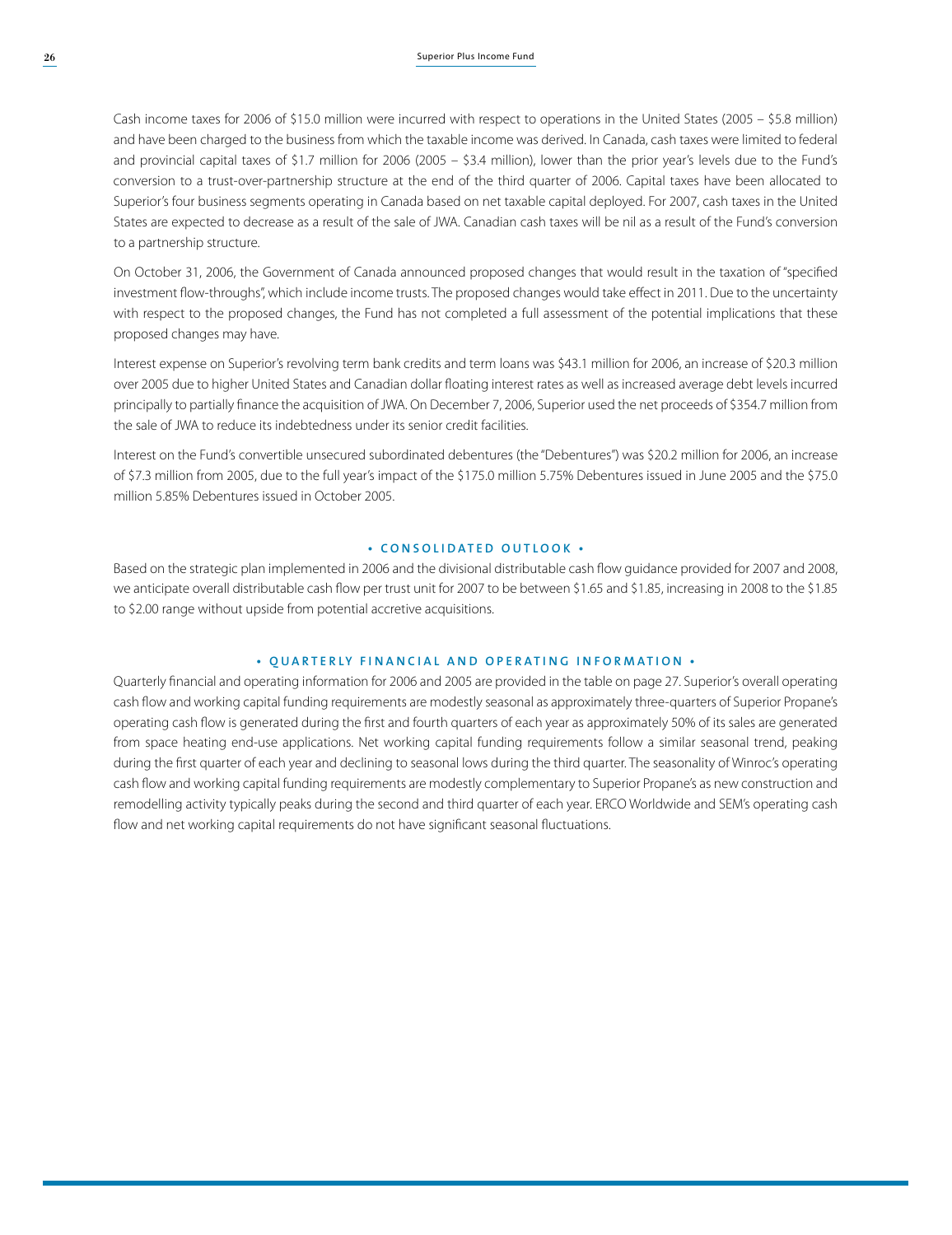Cash income taxes for 2006 of $15.0 million were incurred with respect to operations in the United States (2005 – $5.8 million) and have been charged to the business from which the taxable income was derived. In Canada, cash taxes were limited to federal and provincial capital taxes of $1.7 million for 2006 (2005 – $3.4 million), lower than the prior year's levels due to the Fund's conversion to a trust-over-partnership structure at the end of the third quarter of 2006. Capital taxes have been allocated to Superior's four business segments operating in Canada based on net taxable capital deployed. For 2007, cash taxes in the United States are expected to decrease as a result of the sale of JWA. Canadian cash taxes will be nil as a result of the Fund's conversion to a partnership structure.

On October 31, 2006, the Government of Canada announced proposed changes that would result in the taxation of "specified investment flow-throughs", which include income trusts. The proposed changes would take effect in 2011. Due to the uncertainty with respect to the proposed changes, the Fund has not completed a full assessment of the potential implications that these proposed changes may have.

Interest expense on Superior's revolving term bank credits and term loans was $43.1 million for 2006, an increase of $20.3 million over 2005 due to higher United States and Canadian dollar floating interest rates as well as increased average debt levels incurred principally to partially finance the acquisition of JWA. On December 7, 2006, Superior used the net proceeds of $354.7 million from the sale of JWA to reduce its indebtedness under its senior credit facilities.

Interest on the Fund's convertible unsecured subordinated debentures (the "Debentures") was $20.2 million for 2006, an increase of $7.3 million from 2005, due to the full year's impact of the $175.0 million 5.75% Debentures issued in June 2005 and the $75.0 million 5.85% Debentures issued in October 2005.

## • CONSOLIDATED OUTLOOK •

Based on the strategic plan implemented in 2006 and the divisional distributable cash flow guidance provided for 2007 and 2008, we anticipate overall distributable cash flow per trust unit for 2007 to be between $1.65 and $1.85, increasing in 2008 to the $1.85 to $2.00 range without upside from potential accretive acquisitions.

## • QUARTERLY FINANCIAL AND OPERATING INFORMATION •

Quarterly financial and operating information for 2006 and 2005 are provided in the table on page 27. Superior's overall operating cash flow and working capital funding requirements are modestly seasonal as approximately three-quarters of Superior Propane's operating cash flow is generated during the first and fourth quarters of each year as approximately 50% of its sales are generated from space heating end-use applications. Net working capital funding requirements follow a similar seasonal trend, peaking during the first quarter of each year and declining to seasonal lows during the third quarter. The seasonality of Winroc's operating cash flow and working capital funding requirements are modestly complementary to Superior Propane's as new construction and remodelling activity typically peaks during the second and third quarter of each year. ERCO Worldwide and SEM's operating cash flow and net working capital requirements do not have significant seasonal fluctuations.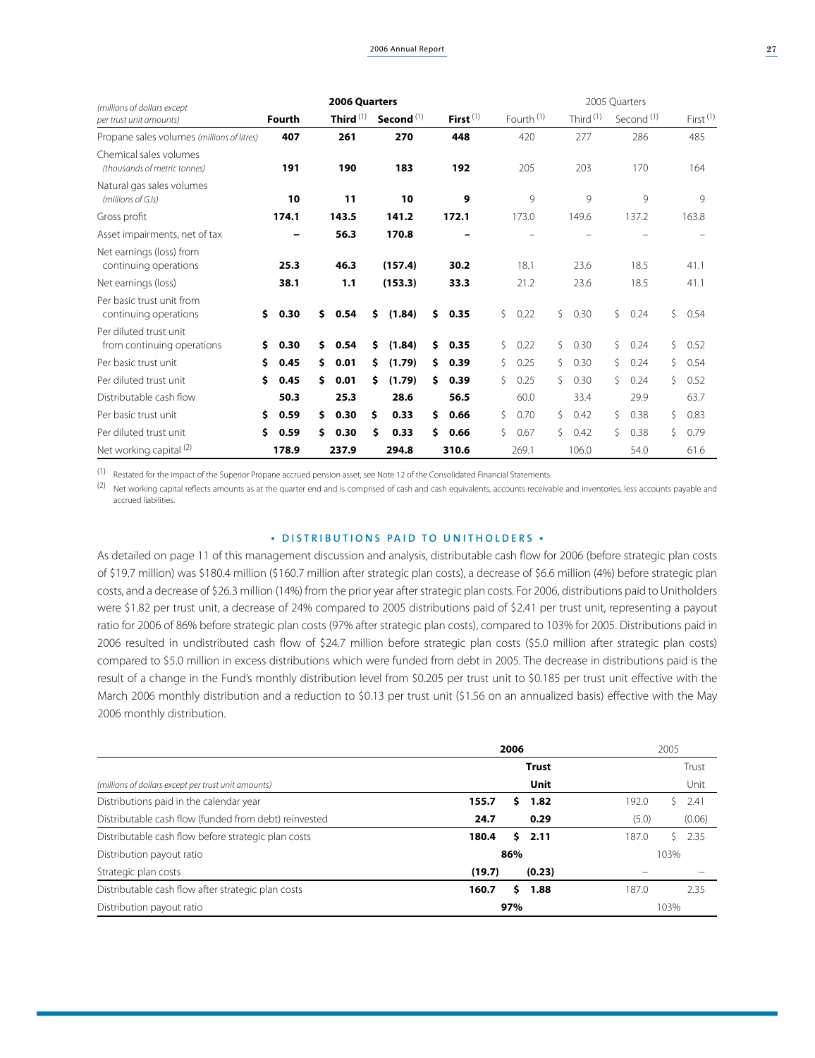| (millions of dollars except per trust unit amounts) | **2006 Quarters** | | | | 2005 Quarters | | | |
|---|---|---|---|---|---|---|---|---|
| | **Fourth** | **Third** [(1)] | **Second** [(1)] | **First** [(1)] | Fourth [(1)] | Third [(1)] | Second [(1)] | First [(1)] |
| Propane sales volumes *(millions of litres)* | **407** | **261** | **270** | **448** | 420 | 277 | 286 | 485 |
| Chemical sales volumes *(thousands of metric tonnes)* | **191** | **190** | **183** | **192** | 205 | 203 | 170 | 164 |
| Natural gas sales volumes *(millions of GJs)* | **10** | **11** | **10** | **9** | 9 | 9 | 9 | 9 |
| Gross profit | **174.1** | **143.5** | **141.2** | **172.1** | 173.0 | 149.6 | 137.2 | 163.8 |
| Asset impairments, net of tax | **–** | **56.3** | **170.8** | **–** | – | – | – | – |
| Net earnings (loss) from continuing operations | **25.3** | **46.3** | **(157.4)** | **30.2** | 18.1 | 23.6 | 18.5 | 41.1 |
| Net earnings (loss) | **38.1** | **1.1** | **(153.3)** | **33.3** | 21.2 | 23.6 | 18.5 | 41.1 |
| Per basic trust unit from continuing operations | **$ 0.30** | **$ 0.54** | **$ (1.84)** | **$ 0.35** | $ 0.22 | $ 0.30 | $ 0.24 | $ 0.54 |
| Per diluted trust unit from continuing operations | **$ 0.30** | **$ 0.54** | **$ (1.84)** | **$ 0.35** | $ 0.22 | $ 0.30 | $ 0.24 | $ 0.52 |
| Per basic trust unit | **$ 0.45** | **$ 0.01** | **$ (1.79)** | **$ 0.39** | $ 0.25 | $ 0.30 | $ 0.24 | $ 0.54 |
| Per diluted trust unit | **$ 0.45** | **$ 0.01** | **$ (1.79)** | **$ 0.39** | $ 0.25 | $ 0.30 | $ 0.24 | $ 0.52 |
| Distributable cash flow | **50.3** | **25.3** | **28.6** | **56.5** | 60.0 | 33.4 | 29.9 | 63.7 |
| Per basic trust unit | **$ 0.59** | **$ 0.30** | **$ 0.33** | **$ 0.66** | $ 0.70 | $ 0.42 | $ 0.38 | $ 0.83 |
| Per diluted trust unit | **$ 0.59** | **$ 0.30** | **$ 0.33** | **$ 0.66** | $ 0.67 | $ 0.42 | $ 0.38 | $ 0.79 |
| Net working capital [(2)] | **178.9** | **237.9** | **294.8** | **310.6** | 269.1 | 106.0 | 54.0 | 61.6 |

(1) Restated for the impact of the Superior Propane accrued pension asset, see Note 12 of the Consolidated Financial Statements.

(2) Net working capital reflects amounts as at the quarter end and is comprised of cash and cash equivalents, accounts receivable and inventories, less accounts payable and accrued liabilities.

## • DISTRIBUTIONS PAID TO UNITHOLDERS •

As detailed on page 11 of this management discussion and analysis, distributable cash flow for 2006 (before strategic plan costs of $19.7 million) was $180.4 million ($160.7 million after strategic plan costs), a decrease of $6.6 million (4%) before strategic plan costs, and a decrease of $26.3 million (14%) from the prior year after strategic plan costs. For 2006, distributions paid to Unitholders were $1.82 per trust unit, a decrease of 24% compared to 2005 distributions paid of $2.41 per trust unit, representing a payout ratio for 2006 of 86% before strategic plan costs (97% after strategic plan costs), compared to 103% for 2005. Distributions paid in 2006 resulted in undistributed cash flow of $24.7 million before strategic plan costs ($5.0 million after strategic plan costs) compared to $5.0 million in excess distributions which were funded from debt in 2005. The decrease in distributions paid is the result of a change in the Fund's monthly distribution level from $0.205 per trust unit to $0.185 per trust unit effective with the March 2006 monthly distribution and a reduction to $0.13 per trust unit ($1.56 on an annualized basis) effective with the May 2006 monthly distribution.

| (millions of dollars except per trust unit amounts) | **2006** | **Trust Unit** | 2005 | Trust Unit |
|---|---|---|---|---|
| Distributions paid in the calendar year | **155.7** | **$ 1.82** | 192.0 | $ 2.41 |
| Distributable cash flow (funded from debt) reinvested | **24.7** | **0.29** | (5.0) | (0.06) |
| Distributable cash flow before strategic plan costs | **180.4** | **$ 2.11** | 187.0 | $ 2.35 |
| Distribution payout ratio | **86%** | | 103% | |
| Strategic plan costs | **(19.7)** | **(0.23)** | – | – |
| Distributable cash flow after strategic plan costs | **160.7** | **$ 1.88** | 187.0 | 2.35 |
| Distribution payout ratio | **97%** | | 103% | |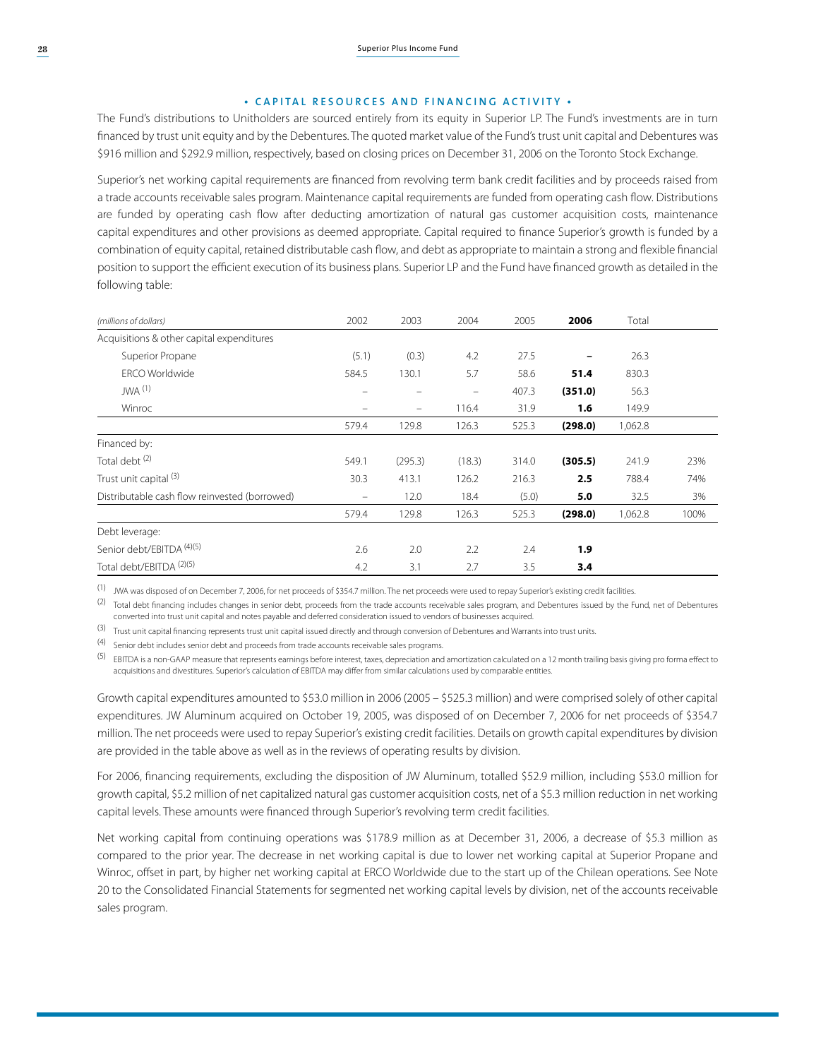## • CAPITAL RESOURCES AND FINANCING ACTIVITY •

The Fund's distributions to Unitholders are sourced entirely from its equity in Superior LP. The Fund's investments are in turn financed by trust unit equity and by the Debentures. The quoted market value of the Fund's trust unit capital and Debentures was $916 million and $292.9 million, respectively, based on closing prices on December 31, 2006 on the Toronto Stock Exchange.

Superior's net working capital requirements are financed from revolving term bank credit facilities and by proceeds raised from a trade accounts receivable sales program. Maintenance capital requirements are funded from operating cash flow. Distributions are funded by operating cash flow after deducting amortization of natural gas customer acquisition costs, maintenance capital expenditures and other provisions as deemed appropriate. Capital required to finance Superior's growth is funded by a combination of equity capital, retained distributable cash flow, and debt as appropriate to maintain a strong and flexible financial position to support the efficient execution of its business plans. Superior LP and the Fund have financed growth as detailed in the following table:

| *(millions of dollars)* | 2002 | 2003 | 2004 | 2005 | **2006** | Total | |
|---|---|---|---|---|---|---|---|
| Acquisitions & other capital expenditures | | | | | | | |
| Superior Propane | (5.1) | (0.3) | 4.2 | 27.5 | **–** | 26.3 | |
| ERCO Worldwide | 584.5 | 130.1 | 5.7 | 58.6 | **51.4** | 830.3 | |
| JWA [(1)] | – | – | – | 407.3 | **(351.0)** | 56.3 | |
| Winroc | – | – | 116.4 | 31.9 | **1.6** | 149.9 | |
| | 579.4 | 129.8 | 126.3 | 525.3 | **(298.0)** | 1,062.8 | |
| Financed by: | | | | | | | |
| Total debt [(2)] | 549.1 | (295.3) | (18.3) | 314.0 | **(305.5)** | 241.9 | 23% |
| Trust unit capital [(3)] | 30.3 | 413.1 | 126.2 | 216.3 | **2.5** | 788.4 | 74% |
| Distributable cash flow reinvested (borrowed) | – | 12.0 | 18.4 | (5.0) | **5.0** | 32.5 | 3% |
| | 579.4 | 129.8 | 126.3 | 525.3 | **(298.0)** | 1,062.8 | 100% |
| Debt leverage: | | | | | | | |
| Senior debt/EBITDA [(4)(5)] | 2.6 | 2.0 | 2.2 | 2.4 | **1.9** | | |
| Total debt/EBITDA [(2)(5)] | 4.2 | 3.1 | 2.7 | 3.5 | **3.4** | | |

(1) JWA was disposed of on December 7, 2006, for net proceeds of $354.7 million. The net proceeds were used to repay Superior's existing credit facilities.

(2) Total debt financing includes changes in senior debt, proceeds from the trade accounts receivable sales program, and Debentures issued by the Fund, net of Debentures converted into trust unit capital and notes payable and deferred consideration issued to vendors of businesses acquired.

(3) Trust unit capital financing represents trust unit capital issued directly and through conversion of Debentures and Warrants into trust units.

(4) Senior debt includes senior debt and proceeds from trade accounts receivable sales programs.

(5) EBITDA is a non-GAAP measure that represents earnings before interest, taxes, depreciation and amortization calculated on a 12 month trailing basis giving pro forma effect to acquisitions and divestitures. Superior's calculation of EBITDA may differ from similar calculations used by comparable entities.

Growth capital expenditures amounted to $53.0 million in 2006 (2005 – $525.3 million) and were comprised solely of other capital expenditures. JW Aluminum acquired on October 19, 2005, was disposed of on December 7, 2006 for net proceeds of $354.7 million. The net proceeds were used to repay Superior's existing credit facilities. Details on growth capital expenditures by division are provided in the table above as well as in the reviews of operating results by division.

For 2006, financing requirements, excluding the disposition of JW Aluminum, totalled $52.9 million, including $53.0 million for growth capital, $5.2 million of net capitalized natural gas customer acquisition costs, net of a $5.3 million reduction in net working capital levels. These amounts were financed through Superior's revolving term credit facilities.

Net working capital from continuing operations was $178.9 million as at December 31, 2006, a decrease of $5.3 million as compared to the prior year. The decrease in net working capital is due to lower net working capital at Superior Propane and Winroc, offset in part, by higher net working capital at ERCO Worldwide due to the start up of the Chilean operations. See Note 20 to the Consolidated Financial Statements for segmented net working capital levels by division, net of the accounts receivable sales program.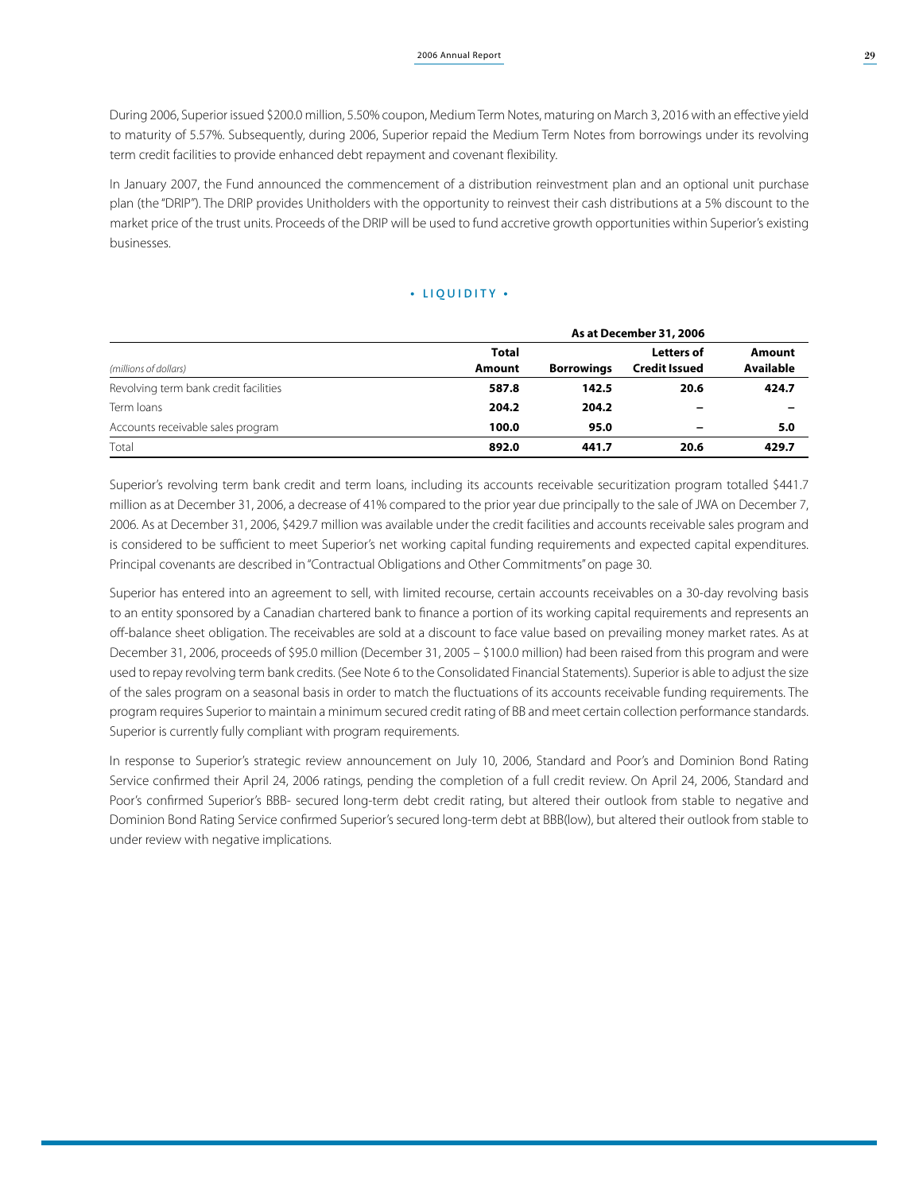During 2006, Superior issued $200.0 million, 5.50% coupon, Medium Term Notes, maturing on March 3, 2016 with an effective yield to maturity of 5.57%. Subsequently, during 2006, Superior repaid the Medium Term Notes from borrowings under its revolving term credit facilities to provide enhanced debt repayment and covenant flexibility.

In January 2007, the Fund announced the commencement of a distribution reinvestment plan and an optional unit purchase plan (the "DRIP"). The DRIP provides Unitholders with the opportunity to reinvest their cash distributions at a 5% discount to the market price of the trust units. Proceeds of the DRIP will be used to fund accretive growth opportunities within Superior's existing businesses.

## • LIQUIDITY •

| | As at December 31, 2006 | | | |
|---|---|---|---|---|
| *(millions of dollars)* | **Total Amount** | **Borrowings** | **Letters of Credit Issued** | **Amount Available** |
| Revolving term bank credit facilities | **587.8** | **142.5** | **20.6** | **424.7** |
| Term loans | **204.2** | **204.2** | **–** | **–** |
| Accounts receivable sales program | **100.0** | **95.0** | **–** | **5.0** |
| Total | **892.0** | **441.7** | **20.6** | **429.7** |

Superior's revolving term bank credit and term loans, including its accounts receivable securitization program totalled $441.7 million as at December 31, 2006, a decrease of 41% compared to the prior year due principally to the sale of JWA on December 7, 2006. As at December 31, 2006, $429.7 million was available under the credit facilities and accounts receivable sales program and is considered to be sufficient to meet Superior's net working capital funding requirements and expected capital expenditures. Principal covenants are described in "Contractual Obligations and Other Commitments" on page 30.

Superior has entered into an agreement to sell, with limited recourse, certain accounts receivables on a 30-day revolving basis to an entity sponsored by a Canadian chartered bank to finance a portion of its working capital requirements and represents an off-balance sheet obligation. The receivables are sold at a discount to face value based on prevailing money market rates. As at December 31, 2006, proceeds of $95.0 million (December 31, 2005 – $100.0 million) had been raised from this program and were used to repay revolving term bank credits. (See Note 6 to the Consolidated Financial Statements). Superior is able to adjust the size of the sales program on a seasonal basis in order to match the fluctuations of its accounts receivable funding requirements. The program requires Superior to maintain a minimum secured credit rating of BB and meet certain collection performance standards. Superior is currently fully compliant with program requirements.

In response to Superior's strategic review announcement on July 10, 2006, Standard and Poor's and Dominion Bond Rating Service confirmed their April 24, 2006 ratings, pending the completion of a full credit review. On April 24, 2006, Standard and Poor's confirmed Superior's BBB- secured long-term debt credit rating, but altered their outlook from stable to negative and Dominion Bond Rating Service confirmed Superior's secured long-term debt at BBB(low), but altered their outlook from stable to under review with negative implications.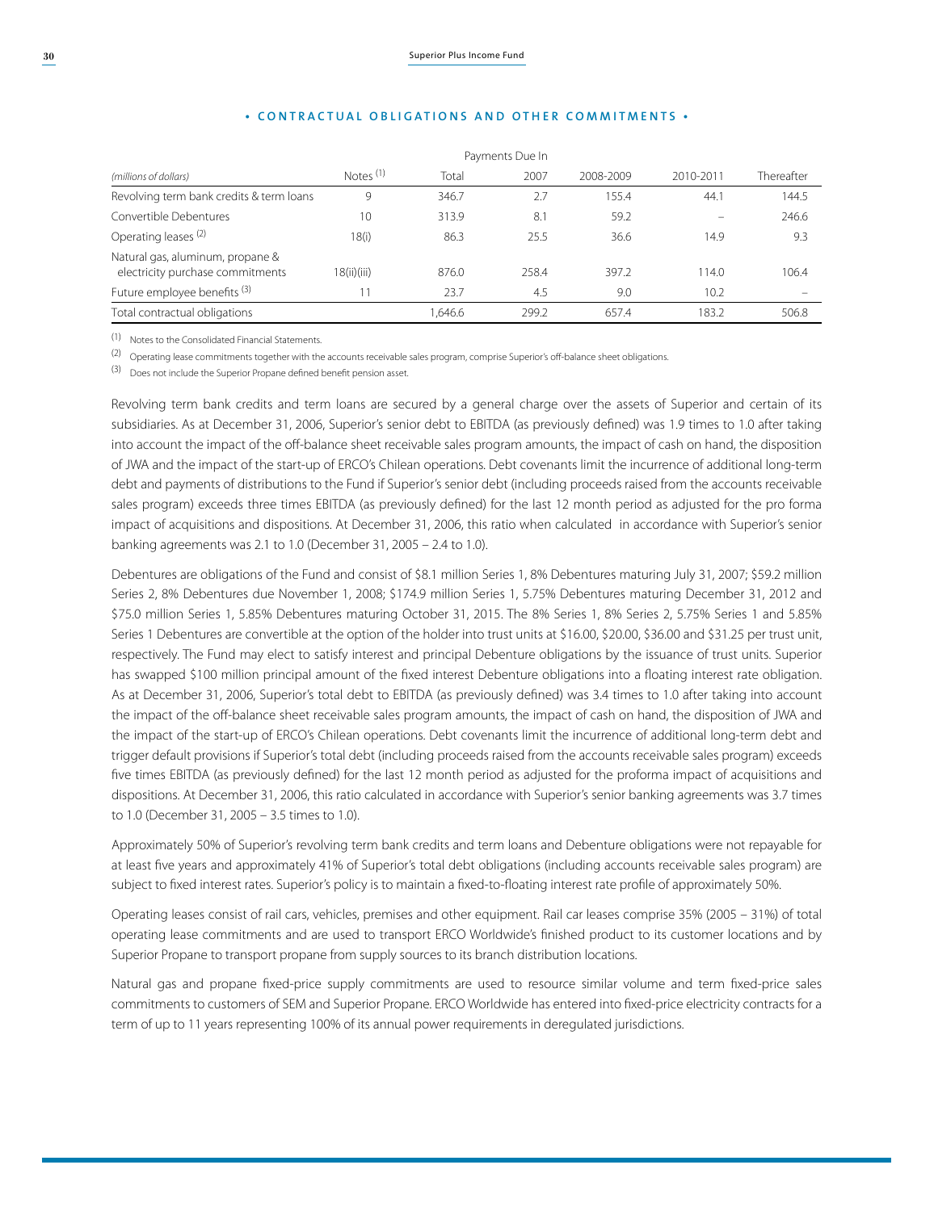## • CONTRACTUAL OBLIGATIONS AND OTHER COMMITMENTS •

| | | Payments Due In | | | | |
|---|---|---|---|---|---|---|
| *(millions of dollars)* | Notes [1] | Total | 2007 | 2008-2009 | 2010-2011 | Thereafter |
| Revolving term bank credits & term loans | 9 | 346.7 | 2.7 | 155.4 | 44.1 | 144.5 |
| Convertible Debentures | 10 | 313.9 | 8.1 | 59.2 | – | 246.6 |
| Operating leases [2] | 18(i) | 86.3 | 25.5 | 36.6 | 14.9 | 9.3 |
| Natural gas, aluminum, propane & electricity purchase commitments | 18(ii)(iii) | 876.0 | 258.4 | 397.2 | 114.0 | 106.4 |
| Future employee benefits [3] | 11 | 23.7 | 4.5 | 9.0 | 10.2 | – |
| Total contractual obligations | | 1,646.6 | 299.2 | 657.4 | 183.2 | 506.8 |

[1] Notes to the Consolidated Financial Statements.

[2] Operating lease commitments together with the accounts receivable sales program, comprise Superior's off-balance sheet obligations.

[3] Does not include the Superior Propane defined benefit pension asset.

Revolving term bank credits and term loans are secured by a general charge over the assets of Superior and certain of its subsidiaries. As at December 31, 2006, Superior's senior debt to EBITDA (as previously defined) was 1.9 times to 1.0 after taking into account the impact of the off-balance sheet receivable sales program amounts, the impact of cash on hand, the disposition of JWA and the impact of the start-up of ERCO's Chilean operations. Debt covenants limit the incurrence of additional long-term debt and payments of distributions to the Fund if Superior's senior debt (including proceeds raised from the accounts receivable sales program) exceeds three times EBITDA (as previously defined) for the last 12 month period as adjusted for the pro forma impact of acquisitions and dispositions. At December 31, 2006, this ratio when calculated in accordance with Superior's senior banking agreements was 2.1 to 1.0 (December 31, 2005 – 2.4 to 1.0).

Debentures are obligations of the Fund and consist of $8.1 million Series 1, 8% Debentures maturing July 31, 2007; $59.2 million Series 2, 8% Debentures due November 1, 2008; $174.9 million Series 1, 5.75% Debentures maturing December 31, 2012 and $75.0 million Series 1, 5.85% Debentures maturing October 31, 2015. The 8% Series 1, 8% Series 2, 5.75% Series 1 and 5.85% Series 1 Debentures are convertible at the option of the holder into trust units at $16.00, $20.00, $36.00 and $31.25 per trust unit, respectively. The Fund may elect to satisfy interest and principal Debenture obligations by the issuance of trust units. Superior has swapped $100 million principal amount of the fixed interest Debenture obligations into a floating interest rate obligation. As at December 31, 2006, Superior's total debt to EBITDA (as previously defined) was 3.4 times to 1.0 after taking into account the impact of the off-balance sheet receivable sales program amounts, the impact of cash on hand, the disposition of JWA and the impact of the start-up of ERCO's Chilean operations. Debt covenants limit the incurrence of additional long-term debt and trigger default provisions if Superior's total debt (including proceeds raised from the accounts receivable sales program) exceeds five times EBITDA (as previously defined) for the last 12 month period as adjusted for the proforma impact of acquisitions and dispositions. At December 31, 2006, this ratio calculated in accordance with Superior's senior banking agreements was 3.7 times to 1.0 (December 31, 2005 – 3.5 times to 1.0).

Approximately 50% of Superior's revolving term bank credits and term loans and Debenture obligations were not repayable for at least five years and approximately 41% of Superior's total debt obligations (including accounts receivable sales program) are subject to fixed interest rates. Superior's policy is to maintain a fixed-to-floating interest rate profile of approximately 50%.

Operating leases consist of rail cars, vehicles, premises and other equipment. Rail car leases comprise 35% (2005 – 31%) of total operating lease commitments and are used to transport ERCO Worldwide's finished product to its customer locations and by Superior Propane to transport propane from supply sources to its branch distribution locations.

Natural gas and propane fixed-price supply commitments are used to resource similar volume and term fixed-price sales commitments to customers of SEM and Superior Propane. ERCO Worldwide has entered into fixed-price electricity contracts for a term of up to 11 years representing 100% of its annual power requirements in deregulated jurisdictions.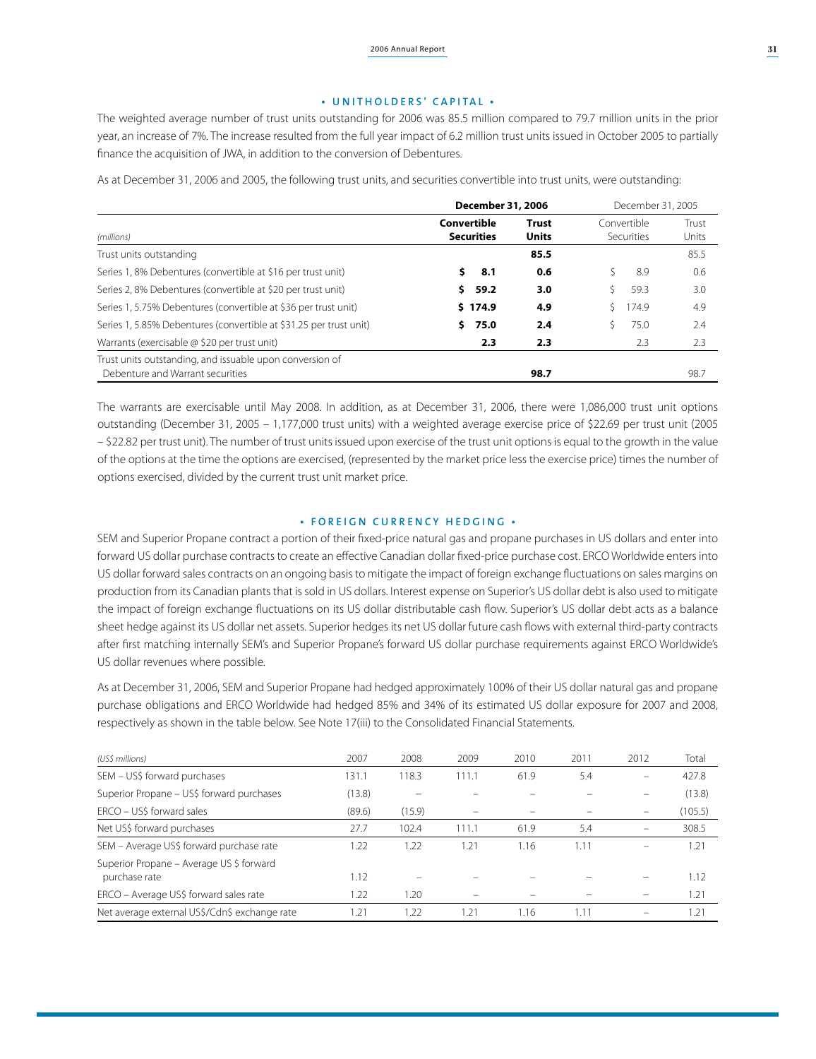## • UNITHOLDERS' CAPITAL •

The weighted average number of trust units outstanding for 2006 was 85.5 million compared to 79.7 million units in the prior year, an increase of 7%. The increase resulted from the full year impact of 6.2 million trust units issued in October 2005 to partially finance the acquisition of JWA, in addition to the conversion of Debentures.

As at December 31, 2006 and 2005, the following trust units, and securities convertible into trust units, were outstanding:

| | **December 31, 2006** | | December 31, 2005 | |
|---|---|---|---|---|
| *(millions)* | **Convertible Securities** | **Trust Units** | Convertible Securities | Trust Units |
| Trust units outstanding | | **85.5** | | 85.5 |
| Series 1, 8% Debentures (convertible at $16 per trust unit) | **$ 8.1** | **0.6** | $ 8.9 | 0.6 |
| Series 2, 8% Debentures (convertible at $20 per trust unit) | **$ 59.2** | **3.0** | $ 59.3 | 3.0 |
| Series 1, 5.75% Debentures (convertible at $36 per trust unit) | **$ 174.9** | **4.9** | $ 174.9 | 4.9 |
| Series 1, 5.85% Debentures (convertible at $31.25 per trust unit) | **$ 75.0** | **2.4** | $ 75.0 | 2.4 |
| Warrants (exercisable @ $20 per trust unit) | **2.3** | **2.3** | 2.3 | 2.3 |
| Trust units outstanding, and issuable upon conversion of Debenture and Warrant securities | | **98.7** | | 98.7 |

The warrants are exercisable until May 2008. In addition, as at December 31, 2006, there were 1,086,000 trust unit options outstanding (December 31, 2005 – 1,177,000 trust units) with a weighted average exercise price of $22.69 per trust unit (2005 – $22.82 per trust unit). The number of trust units issued upon exercise of the trust unit options is equal to the growth in the value of the options at the time the options are exercised, (represented by the market price less the exercise price) times the number of options exercised, divided by the current trust unit market price.

## • FOREIGN CURRENCY HEDGING •

SEM and Superior Propane contract a portion of their fixed-price natural gas and propane purchases in US dollars and enter into forward US dollar purchase contracts to create an effective Canadian dollar fixed-price purchase cost. ERCO Worldwide enters into US dollar forward sales contracts on an ongoing basis to mitigate the impact of foreign exchange fluctuations on sales margins on production from its Canadian plants that is sold in US dollars. Interest expense on Superior's US dollar debt is also used to mitigate the impact of foreign exchange fluctuations on its US dollar distributable cash flow. Superior's US dollar debt acts as a balance sheet hedge against its US dollar net assets. Superior hedges its net US dollar future cash flows with external third-party contracts after first matching internally SEM's and Superior Propane's forward US dollar purchase requirements against ERCO Worldwide's US dollar revenues where possible.

As at December 31, 2006, SEM and Superior Propane had hedged approximately 100% of their US dollar natural gas and propane purchase obligations and ERCO Worldwide had hedged 85% and 34% of its estimated US dollar exposure for 2007 and 2008, respectively as shown in the table below. See Note 17(iii) to the Consolidated Financial Statements.

| *(US$ millions)* | 2007 | 2008 | 2009 | 2010 | 2011 | 2012 | Total |
|---|---|---|---|---|---|---|---|
| SEM – US$ forward purchases | 131.1 | 118.3 | 111.1 | 61.9 | 5.4 | – | 427.8 |
| Superior Propane – US$ forward purchases | (13.8) | – | – | – | – | – | (13.8) |
| ERCO – US$ forward sales | (89.6) | (15.9) | – | – | – | – | (105.5) |
| Net US$ forward purchases | 27.7 | 102.4 | 111.1 | 61.9 | 5.4 | – | 308.5 |
| SEM – Average US$ forward purchase rate | 1.22 | 1.22 | 1.21 | 1.16 | 1.11 | – | 1.21 |
| Superior Propane – Average US $ forward purchase rate | 1.12 | – | – | – | – | – | 1.12 |
| ERCO – Average US$ forward sales rate | 1.22 | 1.20 | – | – | – | – | 1.21 |
| Net average external US$/Cdn$ exchange rate | 1.21 | 1.22 | 1.21 | 1.16 | 1.11 | – | 1.21 |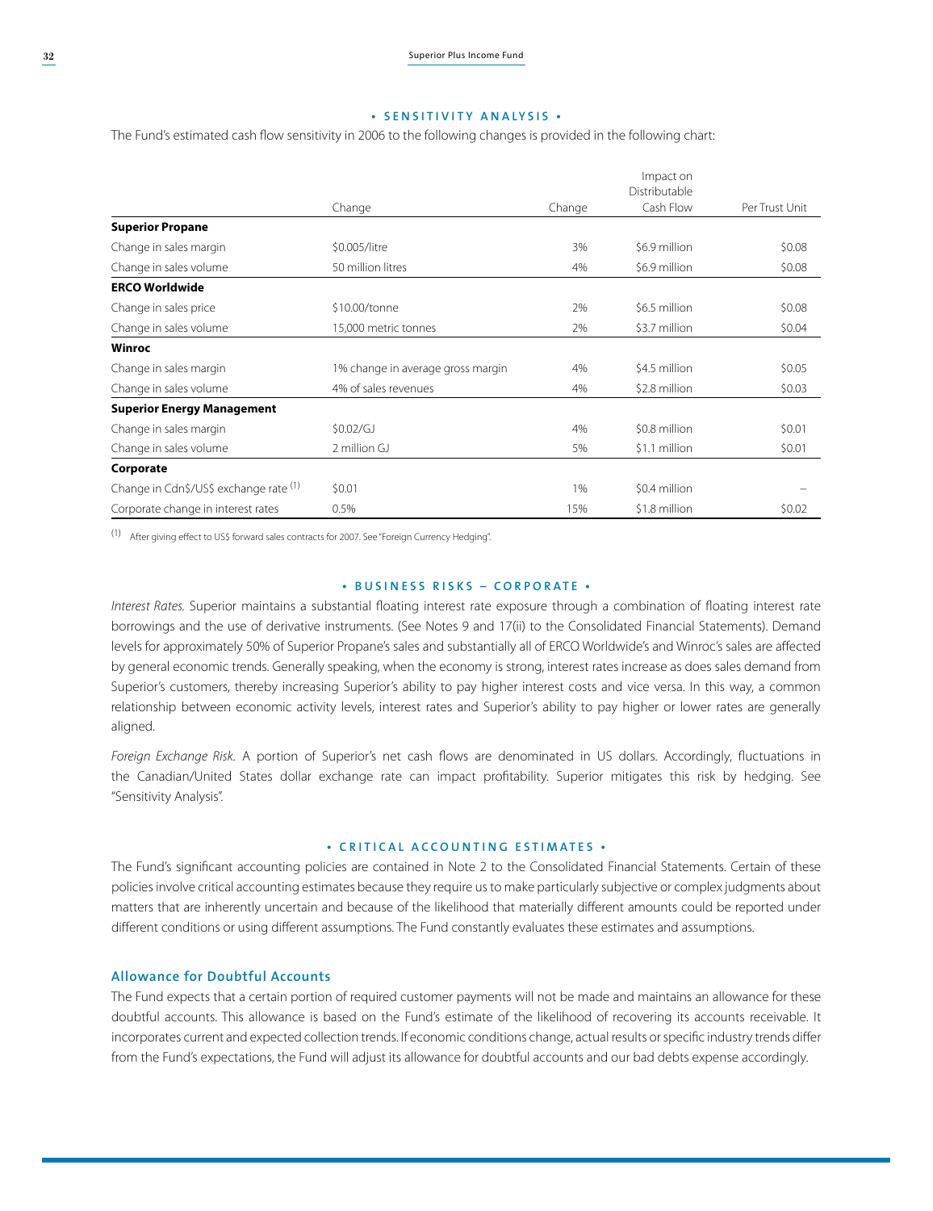## • SENSITIVITY ANALYSIS •

The Fund's estimated cash flow sensitivity in 2006 to the following changes is provided in the following chart:

| | Change | Change | Impact on Distributable Cash Flow | Per Trust Unit |
|---|---|---|---|---|
| **Superior Propane** | | | | |
| Change in sales margin | $0.005/litre | 3% | $6.9 million | $0.08 |
| Change in sales volume | 50 million litres | 4% | $6.9 million | $0.08 |
| **ERCO Worldwide** | | | | |
| Change in sales price | $10.00/tonne | 2% | $6.5 million | $0.08 |
| Change in sales volume | 15,000 metric tonnes | 2% | $3.7 million | $0.04 |
| **Winroc** | | | | |
| Change in sales margin | 1% change in average gross margin | 4% | $4.5 million | $0.05 |
| Change in sales volume | 4% of sales revenues | 4% | $2.8 million | $0.03 |
| **Superior Energy Management** | | | | |
| Change in sales margin | $0.02/GJ | 4% | $0.8 million | $0.01 |
| Change in sales volume | 2 million GJ | 5% | $1.1 million | $0.01 |
| **Corporate** | | | | |
| Change in Cdn$/US$ exchange rate [1] | $0.01 | 1% | $0.4 million | – |
| Corporate change in interest rates | 0.5% | 15% | $1.8 million | $0.02 |

[1] After giving effect to US$ forward sales contracts for 2007. See "Foreign Currency Hedging".

## • BUSINESS RISKS – CORPORATE •

*Interest Rates.* Superior maintains a substantial floating interest rate exposure through a combination of floating interest rate borrowings and the use of derivative instruments. (See Notes 9 and 17(ii) to the Consolidated Financial Statements). Demand levels for approximately 50% of Superior Propane's sales and substantially all of ERCO Worldwide's and Winroc's sales are affected by general economic trends. Generally speaking, when the economy is strong, interest rates increase as does sales demand from Superior's customers, thereby increasing Superior's ability to pay higher interest costs and vice versa. In this way, a common relationship between economic activity levels, interest rates and Superior's ability to pay higher or lower rates are generally aligned.

*Foreign Exchange Risk.* A portion of Superior's net cash flows are denominated in US dollars. Accordingly, fluctuations in the Canadian/United States dollar exchange rate can impact profitability. Superior mitigates this risk by hedging. See "Sensitivity Analysis".

## • CRITICAL ACCOUNTING ESTIMATES •

The Fund's significant accounting policies are contained in Note 2 to the Consolidated Financial Statements. Certain of these policies involve critical accounting estimates because they require us to make particularly subjective or complex judgments about matters that are inherently uncertain and because of the likelihood that materially different amounts could be reported under different conditions or using different assumptions. The Fund constantly evaluates these estimates and assumptions.

### Allowance for Doubtful Accounts

The Fund expects that a certain portion of required customer payments will not be made and maintains an allowance for these doubtful accounts. This allowance is based on the Fund's estimate of the likelihood of recovering its accounts receivable. It incorporates current and expected collection trends. If economic conditions change, actual results or specific industry trends differ from the Fund's expectations, the Fund will adjust its allowance for doubtful accounts and our bad debts expense accordingly.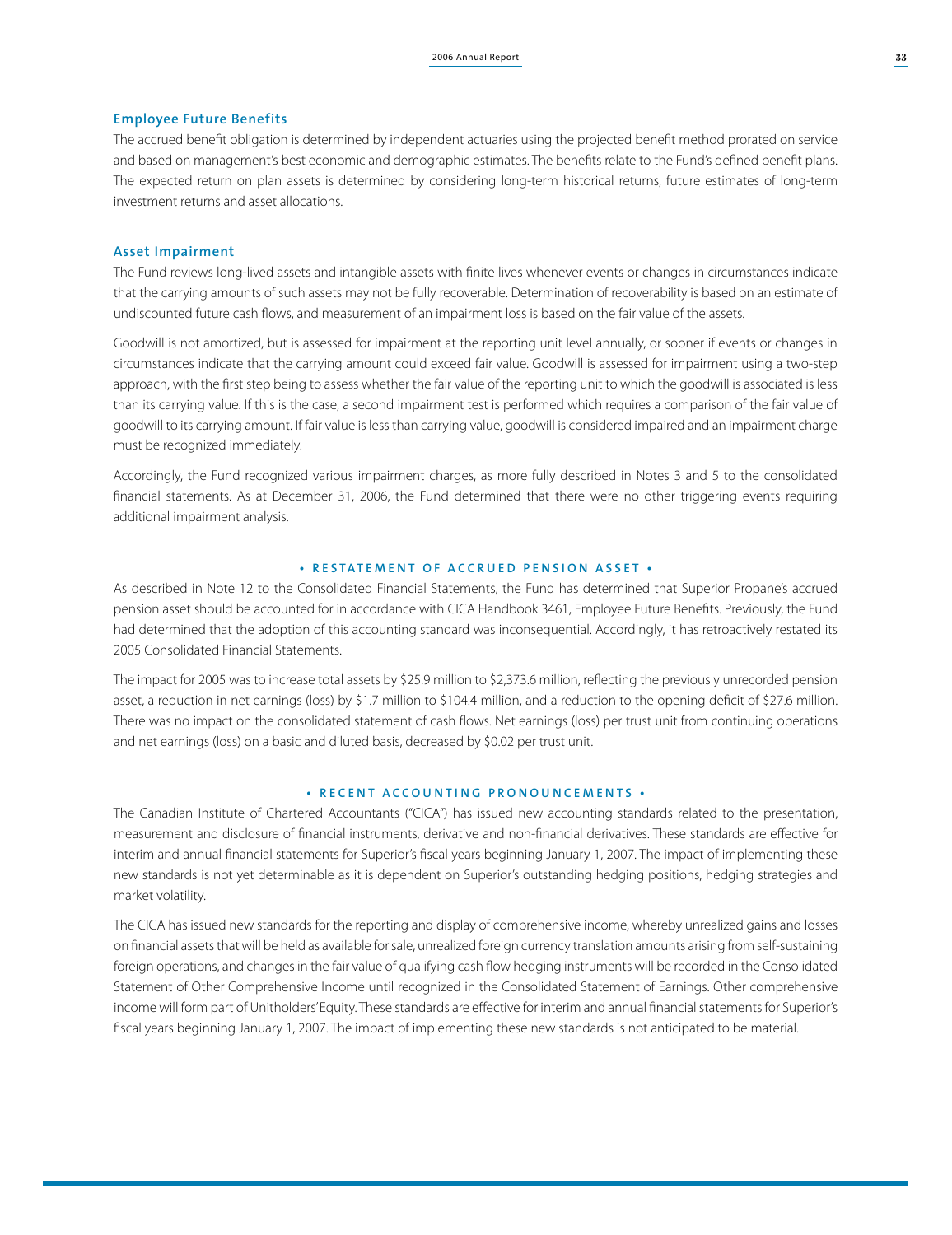### Employee Future Benefits

The accrued benefit obligation is determined by independent actuaries using the projected benefit method prorated on service and based on management's best economic and demographic estimates. The benefits relate to the Fund's defined benefit plans. The expected return on plan assets is determined by considering long-term historical returns, future estimates of long-term investment returns and asset allocations.

### Asset Impairment

The Fund reviews long-lived assets and intangible assets with finite lives whenever events or changes in circumstances indicate that the carrying amounts of such assets may not be fully recoverable. Determination of recoverability is based on an estimate of undiscounted future cash flows, and measurement of an impairment loss is based on the fair value of the assets.

Goodwill is not amortized, but is assessed for impairment at the reporting unit level annually, or sooner if events or changes in circumstances indicate that the carrying amount could exceed fair value. Goodwill is assessed for impairment using a two-step approach, with the first step being to assess whether the fair value of the reporting unit to which the goodwill is associated is less than its carrying value. If this is the case, a second impairment test is performed which requires a comparison of the fair value of goodwill to its carrying amount. If fair value is less than carrying value, goodwill is considered impaired and an impairment charge must be recognized immediately.

Accordingly, the Fund recognized various impairment charges, as more fully described in Notes 3 and 5 to the consolidated financial statements. As at December 31, 2006, the Fund determined that there were no other triggering events requiring additional impairment analysis.

## • RESTATEMENT OF ACCRUED PENSION ASSET •

As described in Note 12 to the Consolidated Financial Statements, the Fund has determined that Superior Propane's accrued pension asset should be accounted for in accordance with CICA Handbook 3461, Employee Future Benefits. Previously, the Fund had determined that the adoption of this accounting standard was inconsequential. Accordingly, it has retroactively restated its 2005 Consolidated Financial Statements.

The impact for 2005 was to increase total assets by $25.9 million to $2,373.6 million, reflecting the previously unrecorded pension asset, a reduction in net earnings (loss) by $1.7 million to $104.4 million, and a reduction to the opening deficit of $27.6 million. There was no impact on the consolidated statement of cash flows. Net earnings (loss) per trust unit from continuing operations and net earnings (loss) on a basic and diluted basis, decreased by $0.02 per trust unit.

## • RECENT ACCOUNTING PRONOUNCEMENTS •

The Canadian Institute of Chartered Accountants ("CICA") has issued new accounting standards related to the presentation, measurement and disclosure of financial instruments, derivative and non-financial derivatives. These standards are effective for interim and annual financial statements for Superior's fiscal years beginning January 1, 2007. The impact of implementing these new standards is not yet determinable as it is dependent on Superior's outstanding hedging positions, hedging strategies and market volatility.

The CICA has issued new standards for the reporting and display of comprehensive income, whereby unrealized gains and losses on financial assets that will be held as available for sale, unrealized foreign currency translation amounts arising from self-sustaining foreign operations, and changes in the fair value of qualifying cash flow hedging instruments will be recorded in the Consolidated Statement of Other Comprehensive Income until recognized in the Consolidated Statement of Earnings. Other comprehensive income will form part of Unitholders' Equity. These standards are effective for interim and annual financial statements for Superior's fiscal years beginning January 1, 2007. The impact of implementing these new standards is not anticipated to be material.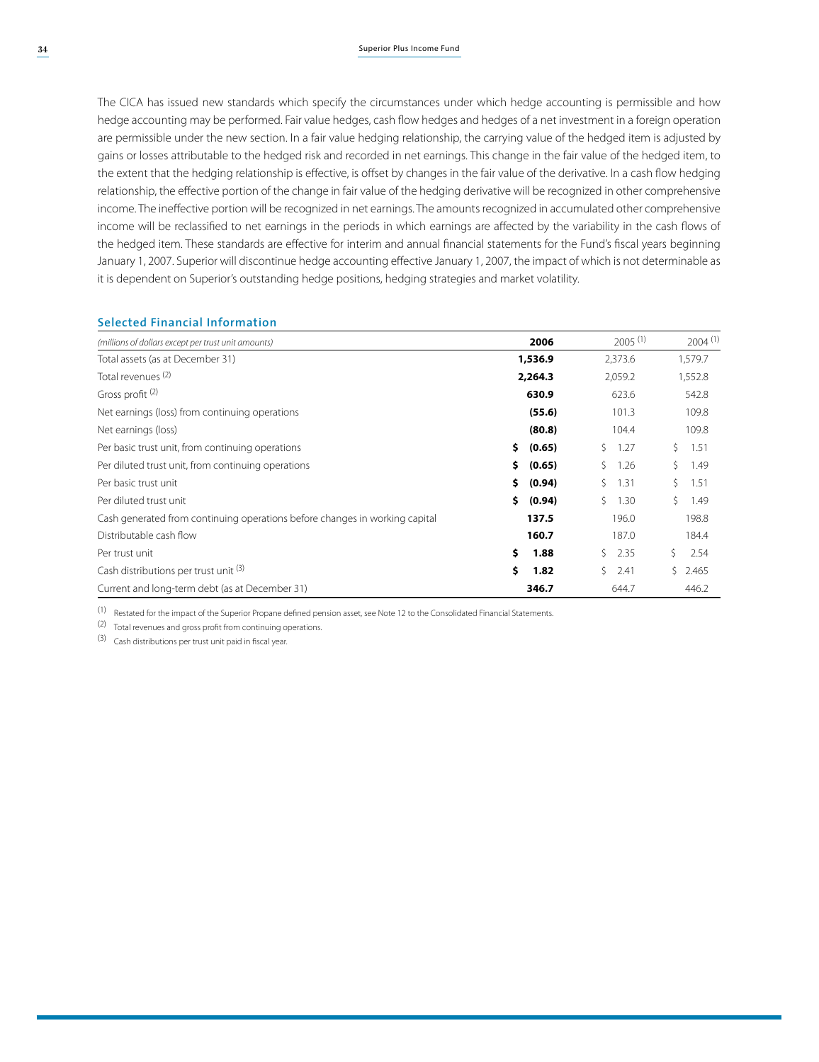The CICA has issued new standards which specify the circumstances under which hedge accounting is permissible and how hedge accounting may be performed. Fair value hedges, cash flow hedges and hedges of a net investment in a foreign operation are permissible under the new section. In a fair value hedging relationship, the carrying value of the hedged item is adjusted by gains or losses attributable to the hedged risk and recorded in net earnings. This change in the fair value of the hedged item, to the extent that the hedging relationship is effective, is offset by changes in the fair value of the derivative. In a cash flow hedging relationship, the effective portion of the change in fair value of the hedging derivative will be recognized in other comprehensive income. The ineffective portion will be recognized in net earnings. The amounts recognized in accumulated other comprehensive income will be reclassified to net earnings in the periods in which earnings are affected by the variability in the cash flows of the hedged item. These standards are effective for interim and annual financial statements for the Fund's fiscal years beginning January 1, 2007. Superior will discontinue hedge accounting effective January 1, 2007, the impact of which is not determinable as it is dependent on Superior's outstanding hedge positions, hedging strategies and market volatility.

## Selected Financial Information

| *(millions of dollars except per trust unit amounts)* | **2006** | 2005 (1) | 2004 (1) |
|---|---|---|---|
| Total assets (as at December 31) | **1,536.9** | 2,373.6 | 1,579.7 |
| Total revenues (2) | **2,264.3** | 2,059.2 | 1,552.8 |
| Gross profit (2) | **630.9** | 623.6 | 542.8 |
| Net earnings (loss) from continuing operations | **(55.6)** | 101.3 | 109.8 |
| Net earnings (loss) | **(80.8)** | 104.4 | 109.8 |
| Per basic trust unit, from continuing operations | **$ (0.65)** | $ 1.27 | $ 1.51 |
| Per diluted trust unit, from continuing operations | **$ (0.65)** | $ 1.26 | $ 1.49 |
| Per basic trust unit | **$ (0.94)** | $ 1.31 | $ 1.51 |
| Per diluted trust unit | **$ (0.94)** | $ 1.30 | $ 1.49 |
| Cash generated from continuing operations before changes in working capital | **137.5** | 196.0 | 198.8 |
| Distributable cash flow | **160.7** | 187.0 | 184.4 |
| Per trust unit | **$ 1.88** | $ 2.35 | $ 2.54 |
| Cash distributions per trust unit (3) | **$ 1.82** | $ 2.41 | $ 2.465 |
| Current and long-term debt (as at December 31) | **346.7** | 644.7 | 446.2 |

(1) Restated for the impact of the Superior Propane defined pension asset, see Note 12 to the Consolidated Financial Statements.

(2) Total revenues and gross profit from continuing operations.

(3) Cash distributions per trust unit paid in fiscal year.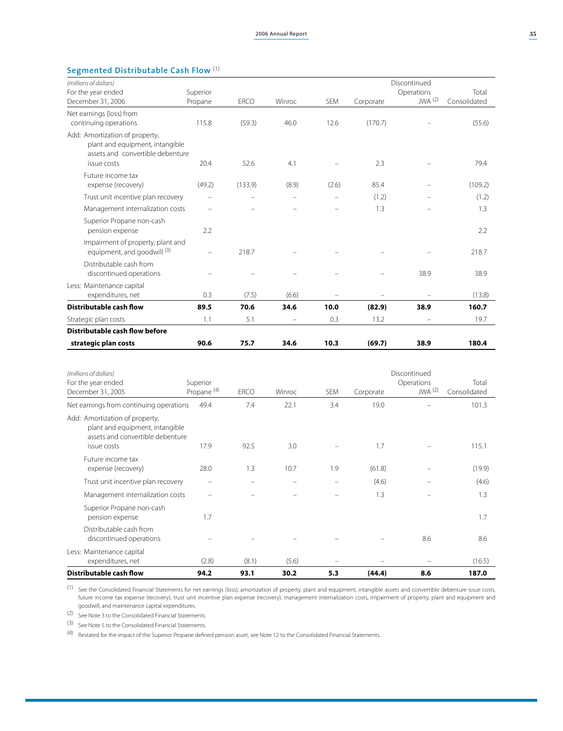## Segmented Distributable Cash Flow [1]

| (millions of dollars) For the year ended December 31, 2006 | Superior Propane | ERCO | Winroc | SEM | Corporate | Discontinued Operations JWA [2] | Total Consolidated |
|---|---|---|---|---|---|---|---|
| Net earnings (loss) from continuing operations | 115.8 | (59.3) | 46.0 | 12.6 | (170.7) | – | (55.6) |
| Add: Amortization of property, plant and equipment, intangible assets and convertible debenture issue costs | 20.4 | 52.6 | 4.1 | – | 2.3 | – | 79.4 |
| Future income tax expense (recovery) | (49.2) | (133.9) | (8.9) | (2.6) | 85.4 | – | (109.2) |
| Trust unit incentive plan recovery | – | – | – | – | (1.2) | – | (1.2) |
| Management internalization costs | – | – | – | – | 1.3 | – | 1.3 |
| Superior Propane non-cash pension expense | 2.2 | | | | | | 2.2 |
| Impairment of property, plant and equipment, and goodwill [3] | – | 218.7 | – | – | – | – | 218.7 |
| Distributable cash from discontinued operations | – | – | – | – | – | 38.9 | 38.9 |
| Less: Maintenance capital expenditures, net | 0.3 | (7.5) | (6.6) | – | – | – | (13.8) |
| **Distributable cash flow** | **89.5** | **70.6** | **34.6** | **10.0** | **(82.9)** | **38.9** | **160.7** |
| Strategic plan costs | 1.1 | 5.1 | – | 0.3 | 13.2 | – | 19.7 |
| **Distributable cash flow before strategic plan costs** | **90.6** | **75.7** | **34.6** | **10.3** | **(69.7)** | **38.9** | **180.4** |

| (millions of dollars) For the year ended December 31, 2005 | Superior Propane [4] | ERCO | Winroc | SEM | Corporate | Discontinued Operations JWA [2] | Total Consolidated |
|---|---|---|---|---|---|---|---|
| Net earnings from continuing operations | 49.4 | 7.4 | 22.1 | 3.4 | 19.0 | – | 101.3 |
| Add: Amortization of property, plant and equipment, intangible assets and convertible debenture issue costs | 17.9 | 92.5 | 3.0 | – | 1.7 | – | 115.1 |
| Future income tax expense (recovery) | 28.0 | 1.3 | 10.7 | 1.9 | (61.8) | – | (19.9) |
| Trust unit incentive plan recovery | – | – | – | – | (4.6) | – | (4.6) |
| Management internalization costs | – | – | – | – | 1.3 | – | 1.3 |
| Superior Propane non-cash pension expense | 1.7 | | | | | | 1.7 |
| Distributable cash from discontinued operations | – | – | – | – | – | 8.6 | 8.6 |
| Less: Maintenance capital expenditures, net | (2.8) | (8.1) | (5.6) | – | – | – | (16.5) |
| **Distributable cash flow** | **94.2** | **93.1** | **30.2** | **5.3** | **(44.4)** | **8.6** | **187.0** |

[1] See the Consolidated Financial Statements for net earnings (loss), amortization of property, plant and equipment, intangible assets and convertible debenture issue costs, future income tax expense (recovery), trust unit incentive plan expense (recovery), management internalization costs, impairment of property, plant and equipment and goodwill, and maintenance capital expenditures.

[2] See Note 3 to the Consolidated Financial Statements.

[3] See Note 5 to the Consolidated Financial Statements.

[4] Restated for the impact of the Superior Propane defined pension asset, see Note 12 to the Consolidated Financial Statements.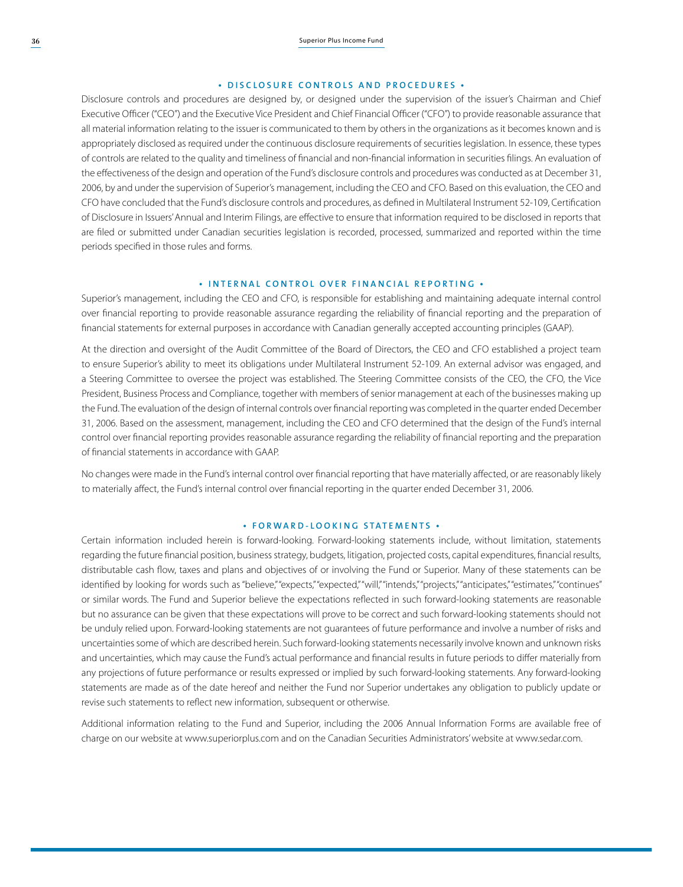## • DISCLOSURE CONTROLS AND PROCEDURES •

Disclosure controls and procedures are designed by, or designed under the supervision of the issuer's Chairman and Chief Executive Officer ("CEO") and the Executive Vice President and Chief Financial Officer ("CFO") to provide reasonable assurance that all material information relating to the issuer is communicated to them by others in the organizations as it becomes known and is appropriately disclosed as required under the continuous disclosure requirements of securities legislation. In essence, these types of controls are related to the quality and timeliness of financial and non-financial information in securities filings. An evaluation of the effectiveness of the design and operation of the Fund's disclosure controls and procedures was conducted as at December 31, 2006, by and under the supervision of Superior's management, including the CEO and CFO. Based on this evaluation, the CEO and CFO have concluded that the Fund's disclosure controls and procedures, as defined in Multilateral Instrument 52-109, Certification of Disclosure in Issuers' Annual and Interim Filings, are effective to ensure that information required to be disclosed in reports that are filed or submitted under Canadian securities legislation is recorded, processed, summarized and reported within the time periods specified in those rules and forms.

## • INTERNAL CONTROL OVER FINANCIAL REPORTING •

Superior's management, including the CEO and CFO, is responsible for establishing and maintaining adequate internal control over financial reporting to provide reasonable assurance regarding the reliability of financial reporting and the preparation of financial statements for external purposes in accordance with Canadian generally accepted accounting principles (GAAP).

At the direction and oversight of the Audit Committee of the Board of Directors, the CEO and CFO established a project team to ensure Superior's ability to meet its obligations under Multilateral Instrument 52-109. An external advisor was engaged, and a Steering Committee to oversee the project was established. The Steering Committee consists of the CEO, the CFO, the Vice President, Business Process and Compliance, together with members of senior management at each of the businesses making up the Fund. The evaluation of the design of internal controls over financial reporting was completed in the quarter ended December 31, 2006. Based on the assessment, management, including the CEO and CFO determined that the design of the Fund's internal control over financial reporting provides reasonable assurance regarding the reliability of financial reporting and the preparation of financial statements in accordance with GAAP.

No changes were made in the Fund's internal control over financial reporting that have materially affected, or are reasonably likely to materially affect, the Fund's internal control over financial reporting in the quarter ended December 31, 2006.

## • FORWARD-LOOKING STATEMENTS •

Certain information included herein is forward-looking. Forward-looking statements include, without limitation, statements regarding the future financial position, business strategy, budgets, litigation, projected costs, capital expenditures, financial results, distributable cash flow, taxes and plans and objectives of or involving the Fund or Superior. Many of these statements can be identified by looking for words such as "believe," "expects," "expected," "will," "intends," "projects," "anticipates," "estimates," "continues" or similar words. The Fund and Superior believe the expectations reflected in such forward-looking statements are reasonable but no assurance can be given that these expectations will prove to be correct and such forward-looking statements should not be unduly relied upon. Forward-looking statements are not guarantees of future performance and involve a number of risks and uncertainties some of which are described herein. Such forward-looking statements necessarily involve known and unknown risks and uncertainties, which may cause the Fund's actual performance and financial results in future periods to differ materially from any projections of future performance or results expressed or implied by such forward-looking statements. Any forward-looking statements are made as of the date hereof and neither the Fund nor Superior undertakes any obligation to publicly update or revise such statements to reflect new information, subsequent or otherwise.

Additional information relating to the Fund and Superior, including the 2006 Annual Information Forms are available free of charge on our website at www.superiorplus.com and on the Canadian Securities Administrators' website at www.sedar.com.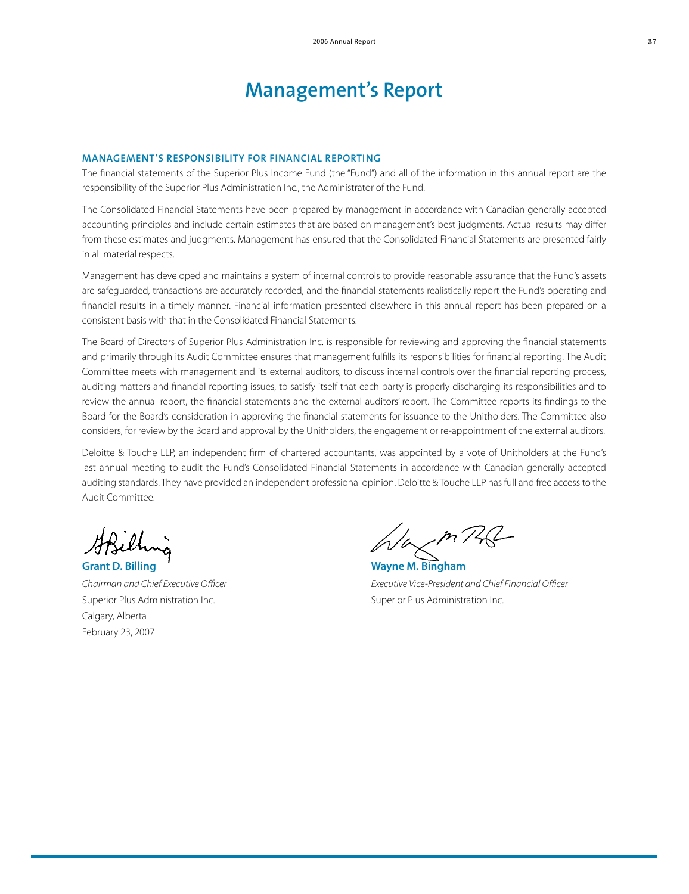# Management's Report

## MANAGEMENT'S RESPONSIBILITY FOR FINANCIAL REPORTING

The financial statements of the Superior Plus Income Fund (the "Fund") and all of the information in this annual report are the responsibility of the Superior Plus Administration Inc., the Administrator of the Fund.

The Consolidated Financial Statements have been prepared by management in accordance with Canadian generally accepted accounting principles and include certain estimates that are based on management's best judgments. Actual results may differ from these estimates and judgments. Management has ensured that the Consolidated Financial Statements are presented fairly in all material respects.

Management has developed and maintains a system of internal controls to provide reasonable assurance that the Fund's assets are safeguarded, transactions are accurately recorded, and the financial statements realistically report the Fund's operating and financial results in a timely manner. Financial information presented elsewhere in this annual report has been prepared on a consistent basis with that in the Consolidated Financial Statements.

The Board of Directors of Superior Plus Administration Inc. is responsible for reviewing and approving the financial statements and primarily through its Audit Committee ensures that management fulfills its responsibilities for financial reporting. The Audit Committee meets with management and its external auditors, to discuss internal controls over the financial reporting process, auditing matters and financial reporting issues, to satisfy itself that each party is properly discharging its responsibilities and to review the annual report, the financial statements and the external auditors' report. The Committee reports its findings to the Board for the Board's consideration in approving the financial statements for issuance to the Unitholders. The Committee also considers, for review by the Board and approval by the Unitholders, the engagement or re-appointment of the external auditors.

Deloitte & Touche LLP, an independent firm of chartered accountants, was appointed by a vote of Unitholders at the Fund's last annual meeting to audit the Fund's Consolidated Financial Statements in accordance with Canadian generally accepted auditing standards. They have provided an independent professional opinion. Deloitte & Touche LLP has full and free access to the Audit Committee.

**Grant D. Billing**
*Chairman and Chief Executive Officer*
Superior Plus Administration Inc.
Calgary, Alberta
February 23, 2007

**Wayne M. Bingham**
*Executive Vice-President and Chief Financial Officer*
Superior Plus Administration Inc.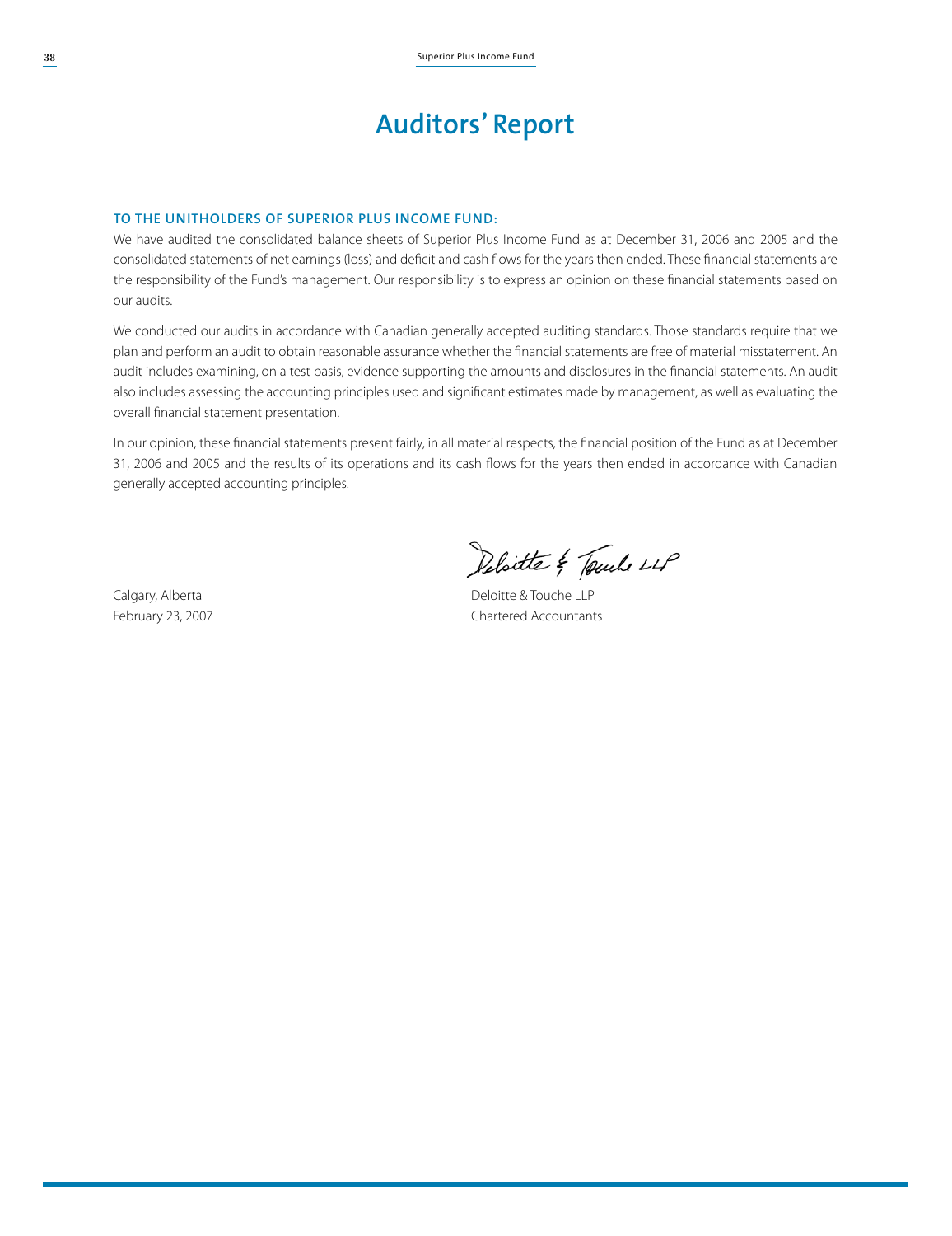# Auditors' Report

**TO THE UNITHOLDERS OF SUPERIOR PLUS INCOME FUND:**

We have audited the consolidated balance sheets of Superior Plus Income Fund as at December 31, 2006 and 2005 and the consolidated statements of net earnings (loss) and deficit and cash flows for the years then ended. These financial statements are the responsibility of the Fund's management. Our responsibility is to express an opinion on these financial statements based on our audits.

We conducted our audits in accordance with Canadian generally accepted auditing standards. Those standards require that we plan and perform an audit to obtain reasonable assurance whether the financial statements are free of material misstatement. An audit includes examining, on a test basis, evidence supporting the amounts and disclosures in the financial statements. An audit also includes assessing the accounting principles used and significant estimates made by management, as well as evaluating the overall financial statement presentation.

In our opinion, these financial statements present fairly, in all material respects, the financial position of the Fund as at December 31, 2006 and 2005 and the results of its operations and its cash flows for the years then ended in accordance with Canadian generally accepted accounting principles.

Deloitte & Touche LLP
Chartered Accountants

Calgary, Alberta
February 23, 2007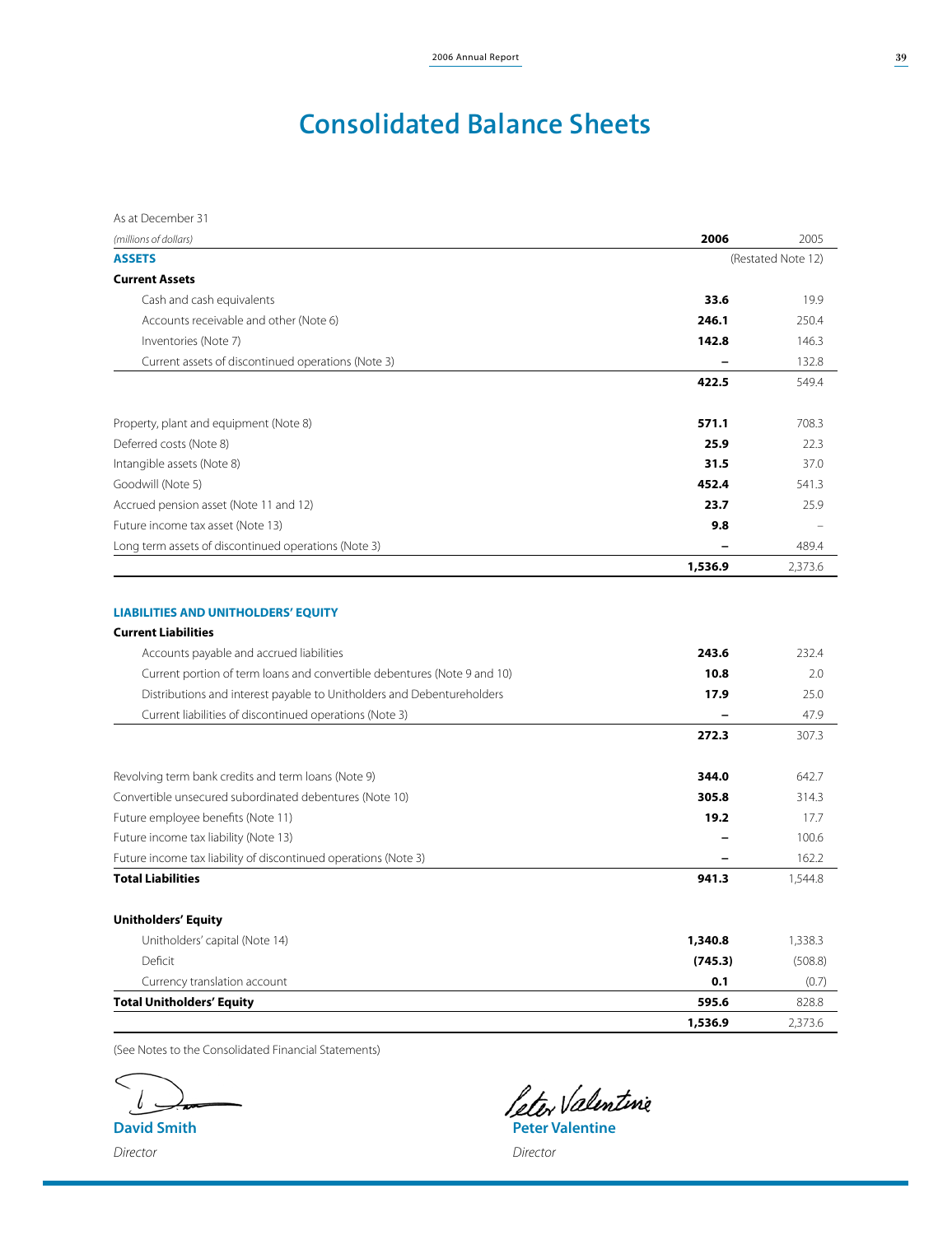# Consolidated Balance Sheets

As at December 31

| *(millions of dollars)* | **2006** | 2005 |
|---|---|---|
| **ASSETS** | | (Restated Note 12) |
| **Current Assets** | | |
| Cash and cash equivalents | **33.6** | 19.9 |
| Accounts receivable and other (Note 6) | **246.1** | 250.4 |
| Inventories (Note 7) | **142.8** | 146.3 |
| Current assets of discontinued operations (Note 3) | **–** | 132.8 |
| | **422.5** | 549.4 |
| Property, plant and equipment (Note 8) | **571.1** | 708.3 |
| Deferred costs (Note 8) | **25.9** | 22.3 |
| Intangible assets (Note 8) | **31.5** | 37.0 |
| Goodwill (Note 5) | **452.4** | 541.3 |
| Accrued pension asset (Note 11 and 12) | **23.7** | 25.9 |
| Future income tax asset (Note 13) | **9.8** | – |
| Long term assets of discontinued operations (Note 3) | **–** | 489.4 |
| | **1,536.9** | 2,373.6 |
| **LIABILITIES AND UNITHOLDERS' EQUITY** | | |
| **Current Liabilities** | | |
| Accounts payable and accrued liabilities | **243.6** | 232.4 |
| Current portion of term loans and convertible debentures (Note 9 and 10) | **10.8** | 2.0 |
| Distributions and interest payable to Unitholders and Debentureholders | **17.9** | 25.0 |
| Current liabilities of discontinued operations (Note 3) | **–** | 47.9 |
| | **272.3** | 307.3 |
| Revolving term bank credits and term loans (Note 9) | **344.0** | 642.7 |
| Convertible unsecured subordinated debentures (Note 10) | **305.8** | 314.3 |
| Future employee benefits (Note 11) | **19.2** | 17.7 |
| Future income tax liability (Note 13) | **–** | 100.6 |
| Future income tax liability of discontinued operations (Note 3) | **–** | 162.2 |
| **Total Liabilities** | **941.3** | 1,544.8 |
| **Unitholders' Equity** | | |
| Unitholders' capital (Note 14) | **1,340.8** | 1,338.3 |
| Deficit | **(745.3)** | (508.8) |
| Currency translation account | **0.1** | (0.7) |
| **Total Unitholders' Equity** | **595.6** | 828.8 |
| | **1,536.9** | 2,373.6 |

(See Notes to the Consolidated Financial Statements)

**David Smith**
*Director*

**Peter Valentine**
*Director*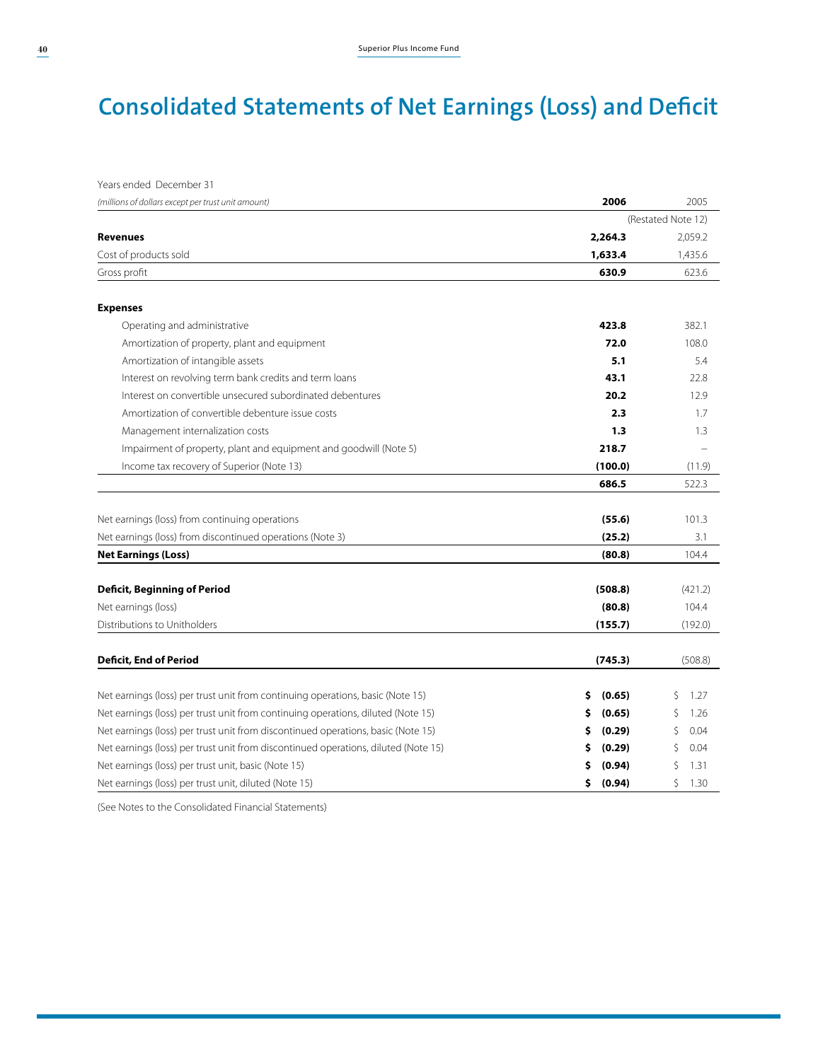# Consolidated Statements of Net Earnings (Loss) and Deficit

| Years ended December 31<br>*(millions of dollars except per trust unit amount)* | **2006** | 2005 |
|---|---|---|
| | | (Restated Note 12) |
| **Revenues** | **2,264.3** | 2,059.2 |
| Cost of products sold | **1,633.4** | 1,435.6 |
| Gross profit | **630.9** | 623.6 |
| **Expenses** | | |
| Operating and administrative | **423.8** | 382.1 |
| Amortization of property, plant and equipment | **72.0** | 108.0 |
| Amortization of intangible assets | **5.1** | 5.4 |
| Interest on revolving term bank credits and term loans | **43.1** | 22.8 |
| Interest on convertible unsecured subordinated debentures | **20.2** | 12.9 |
| Amortization of convertible debenture issue costs | **2.3** | 1.7 |
| Management internalization costs | **1.3** | 1.3 |
| Impairment of property, plant and equipment and goodwill (Note 5) | **218.7** | – |
| Income tax recovery of Superior (Note 13) | **(100.0)** | (11.9) |
| | **686.5** | 522.3 |
| Net earnings (loss) from continuing operations | **(55.6)** | 101.3 |
| Net earnings (loss) from discontinued operations (Note 3) | **(25.2)** | 3.1 |
| **Net Earnings (Loss)** | **(80.8)** | 104.4 |
| **Deficit, Beginning of Period** | **(508.8)** | (421.2) |
| Net earnings (loss) | **(80.8)** | 104.4 |
| Distributions to Unitholders | **(155.7)** | (192.0) |
| **Deficit, End of Period** | **(745.3)** | (508.8) |
| Net earnings (loss) per trust unit from continuing operations, basic (Note 15) | **$ (0.65)** | $ 1.27 |
| Net earnings (loss) per trust unit from continuing operations, diluted (Note 15) | **$ (0.65)** | $ 1.26 |
| Net earnings (loss) per trust unit from discontinued operations, basic (Note 15) | **$ (0.29)** | $ 0.04 |
| Net earnings (loss) per trust unit from discontinued operations, diluted (Note 15) | **$ (0.29)** | $ 0.04 |
| Net earnings (loss) per trust unit, basic (Note 15) | **$ (0.94)** | $ 1.31 |
| Net earnings (loss) per trust unit, diluted (Note 15) | **$ (0.94)** | $ 1.30 |

(See Notes to the Consolidated Financial Statements)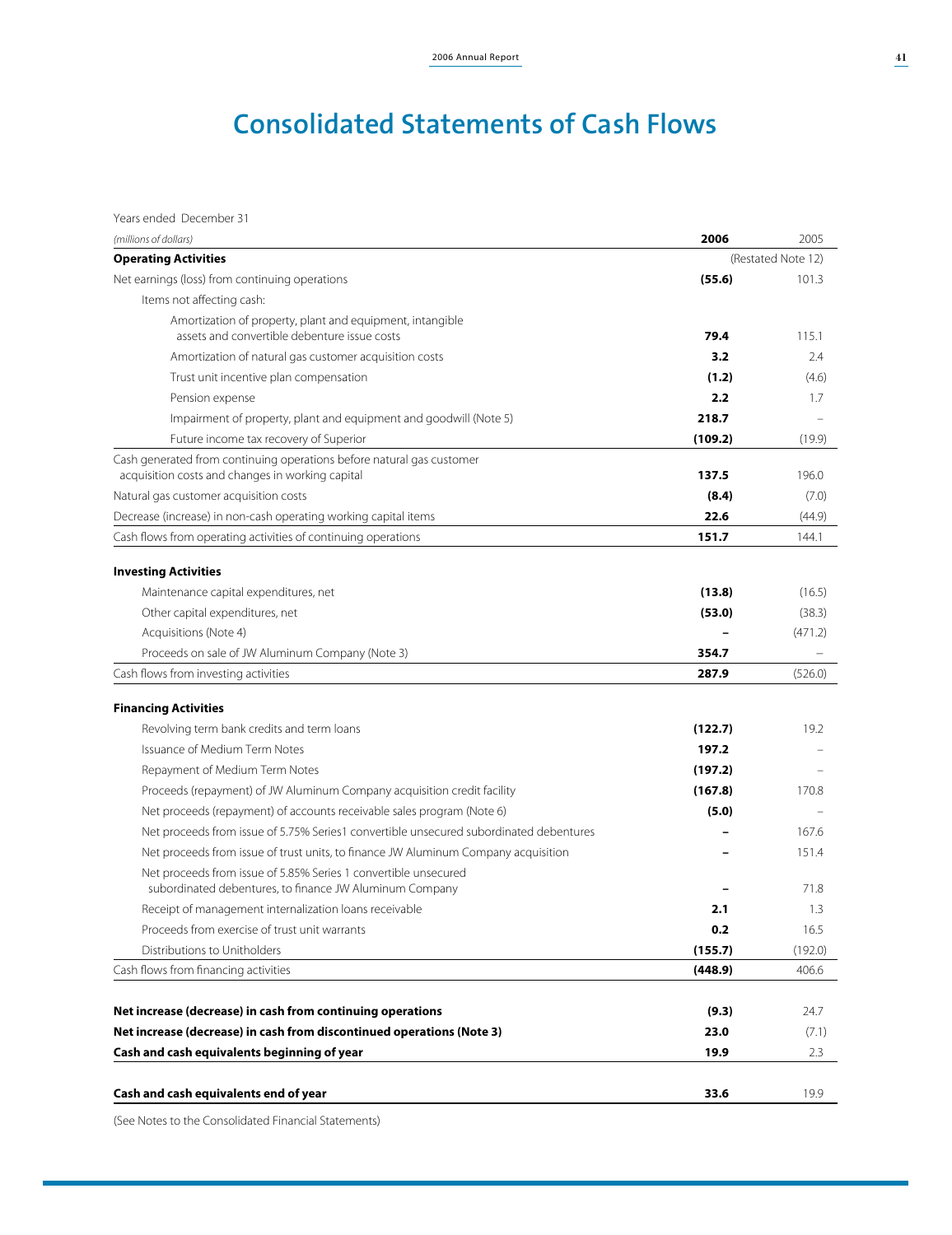# Consolidated Statements of Cash Flows

Years ended December 31

| *(millions of dollars)* | **2006** | 2005 |
|---|---|---|
| **Operating Activities** | | (Restated Note 12) |
| Net earnings (loss) from continuing operations | **(55.6)** | 101.3 |
| Items not affecting cash: | | |
| Amortization of property, plant and equipment, intangible assets and convertible debenture issue costs | **79.4** | 115.1 |
| Amortization of natural gas customer acquisition costs | **3.2** | 2.4 |
| Trust unit incentive plan compensation | **(1.2)** | (4.6) |
| Pension expense | **2.2** | 1.7 |
| Impairment of property, plant and equipment and goodwill (Note 5) | **218.7** | – |
| Future income tax recovery of Superior | **(109.2)** | (19.9) |
| Cash generated from continuing operations before natural gas customer acquisition costs and changes in working capital | **137.5** | 196.0 |
| Natural gas customer acquisition costs | **(8.4)** | (7.0) |
| Decrease (increase) in non-cash operating working capital items | **22.6** | (44.9) |
| Cash flows from operating activities of continuing operations | **151.7** | 144.1 |
| **Investing Activities** | | |
| Maintenance capital expenditures, net | **(13.8)** | (16.5) |
| Other capital expenditures, net | **(53.0)** | (38.3) |
| Acquisitions (Note 4) | **–** | (471.2) |
| Proceeds on sale of JW Aluminum Company (Note 3) | **354.7** | – |
| Cash flows from investing activities | **287.9** | (526.0) |
| **Financing Activities** | | |
| Revolving term bank credits and term loans | **(122.7)** | 19.2 |
| Issuance of Medium Term Notes | **197.2** | – |
| Repayment of Medium Term Notes | **(197.2)** | – |
| Proceeds (repayment) of JW Aluminum Company acquisition credit facility | **(167.8)** | 170.8 |
| Net proceeds (repayment) of accounts receivable sales program (Note 6) | **(5.0)** | – |
| Net proceeds from issue of 5.75% Series1 convertible unsecured subordinated debentures | **–** | 167.6 |
| Net proceeds from issue of trust units, to finance JW Aluminum Company acquisition | **–** | 151.4 |
| Net proceeds from issue of 5.85% Series 1 convertible unsecured subordinated debentures, to finance JW Aluminum Company | **–** | 71.8 |
| Receipt of management internalization loans receivable | **2.1** | 1.3 |
| Proceeds from exercise of trust unit warrants | **0.2** | 16.5 |
| Distributions to Unitholders | **(155.7)** | (192.0) |
| Cash flows from financing activities | **(448.9)** | 406.6 |
| **Net increase (decrease) in cash from continuing operations** | **(9.3)** | 24.7 |
| **Net increase (decrease) in cash from discontinued operations (Note 3)** | **23.0** | (7.1) |
| **Cash and cash equivalents beginning of year** | **19.9** | 2.3 |
| **Cash and cash equivalents end of year** | **33.6** | 19.9 |

(See Notes to the Consolidated Financial Statements)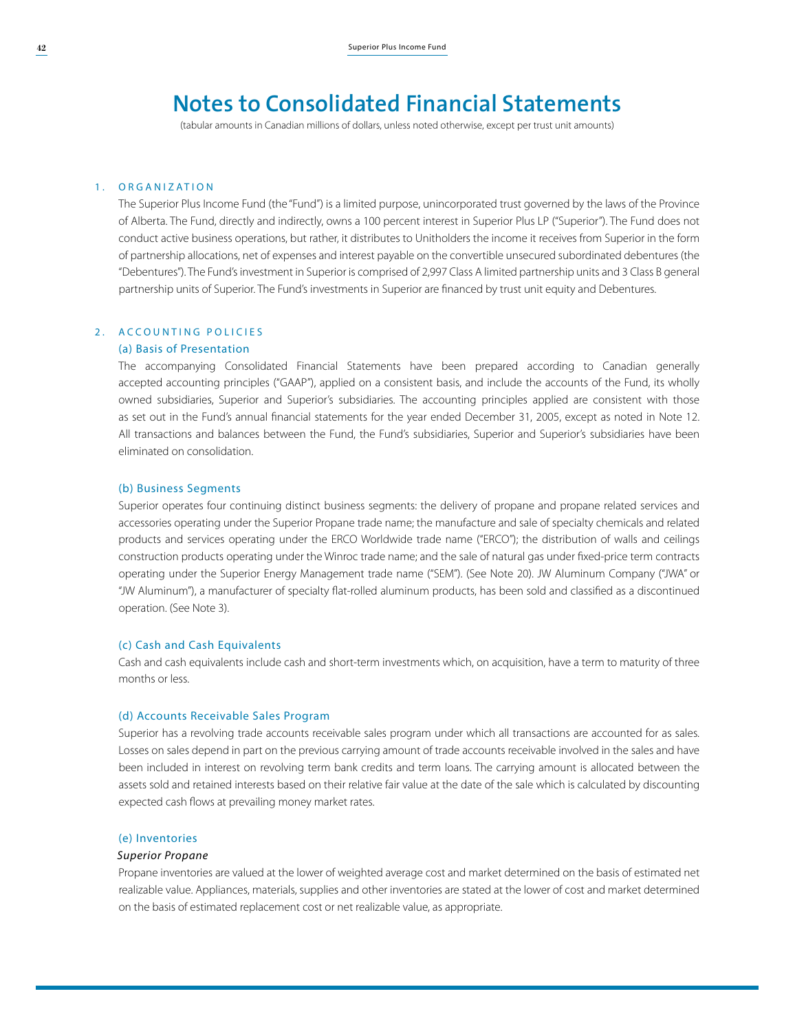# Notes to Consolidated Financial Statements

(tabular amounts in Canadian millions of dollars, unless noted otherwise, except per trust unit amounts)

## 1. ORGANIZATION

The Superior Plus Income Fund (the "Fund") is a limited purpose, unincorporated trust governed by the laws of the Province of Alberta. The Fund, directly and indirectly, owns a 100 percent interest in Superior Plus LP ("Superior"). The Fund does not conduct active business operations, but rather, it distributes to Unitholders the income it receives from Superior in the form of partnership allocations, net of expenses and interest payable on the convertible unsecured subordinated debentures (the "Debentures"). The Fund's investment in Superior is comprised of 2,997 Class A limited partnership units and 3 Class B general partnership units of Superior. The Fund's investments in Superior are financed by trust unit equity and Debentures.

## 2. ACCOUNTING POLICIES

### (a) Basis of Presentation

The accompanying Consolidated Financial Statements have been prepared according to Canadian generally accepted accounting principles ("GAAP"), applied on a consistent basis, and include the accounts of the Fund, its wholly owned subsidiaries, Superior and Superior's subsidiaries. The accounting principles applied are consistent with those as set out in the Fund's annual financial statements for the year ended December 31, 2005, except as noted in Note 12. All transactions and balances between the Fund, the Fund's subsidiaries, Superior and Superior's subsidiaries have been eliminated on consolidation.

### (b) Business Segments

Superior operates four continuing distinct business segments: the delivery of propane and propane related services and accessories operating under the Superior Propane trade name; the manufacture and sale of specialty chemicals and related products and services operating under the ERCO Worldwide trade name ("ERCO"); the distribution of walls and ceilings construction products operating under the Winroc trade name; and the sale of natural gas under fixed-price term contracts operating under the Superior Energy Management trade name ("SEM"). (See Note 20). JW Aluminum Company ("JWA" or "JW Aluminum"), a manufacturer of specialty flat-rolled aluminum products, has been sold and classified as a discontinued operation. (See Note 3).

### (c) Cash and Cash Equivalents

Cash and cash equivalents include cash and short-term investments which, on acquisition, have a term to maturity of three months or less.

### (d) Accounts Receivable Sales Program

Superior has a revolving trade accounts receivable sales program under which all transactions are accounted for as sales. Losses on sales depend in part on the previous carrying amount of trade accounts receivable involved in the sales and have been included in interest on revolving term bank credits and term loans. The carrying amount is allocated between the assets sold and retained interests based on their relative fair value at the date of the sale which is calculated by discounting expected cash flows at prevailing money market rates.

### (e) Inventories

*Superior Propane*

Propane inventories are valued at the lower of weighted average cost and market determined on the basis of estimated net realizable value. Appliances, materials, supplies and other inventories are stated at the lower of cost and market determined on the basis of estimated replacement cost or net realizable value, as appropriate.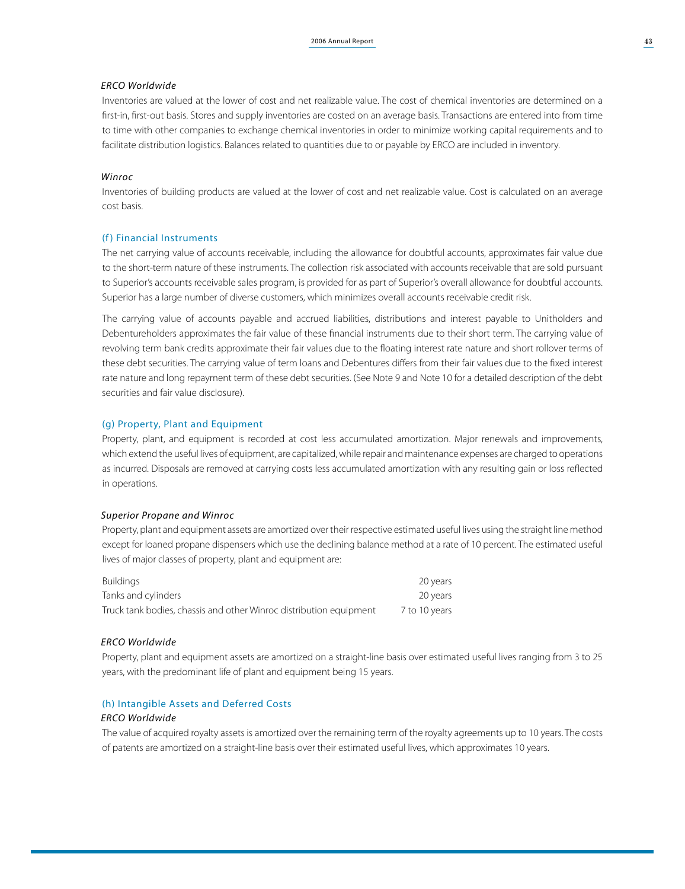*ERCO Worldwide*

Inventories are valued at the lower of cost and net realizable value. The cost of chemical inventories are determined on a first-in, first-out basis. Stores and supply inventories are costed on an average basis. Transactions are entered into from time to time with other companies to exchange chemical inventories in order to minimize working capital requirements and to facilitate distribution logistics. Balances related to quantities due to or payable by ERCO are included in inventory.

*Winroc*

Inventories of building products are valued at the lower of cost and net realizable value. Cost is calculated on an average cost basis.

### (f) Financial Instruments

The net carrying value of accounts receivable, including the allowance for doubtful accounts, approximates fair value due to the short-term nature of these instruments. The collection risk associated with accounts receivable that are sold pursuant to Superior's accounts receivable sales program, is provided for as part of Superior's overall allowance for doubtful accounts. Superior has a large number of diverse customers, which minimizes overall accounts receivable credit risk.

The carrying value of accounts payable and accrued liabilities, distributions and interest payable to Unitholders and Debentureholders approximates the fair value of these financial instruments due to their short term. The carrying value of revolving term bank credits approximate their fair values due to the floating interest rate nature and short rollover terms of these debt securities. The carrying value of term loans and Debentures differs from their fair values due to the fixed interest rate nature and long repayment term of these debt securities. (See Note 9 and Note 10 for a detailed description of the debt securities and fair value disclosure).

### (g) Property, Plant and Equipment

Property, plant, and equipment is recorded at cost less accumulated amortization. Major renewals and improvements, which extend the useful lives of equipment, are capitalized, while repair and maintenance expenses are charged to operations as incurred. Disposals are removed at carrying costs less accumulated amortization with any resulting gain or loss reflected in operations.

*Superior Propane and Winroc*

Property, plant and equipment assets are amortized over their respective estimated useful lives using the straight line method except for loaned propane dispensers which use the declining balance method at a rate of 10 percent. The estimated useful lives of major classes of property, plant and equipment are:

| | |
|---|---|
| Buildings | 20 years |
| Tanks and cylinders | 20 years |
| Truck tank bodies, chassis and other Winroc distribution equipment | 7 to 10 years |

*ERCO Worldwide*

Property, plant and equipment assets are amortized on a straight-line basis over estimated useful lives ranging from 3 to 25 years, with the predominant life of plant and equipment being 15 years.

### (h) Intangible Assets and Deferred Costs

*ERCO Worldwide*

The value of acquired royalty assets is amortized over the remaining term of the royalty agreements up to 10 years. The costs of patents are amortized on a straight-line basis over their estimated useful lives, which approximates 10 years.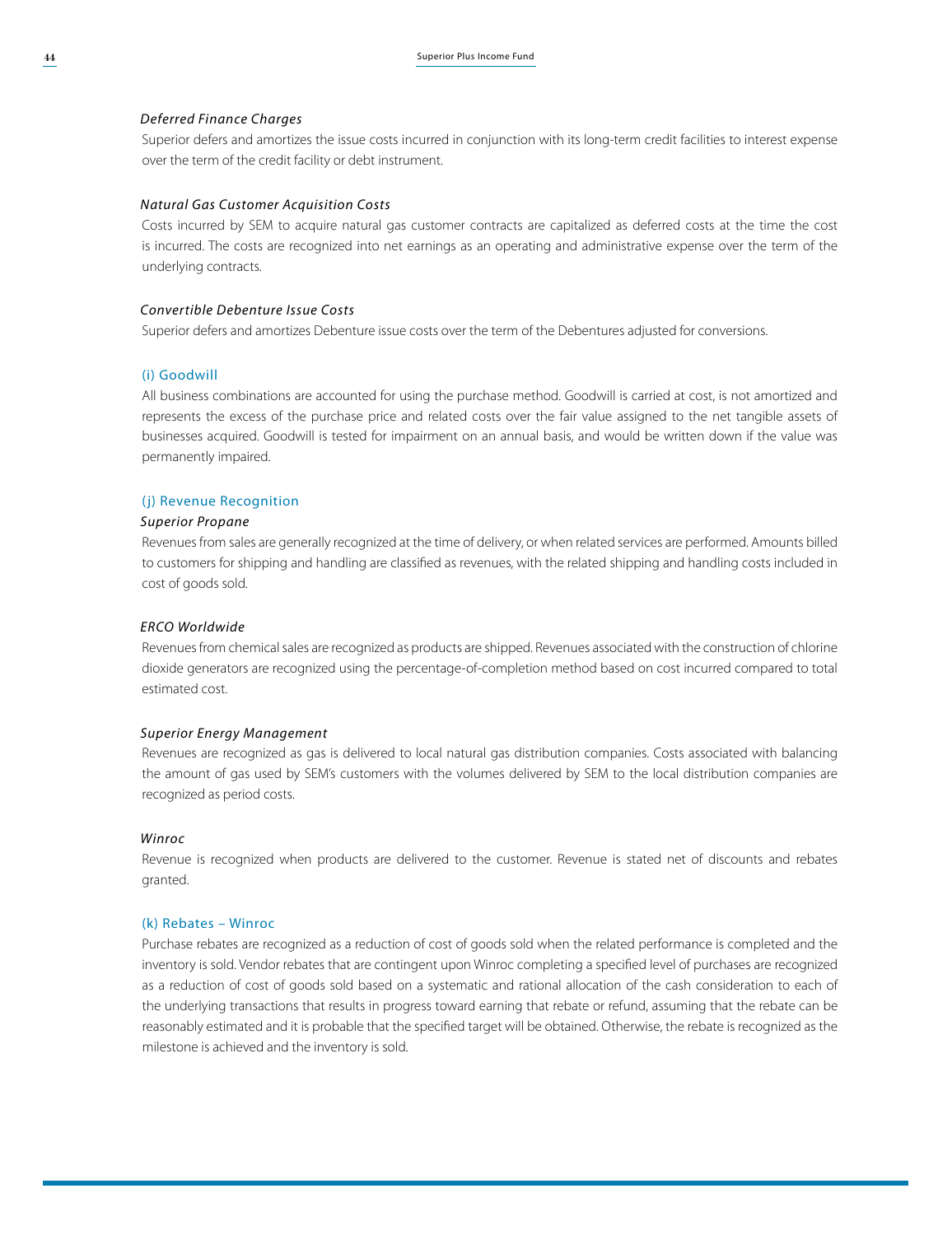*Deferred Finance Charges*

Superior defers and amortizes the issue costs incurred in conjunction with its long-term credit facilities to interest expense over the term of the credit facility or debt instrument.

*Natural Gas Customer Acquisition Costs*

Costs incurred by SEM to acquire natural gas customer contracts are capitalized as deferred costs at the time the cost is incurred. The costs are recognized into net earnings as an operating and administrative expense over the term of the underlying contracts.

*Convertible Debenture Issue Costs*

Superior defers and amortizes Debenture issue costs over the term of the Debentures adjusted for conversions.

### (i) Goodwill

All business combinations are accounted for using the purchase method. Goodwill is carried at cost, is not amortized and represents the excess of the purchase price and related costs over the fair value assigned to the net tangible assets of businesses acquired. Goodwill is tested for impairment on an annual basis, and would be written down if the value was permanently impaired.

### (j) Revenue Recognition

*Superior Propane*

Revenues from sales are generally recognized at the time of delivery, or when related services are performed. Amounts billed to customers for shipping and handling are classified as revenues, with the related shipping and handling costs included in cost of goods sold.

*ERCO Worldwide*

Revenues from chemical sales are recognized as products are shipped. Revenues associated with the construction of chlorine dioxide generators are recognized using the percentage-of-completion method based on cost incurred compared to total estimated cost.

*Superior Energy Management*

Revenues are recognized as gas is delivered to local natural gas distribution companies. Costs associated with balancing the amount of gas used by SEM's customers with the volumes delivered by SEM to the local distribution companies are recognized as period costs.

*Winroc*

Revenue is recognized when products are delivered to the customer. Revenue is stated net of discounts and rebates granted.

### (k) Rebates – Winroc

Purchase rebates are recognized as a reduction of cost of goods sold when the related performance is completed and the inventory is sold. Vendor rebates that are contingent upon Winroc completing a specified level of purchases are recognized as a reduction of cost of goods sold based on a systematic and rational allocation of the cash consideration to each of the underlying transactions that results in progress toward earning that rebate or refund, assuming that the rebate can be reasonably estimated and it is probable that the specified target will be obtained. Otherwise, the rebate is recognized as the milestone is achieved and the inventory is sold.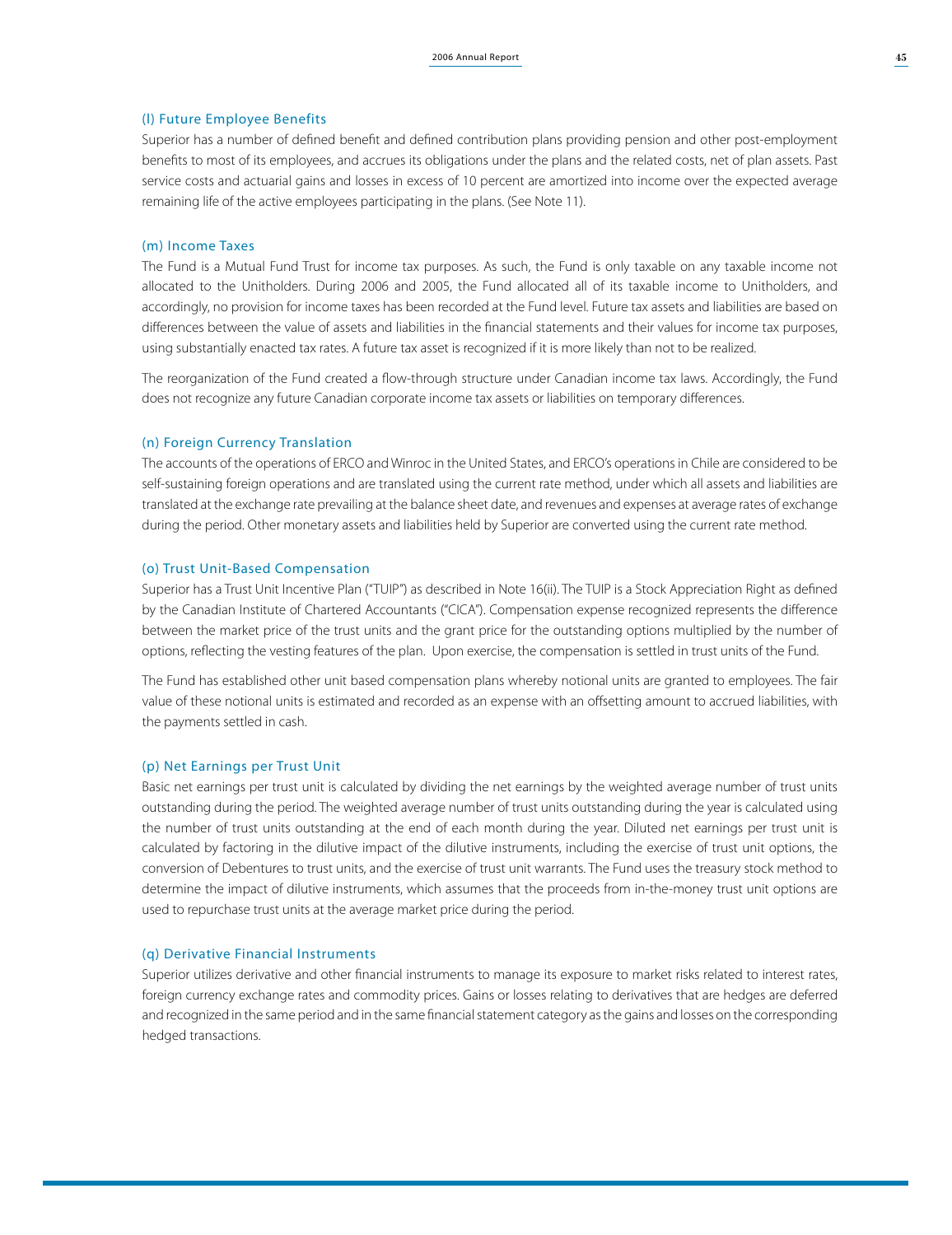### (l) Future Employee Benefits

Superior has a number of defined benefit and defined contribution plans providing pension and other post-employment benefits to most of its employees, and accrues its obligations under the plans and the related costs, net of plan assets. Past service costs and actuarial gains and losses in excess of 10 percent are amortized into income over the expected average remaining life of the active employees participating in the plans. (See Note 11).

### (m) Income Taxes

The Fund is a Mutual Fund Trust for income tax purposes. As such, the Fund is only taxable on any taxable income not allocated to the Unitholders. During 2006 and 2005, the Fund allocated all of its taxable income to Unitholders, and accordingly, no provision for income taxes has been recorded at the Fund level. Future tax assets and liabilities are based on differences between the value of assets and liabilities in the financial statements and their values for income tax purposes, using substantially enacted tax rates. A future tax asset is recognized if it is more likely than not to be realized.

The reorganization of the Fund created a flow-through structure under Canadian income tax laws. Accordingly, the Fund does not recognize any future Canadian corporate income tax assets or liabilities on temporary differences.

### (n) Foreign Currency Translation

The accounts of the operations of ERCO and Winroc in the United States, and ERCO's operations in Chile are considered to be self-sustaining foreign operations and are translated using the current rate method, under which all assets and liabilities are translated at the exchange rate prevailing at the balance sheet date, and revenues and expenses at average rates of exchange during the period. Other monetary assets and liabilities held by Superior are converted using the current rate method.

### (o) Trust Unit-Based Compensation

Superior has a Trust Unit Incentive Plan ("TUIP") as described in Note 16(ii). The TUIP is a Stock Appreciation Right as defined by the Canadian Institute of Chartered Accountants ("CICA"). Compensation expense recognized represents the difference between the market price of the trust units and the grant price for the outstanding options multiplied by the number of options, reflecting the vesting features of the plan. Upon exercise, the compensation is settled in trust units of the Fund.

The Fund has established other unit based compensation plans whereby notional units are granted to employees. The fair value of these notional units is estimated and recorded as an expense with an offsetting amount to accrued liabilities, with the payments settled in cash.

### (p) Net Earnings per Trust Unit

Basic net earnings per trust unit is calculated by dividing the net earnings by the weighted average number of trust units outstanding during the period. The weighted average number of trust units outstanding during the year is calculated using the number of trust units outstanding at the end of each month during the year. Diluted net earnings per trust unit is calculated by factoring in the dilutive impact of the dilutive instruments, including the exercise of trust unit options, the conversion of Debentures to trust units, and the exercise of trust unit warrants. The Fund uses the treasury stock method to determine the impact of dilutive instruments, which assumes that the proceeds from in-the-money trust unit options are used to repurchase trust units at the average market price during the period.

### (q) Derivative Financial Instruments

Superior utilizes derivative and other financial instruments to manage its exposure to market risks related to interest rates, foreign currency exchange rates and commodity prices. Gains or losses relating to derivatives that are hedges are deferred and recognized in the same period and in the same financial statement category as the gains and losses on the corresponding hedged transactions.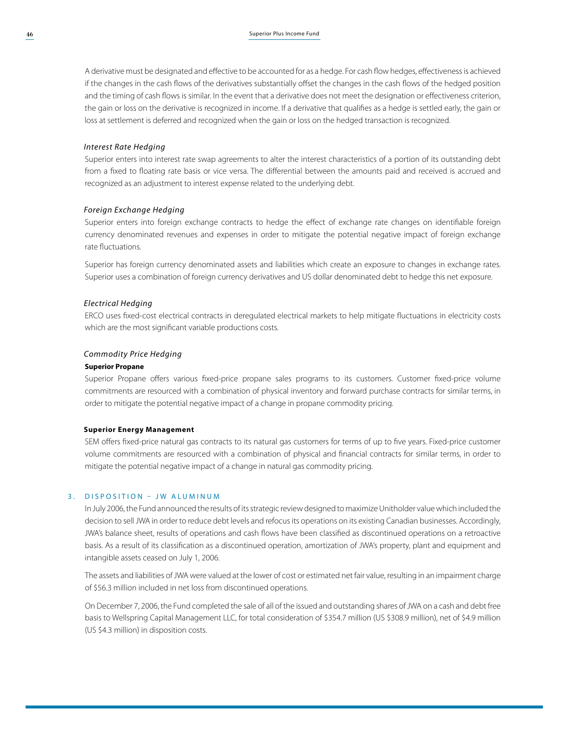A derivative must be designated and effective to be accounted for as a hedge. For cash flow hedges, effectiveness is achieved if the changes in the cash flows of the derivatives substantially offset the changes in the cash flows of the hedged position and the timing of cash flows is similar. In the event that a derivative does not meet the designation or effectiveness criterion, the gain or loss on the derivative is recognized in income. If a derivative that qualifies as a hedge is settled early, the gain or loss at settlement is deferred and recognized when the gain or loss on the hedged transaction is recognized.

*Interest Rate Hedging*

Superior enters into interest rate swap agreements to alter the interest characteristics of a portion of its outstanding debt from a fixed to floating rate basis or vice versa. The differential between the amounts paid and received is accrued and recognized as an adjustment to interest expense related to the underlying debt.

*Foreign Exchange Hedging*

Superior enters into foreign exchange contracts to hedge the effect of exchange rate changes on identifiable foreign currency denominated revenues and expenses in order to mitigate the potential negative impact of foreign exchange rate fluctuations.

Superior has foreign currency denominated assets and liabilities which create an exposure to changes in exchange rates. Superior uses a combination of foreign currency derivatives and US dollar denominated debt to hedge this net exposure.

*Electrical Hedging*

ERCO uses fixed-cost electrical contracts in deregulated electrical markets to help mitigate fluctuations in electricity costs which are the most significant variable productions costs.

*Commodity Price Hedging*

**Superior Propane**

Superior Propane offers various fixed-price propane sales programs to its customers. Customer fixed-price volume commitments are resourced with a combination of physical inventory and forward purchase contracts for similar terms, in order to mitigate the potential negative impact of a change in propane commodity pricing.

**Superior Energy Management**

SEM offers fixed-price natural gas contracts to its natural gas customers for terms of up to five years. Fixed-price customer volume commitments are resourced with a combination of physical and financial contracts for similar terms, in order to mitigate the potential negative impact of a change in natural gas commodity pricing.

## 3. DISPOSITION – JW ALUMINUM

In July 2006, the Fund announced the results of its strategic review designed to maximize Unitholder value which included the decision to sell JWA in order to reduce debt levels and refocus its operations on its existing Canadian businesses. Accordingly, JWA's balance sheet, results of operations and cash flows have been classified as discontinued operations on a retroactive basis. As a result of its classification as a discontinued operation, amortization of JWA's property, plant and equipment and intangible assets ceased on July 1, 2006.

The assets and liabilities of JWA were valued at the lower of cost or estimated net fair value, resulting in an impairment charge of $56.3 million included in net loss from discontinued operations.

On December 7, 2006, the Fund completed the sale of all of the issued and outstanding shares of JWA on a cash and debt free basis to Wellspring Capital Management LLC, for total consideration of $354.7 million (US $308.9 million), net of $4.9 million (US $4.3 million) in disposition costs.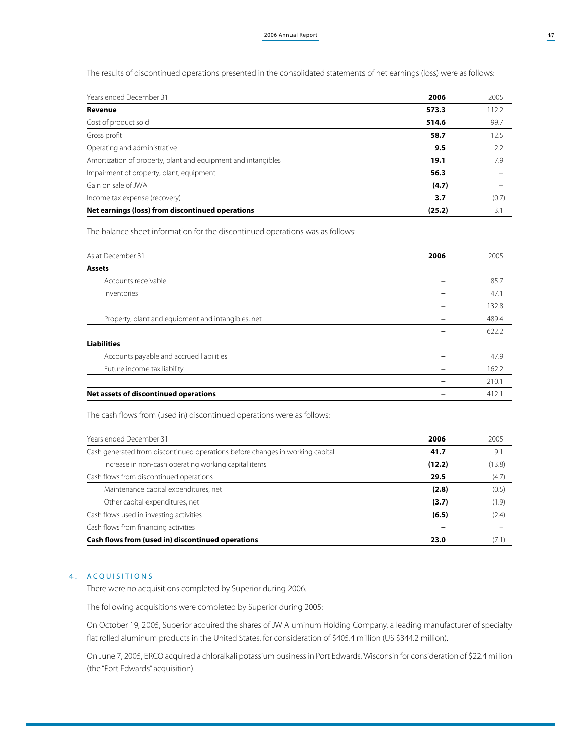The results of discontinued operations presented in the consolidated statements of net earnings (loss) were as follows:

| Years ended December 31 | **2006** | 2005 |
|---|---|---|
| **Revenue** | **573.3** | 112.2 |
| Cost of product sold | **514.6** | 99.7 |
| Gross profit | **58.7** | 12.5 |
| Operating and administrative | **9.5** | 2.2 |
| Amortization of property, plant and equipment and intangibles | **19.1** | 7.9 |
| Impairment of property, plant, equipment | **56.3** | – |
| Gain on sale of JWA | **(4.7)** | – |
| Income tax expense (recovery) | **3.7** | (0.7) |
| **Net earnings (loss) from discontinued operations** | **(25.2)** | 3.1 |

The balance sheet information for the discontinued operations was as follows:

| As at December 31 | **2006** | 2005 |
|---|---|---|
| **Assets** | | |
| Accounts receivable | **–** | 85.7 |
| Inventories | **–** | 47.1 |
| | **–** | 132.8 |
| Property, plant and equipment and intangibles, net | **–** | 489.4 |
| | **–** | 622.2 |
| **Liabilities** | | |
| Accounts payable and accrued liabilities | **–** | 47.9 |
| Future income tax liability | **–** | 162.2 |
| | **–** | 210.1 |
| **Net assets of discontinued operations** | **–** | 412.1 |

The cash flows from (used in) discontinued operations were as follows:

| Years ended December 31 | **2006** | 2005 |
|---|---|---|
| Cash generated from discontinued operations before changes in working capital | **41.7** | 9.1 |
| Increase in non-cash operating working capital items | **(12.2)** | (13.8) |
| Cash flows from discontinued operations | **29.5** | (4.7) |
| Maintenance capital expenditures, net | **(2.8)** | (0.5) |
| Other capital expenditures, net | **(3.7)** | (1.9) |
| Cash flows used in investing activities | **(6.5)** | (2.4) |
| Cash flows from financing activities | **–** | – |
| **Cash flows from (used in) discontinued operations** | **23.0** | (7.1) |

## 4. ACQUISITIONS

There were no acquisitions completed by Superior during 2006.

The following acquisitions were completed by Superior during 2005:

On October 19, 2005, Superior acquired the shares of JW Aluminum Holding Company, a leading manufacturer of specialty flat rolled aluminum products in the United States, for consideration of $405.4 million (US $344.2 million).

On June 7, 2005, ERCO acquired a chloralkali potassium business in Port Edwards, Wisconsin for consideration of $22.4 million (the "Port Edwards" acquisition).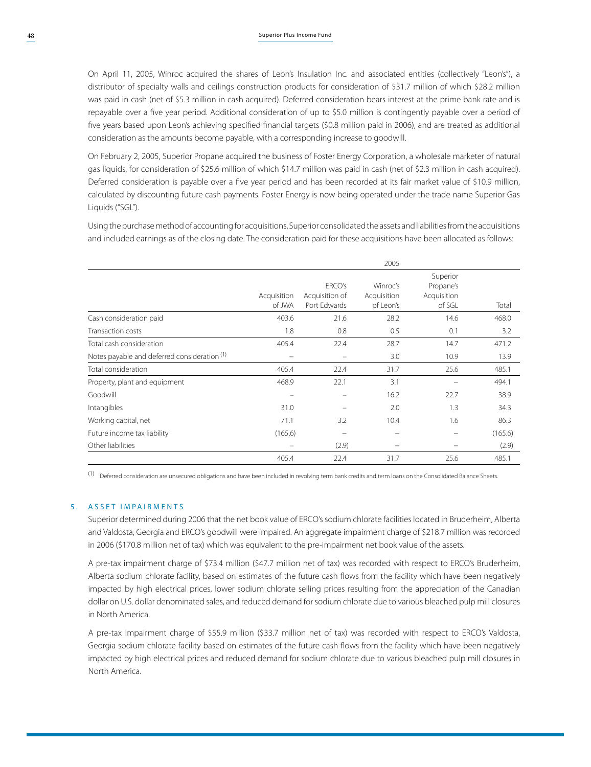On April 11, 2005, Winroc acquired the shares of Leon's Insulation Inc. and associated entities (collectively "Leon's"), a distributor of specialty walls and ceilings construction products for consideration of $31.7 million of which $28.2 million was paid in cash (net of $5.3 million in cash acquired). Deferred consideration bears interest at the prime bank rate and is repayable over a five year period. Additional consideration of up to $5.0 million is contingently payable over a period of five years based upon Leon's achieving specified financial targets ($0.8 million paid in 2006), and are treated as additional consideration as the amounts become payable, with a corresponding increase to goodwill.

On February 2, 2005, Superior Propane acquired the business of Foster Energy Corporation, a wholesale marketer of natural gas liquids, for consideration of $25.6 million of which $14.7 million was paid in cash (net of $2.3 million in cash acquired). Deferred consideration is payable over a five year period and has been recorded at its fair market value of $10.9 million, calculated by discounting future cash payments. Foster Energy is now being operated under the trade name Superior Gas Liquids ("SGL").

Using the purchase method of accounting for acquisitions, Superior consolidated the assets and liabilities from the acquisitions and included earnings as of the closing date. The consideration paid for these acquisitions have been allocated as follows:

| | 2005 | | | | |
|---|---|---|---|---|---|
| | Acquisition of JWA | ERCO's Acquisition of Port Edwards | Winroc's Acquisition of Leon's | Superior Propane's Acquisition of SGL | Total |
| Cash consideration paid | 403.6 | 21.6 | 28.2 | 14.6 | 468.0 |
| Transaction costs | 1.8 | 0.8 | 0.5 | 0.1 | 3.2 |
| Total cash consideration | 405.4 | 22.4 | 28.7 | 14.7 | 471.2 |
| Notes payable and deferred consideration [1] | – | – | 3.0 | 10.9 | 13.9 |
| Total consideration | 405.4 | 22.4 | 31.7 | 25.6 | 485.1 |
| Property, plant and equipment | 468.9 | 22.1 | 3.1 | – | 494.1 |
| Goodwill | – | – | 16.2 | 22.7 | 38.9 |
| Intangibles | 31.0 | – | 2.0 | 1.3 | 34.3 |
| Working capital, net | 71.1 | 3.2 | 10.4 | 1.6 | 86.3 |
| Future income tax liability | (165.6) | – | – | – | (165.6) |
| Other liabilities | – | (2.9) | – | – | (2.9) |
| | 405.4 | 22.4 | 31.7 | 25.6 | 485.1 |

[1] Deferred consideration are unsecured obligations and have been included in revolving term bank credits and term loans on the Consolidated Balance Sheets.

## 5. ASSET IMPAIRMENTS

Superior determined during 2006 that the net book value of ERCO's sodium chlorate facilities located in Bruderheim, Alberta and Valdosta, Georgia and ERCO's goodwill were impaired. An aggregate impairment charge of $218.7 million was recorded in 2006 ($170.8 million net of tax) which was equivalent to the pre-impairment net book value of the assets.

A pre-tax impairment charge of $73.4 million ($47.7 million net of tax) was recorded with respect to ERCO's Bruderheim, Alberta sodium chlorate facility, based on estimates of the future cash flows from the facility which have been negatively impacted by high electrical prices, lower sodium chlorate selling prices resulting from the appreciation of the Canadian dollar on U.S. dollar denominated sales, and reduced demand for sodium chlorate due to various bleached pulp mill closures in North America.

A pre-tax impairment charge of $55.9 million ($33.7 million net of tax) was recorded with respect to ERCO's Valdosta, Georgia sodium chlorate facility based on estimates of the future cash flows from the facility which have been negatively impacted by high electrical prices and reduced demand for sodium chlorate due to various bleached pulp mill closures in North America.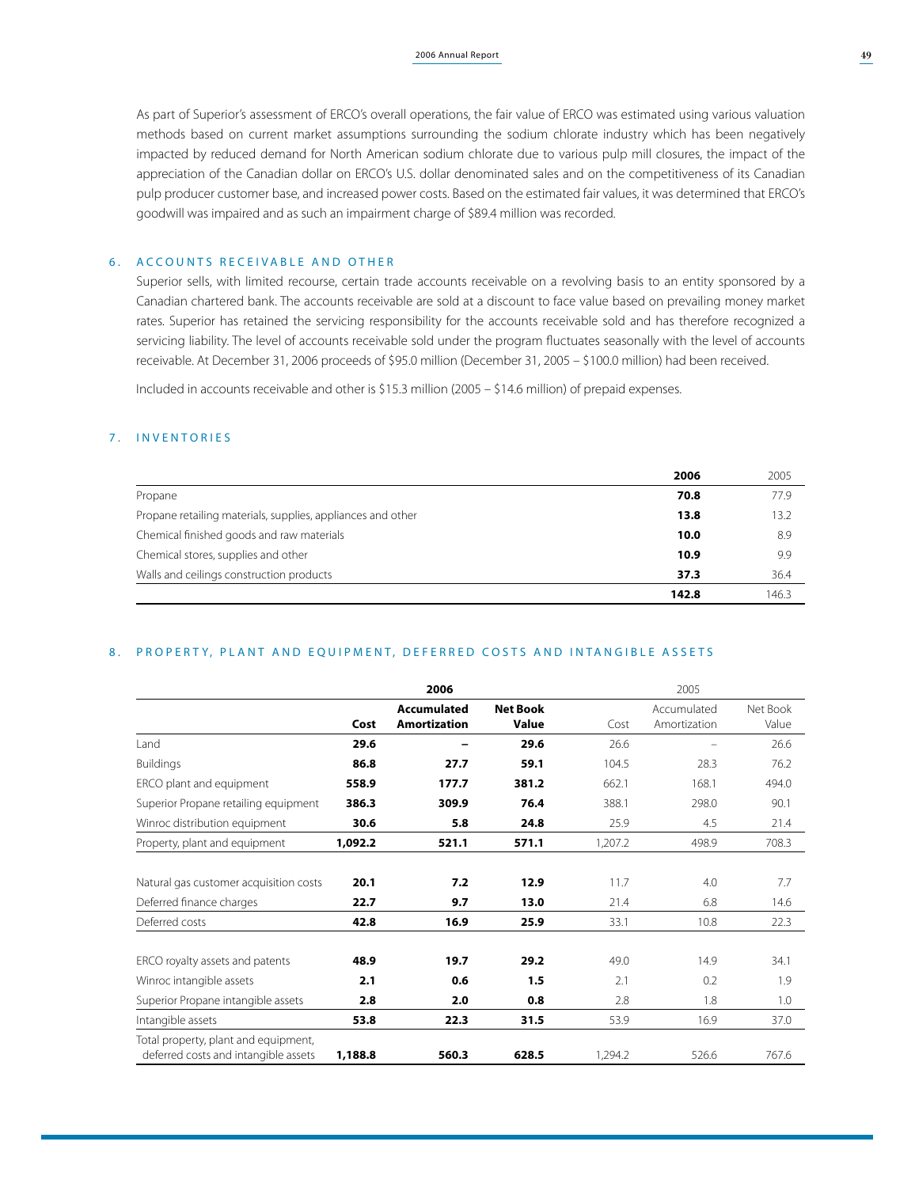As part of Superior's assessment of ERCO's overall operations, the fair value of ERCO was estimated using various valuation methods based on current market assumptions surrounding the sodium chlorate industry which has been negatively impacted by reduced demand for North American sodium chlorate due to various pulp mill closures, the impact of the appreciation of the Canadian dollar on ERCO's U.S. dollar denominated sales and on the competitiveness of its Canadian pulp producer customer base, and increased power costs. Based on the estimated fair values, it was determined that ERCO's goodwill was impaired and as such an impairment charge of $89.4 million was recorded.

## 6. ACCOUNTS RECEIVABLE AND OTHER

Superior sells, with limited recourse, certain trade accounts receivable on a revolving basis to an entity sponsored by a Canadian chartered bank. The accounts receivable are sold at a discount to face value based on prevailing money market rates. Superior has retained the servicing responsibility for the accounts receivable sold and has therefore recognized a servicing liability. The level of accounts receivable sold under the program fluctuates seasonally with the level of accounts receivable. At December 31, 2006 proceeds of $95.0 million (December 31, 2005 – $100.0 million) had been received.

Included in accounts receivable and other is $15.3 million (2005 – $14.6 million) of prepaid expenses.

## 7. INVENTORIES

| | **2006** | 2005 |
|---|---|---|
| Propane | **70.8** | 77.9 |
| Propane retailing materials, supplies, appliances and other | **13.8** | 13.2 |
| Chemical finished goods and raw materials | **10.0** | 8.9 |
| Chemical stores, supplies and other | **10.9** | 9.9 |
| Walls and ceilings construction products | **37.3** | 36.4 |
| | **142.8** | 146.3 |

## 8. PROPERTY, PLANT AND EQUIPMENT, DEFERRED COSTS AND INTANGIBLE ASSETS

| | **2006** | | | 2005 | | |
|---|---|---|---|---|---|---|
| | **Cost** | **Accumulated Amortization** | **Net Book Value** | Cost | Accumulated Amortization | Net Book Value |
| Land | **29.6** | **–** | **29.6** | 26.6 | – | 26.6 |
| Buildings | **86.8** | **27.7** | **59.1** | 104.5 | 28.3 | 76.2 |
| ERCO plant and equipment | **558.9** | **177.7** | **381.2** | 662.1 | 168.1 | 494.0 |
| Superior Propane retailing equipment | **386.3** | **309.9** | **76.4** | 388.1 | 298.0 | 90.1 |
| Winroc distribution equipment | **30.6** | **5.8** | **24.8** | 25.9 | 4.5 | 21.4 |
| Property, plant and equipment | **1,092.2** | **521.1** | **571.1** | 1,207.2 | 498.9 | 708.3 |
| | | | | | | |
| Natural gas customer acquisition costs | **20.1** | **7.2** | **12.9** | 11.7 | 4.0 | 7.7 |
| Deferred finance charges | **22.7** | **9.7** | **13.0** | 21.4 | 6.8 | 14.6 |
| Deferred costs | **42.8** | **16.9** | **25.9** | 33.1 | 10.8 | 22.3 |
| | | | | | | |
| ERCO royalty assets and patents | **48.9** | **19.7** | **29.2** | 49.0 | 14.9 | 34.1 |
| Winroc intangible assets | **2.1** | **0.6** | **1.5** | 2.1 | 0.2 | 1.9 |
| Superior Propane intangible assets | **2.8** | **2.0** | **0.8** | 2.8 | 1.8 | 1.0 |
| Intangible assets | **53.8** | **22.3** | **31.5** | 53.9 | 16.9 | 37.0 |
| Total property, plant and equipment, deferred costs and intangible assets | **1,188.8** | **560.3** | **628.5** | 1,294.2 | 526.6 | 767.6 |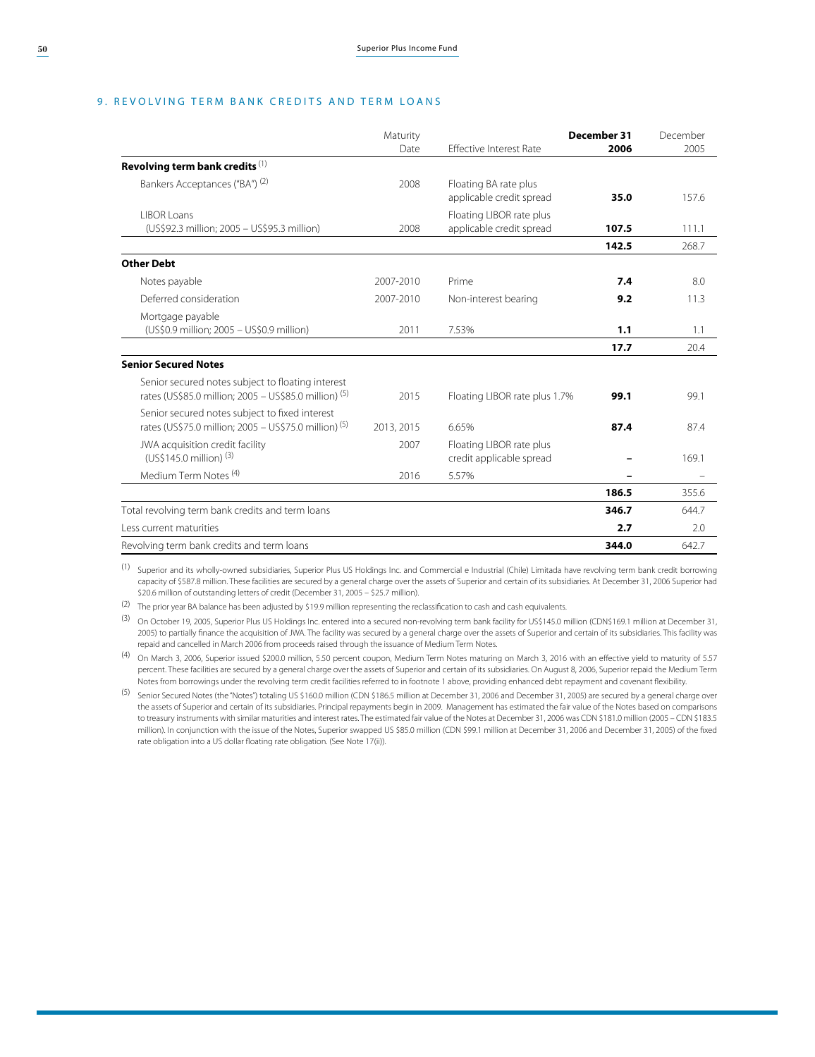## 9. REVOLVING TERM BANK CREDITS AND TERM LOANS

| | Maturity Date | Effective Interest Rate | December 31 2006 | December 2005 |
|---|---|---|---|---|
| **Revolving term bank credits** [(1)] | | | | |
| Bankers Acceptances ("BA") [(2)] | 2008 | Floating BA rate plus applicable credit spread | **35.0** | 157.6 |
| LIBOR Loans (US$92.3 million; 2005 – US$95.3 million) | 2008 | Floating LIBOR rate plus applicable credit spread | **107.5** | 111.1 |
| | | | **142.5** | 268.7 |
| **Other Debt** | | | | |
| Notes payable | 2007-2010 | Prime | **7.4** | 8.0 |
| Deferred consideration | 2007-2010 | Non-interest bearing | **9.2** | 11.3 |
| Mortgage payable (US$0.9 million; 2005 – US$0.9 million) | 2011 | 7.53% | **1.1** | 1.1 |
| | | | **17.7** | 20.4 |
| **Senior Secured Notes** | | | | |
| Senior secured notes subject to floating interest rates (US$85.0 million; 2005 – US$85.0 million) [(5)] | 2015 | Floating LIBOR rate plus 1.7% | **99.1** | 99.1 |
| Senior secured notes subject to fixed interest rates (US$75.0 million; 2005 – US$75.0 million) [(5)] | 2013, 2015 | 6.65% | **87.4** | 87.4 |
| JWA acquisition credit facility (US$145.0 million) [(3)] | 2007 | Floating LIBOR rate plus credit applicable spread | **–** | 169.1 |
| Medium Term Notes [(4)] | 2016 | 5.57% | **–** | – |
| | | | **186.5** | 355.6 |
| Total revolving term bank credits and term loans | | | **346.7** | 644.7 |
| Less current maturities | | | **2.7** | 2.0 |
| Revolving term bank credits and term loans | | | **344.0** | 642.7 |

(1) Superior and its wholly-owned subsidiaries, Superior Plus US Holdings Inc. and Commercial e Industrial (Chile) Limitada have revolving term bank credit borrowing capacity of $587.8 million. These facilities are secured by a general charge over the assets of Superior and certain of its subsidiaries. At December 31, 2006 Superior had $20.6 million of outstanding letters of credit (December 31, 2005 – $25.7 million).

(2) The prior year BA balance has been adjusted by $19.9 million representing the reclassification to cash and cash equivalents.

(3) On October 19, 2005, Superior Plus US Holdings Inc. entered into a secured non-revolving term bank facility for US$145.0 million (CDN$169.1 million at December 31, 2005) to partially finance the acquisition of JWA. The facility was secured by a general charge over the assets of Superior and certain of its subsidiaries. This facility was repaid and cancelled in March 2006 from proceeds raised through the issuance of Medium Term Notes.

(4) On March 3, 2006, Superior issued $200.0 million, 5.50 percent coupon, Medium Term Notes maturing on March 3, 2016 with an effective yield to maturity of 5.57 percent. These facilities are secured by a general charge over the assets of Superior and certain of its subsidiaries. On August 8, 2006, Superior repaid the Medium Term Notes from borrowings under the revolving term credit facilities referred to in footnote 1 above, providing enhanced debt repayment and covenant flexibility.

(5) Senior Secured Notes (the "Notes") totaling US $160.0 million (CDN $186.5 million at December 31, 2006 and December 31, 2005) are secured by a general charge over the assets of Superior and certain of its subsidiaries. Principal repayments begin in 2009. Management has estimated the fair value of the Notes based on comparisons to treasury instruments with similar maturities and interest rates. The estimated fair value of the Notes at December 31, 2006 was CDN $181.0 million (2005 – CDN $183.5 million). In conjunction with the issue of the Notes, Superior swapped US $85.0 million (CDN $99.1 million at December 31, 2006 and December 31, 2005) of the fixed rate obligation into a US dollar floating rate obligation. (See Note 17(ii)).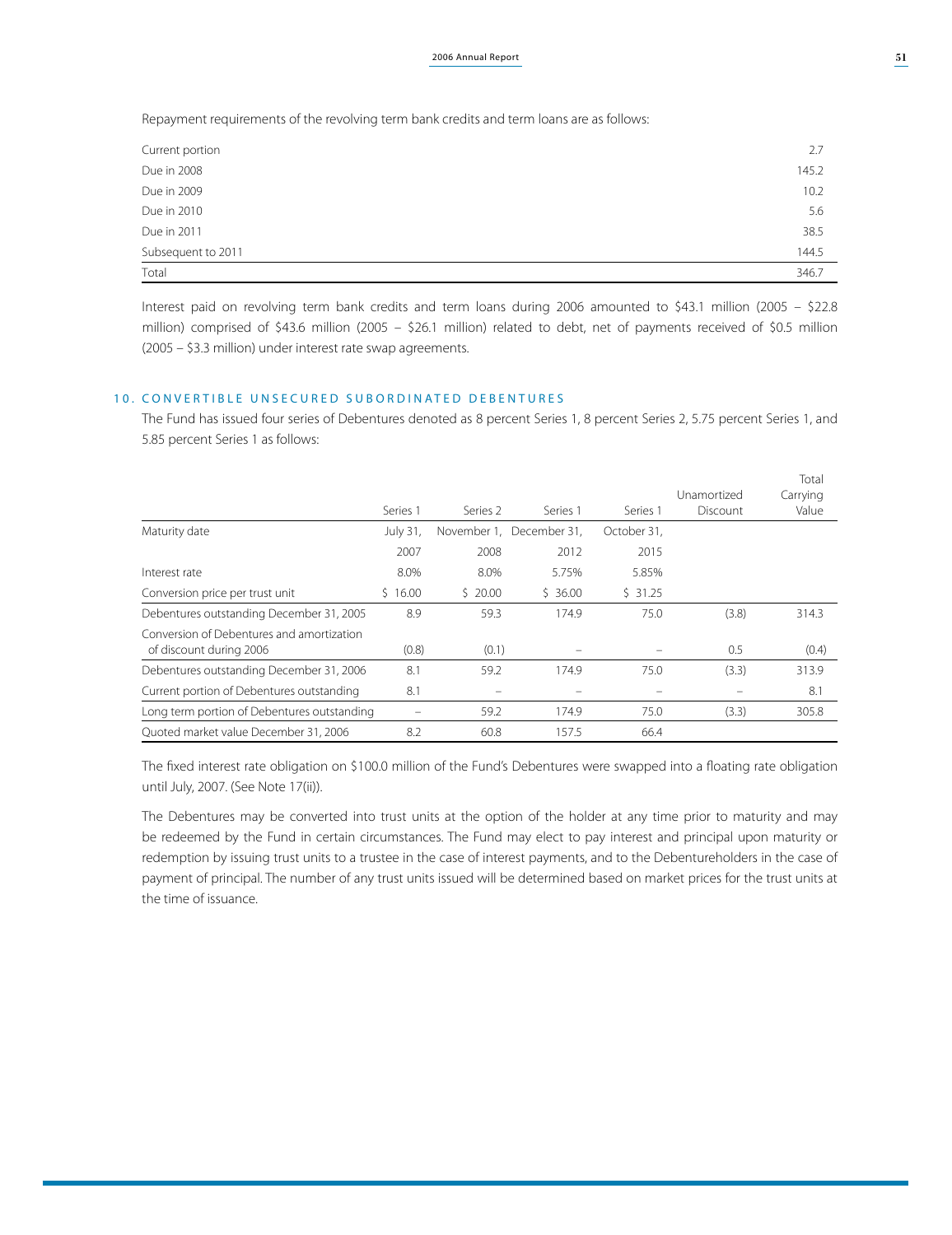Repayment requirements of the revolving term bank credits and term loans are as follows:

| | |
|---|---|
| Current portion | 2.7 |
| Due in 2008 | 145.2 |
| Due in 2009 | 10.2 |
| Due in 2010 | 5.6 |
| Due in 2011 | 38.5 |
| Subsequent to 2011 | 144.5 |
| Total | 346.7 |

Interest paid on revolving term bank credits and term loans during 2006 amounted to $43.1 million (2005 – $22.8 million) comprised of $43.6 million (2005 – $26.1 million) related to debt, net of payments received of $0.5 million (2005 – $3.3 million) under interest rate swap agreements.

## 10. CONVERTIBLE UNSECURED SUBORDINATED DEBENTURES

The Fund has issued four series of Debentures denoted as 8 percent Series 1, 8 percent Series 2, 5.75 percent Series 1, and 5.85 percent Series 1 as follows:

| | Series 1 | Series 2 | Series 1 | Series 1 | Unamortized Discount | Total Carrying Value |
|---|---|---|---|---|---|---|
| Maturity date | July 31, 2007 | November 1, 2008 | December 31, 2012 | October 31, 2015 | | |
| Interest rate | 8.0% | 8.0% | 5.75% | 5.85% | | |
| Conversion price per trust unit | $ 16.00 | $ 20.00 | $ 36.00 | $ 31.25 | | |
| Debentures outstanding December 31, 2005 | 8.9 | 59.3 | 174.9 | 75.0 | (3.8) | 314.3 |
| Conversion of Debentures and amortization of discount during 2006 | (0.8) | (0.1) | – | – | 0.5 | (0.4) |
| Debentures outstanding December 31, 2006 | 8.1 | 59.2 | 174.9 | 75.0 | (3.3) | 313.9 |
| Current portion of Debentures outstanding | 8.1 | – | – | – | – | 8.1 |
| Long term portion of Debentures outstanding | – | 59.2 | 174.9 | 75.0 | (3.3) | 305.8 |
| Quoted market value December 31, 2006 | 8.2 | 60.8 | 157.5 | 66.4 | | |

The fixed interest rate obligation on $100.0 million of the Fund's Debentures were swapped into a floating rate obligation until July, 2007. (See Note 17(ii)).

The Debentures may be converted into trust units at the option of the holder at any time prior to maturity and may be redeemed by the Fund in certain circumstances. The Fund may elect to pay interest and principal upon maturity or redemption by issuing trust units to a trustee in the case of interest payments, and to the Debentureholders in the case of payment of principal. The number of any trust units issued will be determined based on market prices for the trust units at the time of issuance.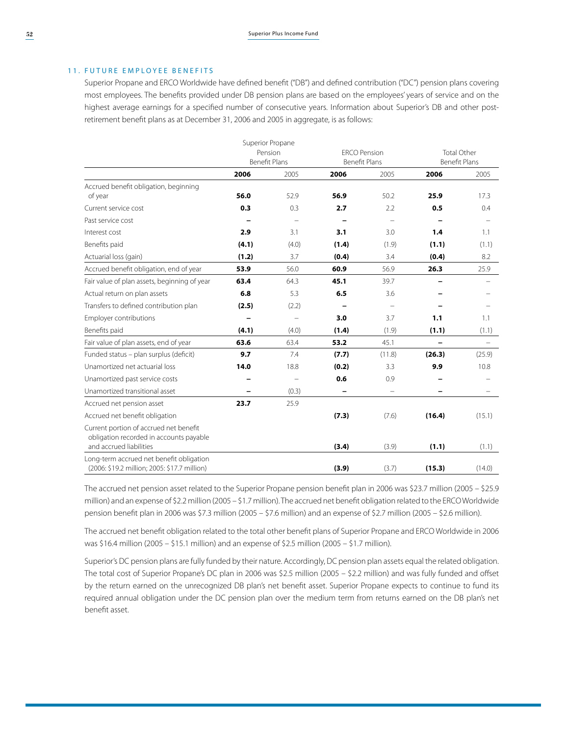### 11. FUTURE EMPLOYEE BENEFITS

Superior Propane and ERCO Worldwide have defined benefit ("DB") and defined contribution ("DC") pension plans covering most employees. The benefits provided under DB pension plans are based on the employees' years of service and on the highest average earnings for a specified number of consecutive years. Information about Superior's DB and other post-retirement benefit plans as at December 31, 2006 and 2005 in aggregate, is as follows:

| | Superior Propane Pension Benefit Plans | | ERCO Pension Benefit Plans | | Total Other Benefit Plans | |
|---|---|---|---|---|---|---|
| | **2006** | 2005 | **2006** | 2005 | **2006** | 2005 |
| Accrued benefit obligation, beginning of year | **56.0** | 52.9 | **56.9** | 50.2 | **25.9** | 17.3 |
| Current service cost | **0.3** | 0.3 | **2.7** | 2.2 | **0.5** | 0.4 |
| Past service cost | **–** | – | **–** | – | **–** | – |
| Interest cost | **2.9** | 3.1 | **3.1** | 3.0 | **1.4** | 1.1 |
| Benefits paid | **(4.1)** | (4.0) | **(1.4)** | (1.9) | **(1.1)** | (1.1) |
| Actuarial loss (gain) | **(1.2)** | 3.7 | **(0.4)** | 3.4 | **(0.4)** | 8.2 |
| Accrued benefit obligation, end of year | **53.9** | 56.0 | **60.9** | 56.9 | **26.3** | 25.9 |
| Fair value of plan assets, beginning of year | **63.4** | 64.3 | **45.1** | 39.7 | **–** | – |
| Actual return on plan assets | **6.8** | 5.3 | **6.5** | 3.6 | **–** | – |
| Transfers to defined contribution plan | **(2.5)** | (2.2) | **–** | – | **–** | – |
| Employer contributions | **–** | – | **3.0** | 3.7 | **1.1** | 1.1 |
| Benefits paid | **(4.1)** | (4.0) | **(1.4)** | (1.9) | **(1.1)** | (1.1) |
| Fair value of plan assets, end of year | **63.6** | 63.4 | **53.2** | 45.1 | **–** | – |
| Funded status – plan surplus (deficit) | **9.7** | 7.4 | **(7.7)** | (11.8) | **(26.3)** | (25.9) |
| Unamortized net actuarial loss | **14.0** | 18.8 | **(0.2)** | 3.3 | **9.9** | 10.8 |
| Unamortized past service costs | **–** | – | **0.6** | 0.9 | **–** | – |
| Unamortized transitional asset | **–** | (0.3) | **–** | – | **–** | – |
| Accrued net pension asset | **23.7** | 25.9 | | | | |
| Accrued net benefit obligation | | | **(7.3)** | (7.6) | **(16.4)** | (15.1) |
| Current portion of accrued net benefit obligation recorded in accounts payable and accrued liabilities | | | **(3.4)** | (3.9) | **(1.1)** | (1.1) |
| Long-term accrued net benefit obligation (2006: $19.2 million; 2005: $17.7 million) | | | **(3.9)** | (3.7) | **(15.3)** | (14.0) |

The accrued net pension asset related to the Superior Propane pension benefit plan in 2006 was $23.7 million (2005 – $25.9 million) and an expense of $2.2 million (2005 – $1.7 million). The accrued net benefit obligation related to the ERCO Worldwide pension benefit plan in 2006 was $7.3 million (2005 – $7.6 million) and an expense of $2.7 million (2005 – $2.6 million).

The accrued net benefit obligation related to the total other benefit plans of Superior Propane and ERCO Worldwide in 2006 was $16.4 million (2005 – $15.1 million) and an expense of $2.5 million (2005 – $1.7 million).

Superior's DC pension plans are fully funded by their nature. Accordingly, DC pension plan assets equal the related obligation. The total cost of Superior Propane's DC plan in 2006 was $2.5 million (2005 – $2.2 million) and was fully funded and offset by the return earned on the unrecognized DB plan's net benefit asset. Superior Propane expects to continue to fund its required annual obligation under the DC pension plan over the medium term from returns earned on the DB plan's net benefit asset.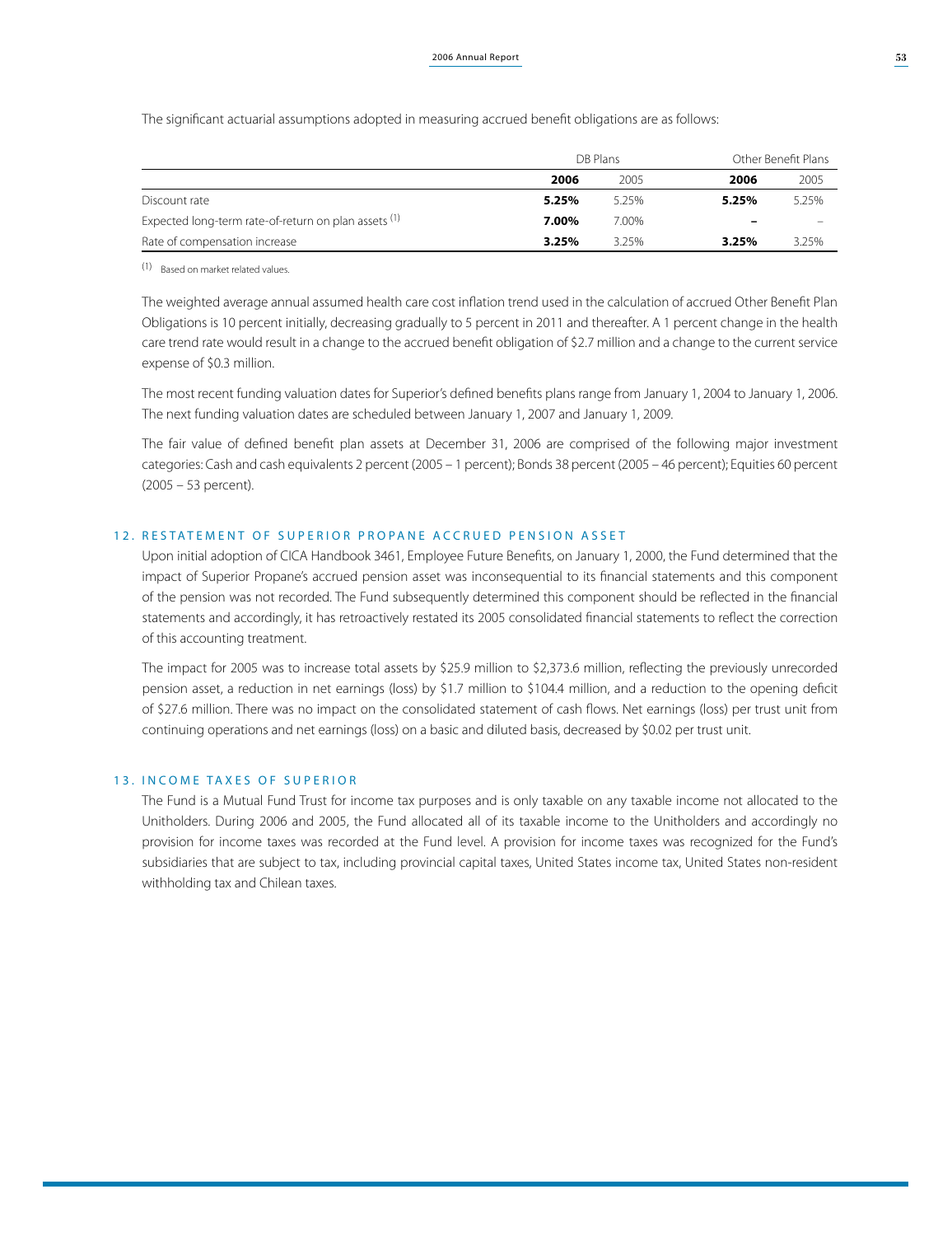The significant actuarial assumptions adopted in measuring accrued benefit obligations are as follows:

| | DB Plans | | Other Benefit Plans | |
|---|---|---|---|---|
| | **2006** | 2005 | **2006** | 2005 |
| Discount rate | **5.25%** | 5.25% | **5.25%** | 5.25% |
| Expected long-term rate-of-return on plan assets [(1)] | **7.00%** | 7.00% | **–** | – |
| Rate of compensation increase | **3.25%** | 3.25% | **3.25%** | 3.25% |

(1) Based on market related values.

The weighted average annual assumed health care cost inflation trend used in the calculation of accrued Other Benefit Plan Obligations is 10 percent initially, decreasing gradually to 5 percent in 2011 and thereafter. A 1 percent change in the health care trend rate would result in a change to the accrued benefit obligation of $2.7 million and a change to the current service expense of $0.3 million.

The most recent funding valuation dates for Superior's defined benefits plans range from January 1, 2004 to January 1, 2006. The next funding valuation dates are scheduled between January 1, 2007 and January 1, 2009.

The fair value of defined benefit plan assets at December 31, 2006 are comprised of the following major investment categories: Cash and cash equivalents 2 percent (2005 – 1 percent); Bonds 38 percent (2005 – 46 percent); Equities 60 percent (2005 – 53 percent).

## 12. RESTATEMENT OF SUPERIOR PROPANE ACCRUED PENSION ASSET

Upon initial adoption of CICA Handbook 3461, Employee Future Benefits, on January 1, 2000, the Fund determined that the impact of Superior Propane's accrued pension asset was inconsequential to its financial statements and this component of the pension was not recorded. The Fund subsequently determined this component should be reflected in the financial statements and accordingly, it has retroactively restated its 2005 consolidated financial statements to reflect the correction of this accounting treatment.

The impact for 2005 was to increase total assets by $25.9 million to $2,373.6 million, reflecting the previously unrecorded pension asset, a reduction in net earnings (loss) by $1.7 million to $104.4 million, and a reduction to the opening deficit of $27.6 million. There was no impact on the consolidated statement of cash flows. Net earnings (loss) per trust unit from continuing operations and net earnings (loss) on a basic and diluted basis, decreased by $0.02 per trust unit.

## 13. INCOME TAXES OF SUPERIOR

The Fund is a Mutual Fund Trust for income tax purposes and is only taxable on any taxable income not allocated to the Unitholders. During 2006 and 2005, the Fund allocated all of its taxable income to the Unitholders and accordingly no provision for income taxes was recorded at the Fund level. A provision for income taxes was recognized for the Fund's subsidiaries that are subject to tax, including provincial capital taxes, United States income tax, United States non-resident withholding tax and Chilean taxes.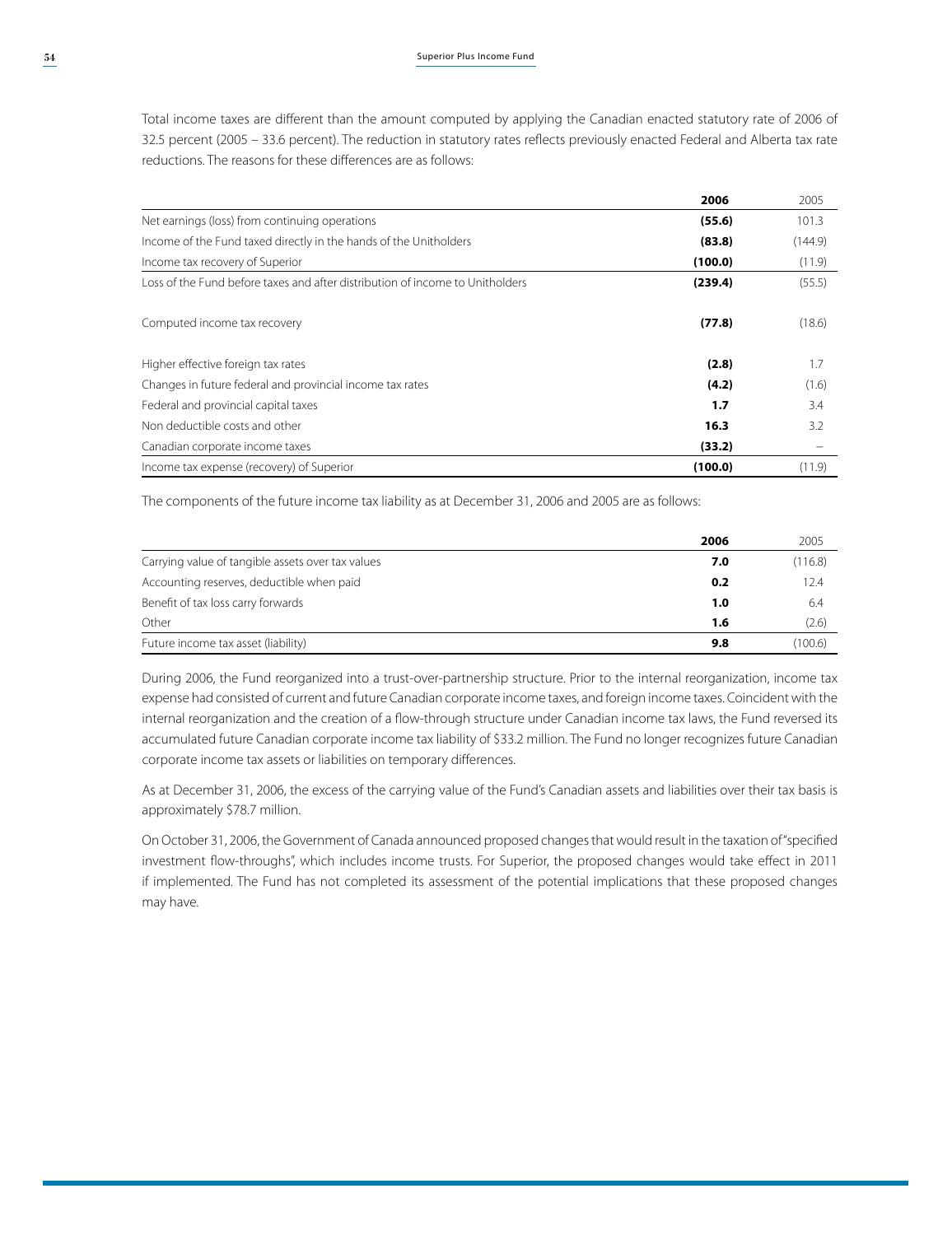Total income taxes are different than the amount computed by applying the Canadian enacted statutory rate of 2006 of 32.5 percent (2005 – 33.6 percent). The reduction in statutory rates reflects previously enacted Federal and Alberta tax rate reductions. The reasons for these differences are as follows:

| | **2006** | 2005 |
|---|---|---|
| Net earnings (loss) from continuing operations | **(55.6)** | 101.3 |
| Income of the Fund taxed directly in the hands of the Unitholders | **(83.8)** | (144.9) |
| Income tax recovery of Superior | **(100.0)** | (11.9) |
| Loss of the Fund before taxes and after distribution of income to Unitholders | **(239.4)** | (55.5) |
| Computed income tax recovery | **(77.8)** | (18.6) |
| Higher effective foreign tax rates | **(2.8)** | 1.7 |
| Changes in future federal and provincial income tax rates | **(4.2)** | (1.6) |
| Federal and provincial capital taxes | **1.7** | 3.4 |
| Non deductible costs and other | **16.3** | 3.2 |
| Canadian corporate income taxes | **(33.2)** | – |
| Income tax expense (recovery) of Superior | **(100.0)** | (11.9) |

The components of the future income tax liability as at December 31, 2006 and 2005 are as follows:

| | **2006** | 2005 |
|---|---|---|
| Carrying value of tangible assets over tax values | **7.0** | (116.8) |
| Accounting reserves, deductible when paid | **0.2** | 12.4 |
| Benefit of tax loss carry forwards | **1.0** | 6.4 |
| Other | **1.6** | (2.6) |
| Future income tax asset (liability) | **9.8** | (100.6) |

During 2006, the Fund reorganized into a trust-over-partnership structure. Prior to the internal reorganization, income tax expense had consisted of current and future Canadian corporate income taxes, and foreign income taxes. Coincident with the internal reorganization and the creation of a flow-through structure under Canadian income tax laws, the Fund reversed its accumulated future Canadian corporate income tax liability of $33.2 million. The Fund no longer recognizes future Canadian corporate income tax assets or liabilities on temporary differences.

As at December 31, 2006, the excess of the carrying value of the Fund's Canadian assets and liabilities over their tax basis is approximately $78.7 million.

On October 31, 2006, the Government of Canada announced proposed changes that would result in the taxation of "specified investment flow-throughs", which includes income trusts. For Superior, the proposed changes would take effect in 2011 if implemented. The Fund has not completed its assessment of the potential implications that these proposed changes may have.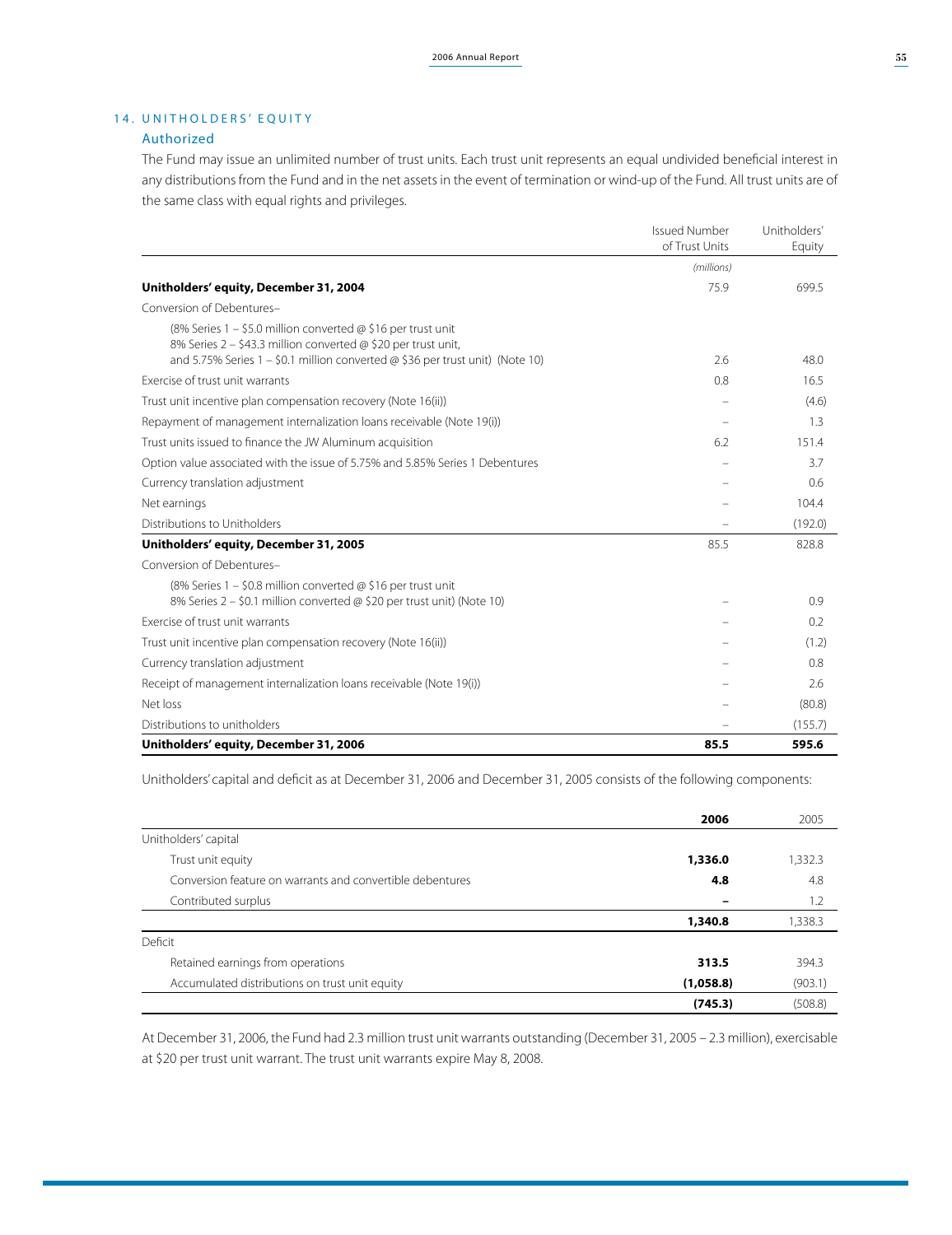## 14. UNITHOLDERS' EQUITY

### Authorized

The Fund may issue an unlimited number of trust units. Each trust unit represents an equal undivided beneficial interest in any distributions from the Fund and in the net assets in the event of termination or wind-up of the Fund. All trust units are of the same class with equal rights and privileges.

| | Issued Number of Trust Units | Unitholders' Equity |
|---|---|---|
| | *(millions)* | |
| **Unitholders' equity, December 31, 2004** | 75.9 | 699.5 |
| Conversion of Debentures– | | |
| (8% Series 1 – $5.0 million converted @ $16 per trust unit<br>8% Series 2 – $43.3 million converted @ $20 per trust unit,<br>and 5.75% Series 1 – $0.1 million converted @ $36 per trust unit) (Note 10) | 2.6 | 48.0 |
| Exercise of trust unit warrants | 0.8 | 16.5 |
| Trust unit incentive plan compensation recovery (Note 16(ii)) | – | (4.6) |
| Repayment of management internalization loans receivable (Note 19(i)) | – | 1.3 |
| Trust units issued to finance the JW Aluminum acquisition | 6.2 | 151.4 |
| Option value associated with the issue of 5.75% and 5.85% Series 1 Debentures | – | 3.7 |
| Currency translation adjustment | – | 0.6 |
| Net earnings | – | 104.4 |
| Distributions to Unitholders | – | (192.0) |
| **Unitholders' equity, December 31, 2005** | 85.5 | 828.8 |
| Conversion of Debentures– | | |
| (8% Series 1 – $0.8 million converted @ $16 per trust unit<br>8% Series 2 – $0.1 million converted @ $20 per trust unit) (Note 10) | – | 0.9 |
| Exercise of trust unit warrants | – | 0.2 |
| Trust unit incentive plan compensation recovery (Note 16(ii)) | – | (1.2) |
| Currency translation adjustment | – | 0.8 |
| Receipt of management internalization loans receivable (Note 19(i)) | – | 2.6 |
| Net loss | – | (80.8) |
| Distributions to unitholders | – | (155.7) |
| **Unitholders' equity, December 31, 2006** | **85.5** | **595.6** |

Unitholders' capital and deficit as at December 31, 2006 and December 31, 2005 consists of the following components:

| | **2006** | 2005 |
|---|---|---|
| Unitholders' capital | | |
| Trust unit equity | **1,336.0** | 1,332.3 |
| Conversion feature on warrants and convertible debentures | **4.8** | 4.8 |
| Contributed surplus | **–** | 1.2 |
| | **1,340.8** | 1,338.3 |
| Deficit | | |
| Retained earnings from operations | **313.5** | 394.3 |
| Accumulated distributions on trust unit equity | **(1,058.8)** | (903.1) |
| | **(745.3)** | (508.8) |

At December 31, 2006, the Fund had 2.3 million trust unit warrants outstanding (December 31, 2005 – 2.3 million), exercisable at $20 per trust unit warrant. The trust unit warrants expire May 8, 2008.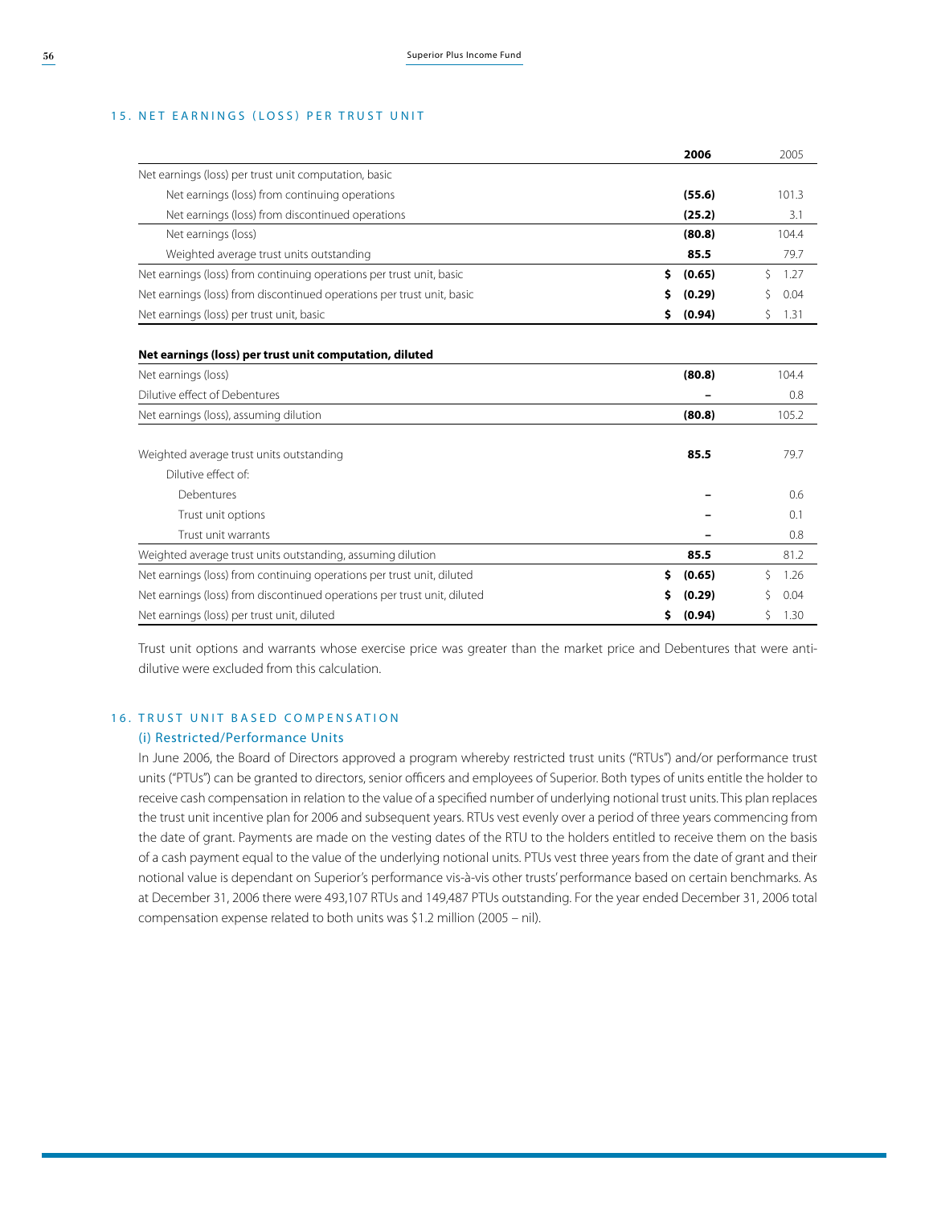## 15. NET EARNINGS (LOSS) PER TRUST UNIT

| | 2006 | 2005 |
|---|---|---|
| Net earnings (loss) per trust unit computation, basic | | |
| Net earnings (loss) from continuing operations | **(55.6)** | 101.3 |
| Net earnings (loss) from discontinued operations | **(25.2)** | 3.1 |
| Net earnings (loss) | **(80.8)** | 104.4 |
| Weighted average trust units outstanding | **85.5** | 79.7 |
| Net earnings (loss) from continuing operations per trust unit, basic | **$ (0.65)** | $ 1.27 |
| Net earnings (loss) from discontinued operations per trust unit, basic | **$ (0.29)** | $ 0.04 |
| Net earnings (loss) per trust unit, basic | **$ (0.94)** | $ 1.31 |
| **Net earnings (loss) per trust unit computation, diluted** | | |
| Net earnings (loss) | **(80.8)** | 104.4 |
| Dilutive effect of Debentures | **–** | 0.8 |
| Net earnings (loss), assuming dilution | **(80.8)** | 105.2 |
| Weighted average trust units outstanding | **85.5** | 79.7 |
| Dilutive effect of: | | |
| Debentures | **–** | 0.6 |
| Trust unit options | **–** | 0.1 |
| Trust unit warrants | **–** | 0.8 |
| Weighted average trust units outstanding, assuming dilution | **85.5** | 81.2 |
| Net earnings (loss) from continuing operations per trust unit, diluted | **$ (0.65)** | $ 1.26 |
| Net earnings (loss) from discontinued operations per trust unit, diluted | **$ (0.29)** | $ 0.04 |
| Net earnings (loss) per trust unit, diluted | **$ (0.94)** | $ 1.30 |

Trust unit options and warrants whose exercise price was greater than the market price and Debentures that were anti-dilutive were excluded from this calculation.

## 16. TRUST UNIT BASED COMPENSATION

### (i) Restricted/Performance Units

In June 2006, the Board of Directors approved a program whereby restricted trust units ("RTUs") and/or performance trust units ("PTUs") can be granted to directors, senior officers and employees of Superior. Both types of units entitle the holder to receive cash compensation in relation to the value of a specified number of underlying notional trust units. This plan replaces the trust unit incentive plan for 2006 and subsequent years. RTUs vest evenly over a period of three years commencing from the date of grant. Payments are made on the vesting dates of the RTU to the holders entitled to receive them on the basis of a cash payment equal to the value of the underlying notional units. PTUs vest three years from the date of grant and their notional value is dependant on Superior's performance vis-à-vis other trusts' performance based on certain benchmarks. As at December 31, 2006 there were 493,107 RTUs and 149,487 PTUs outstanding. For the year ended December 31, 2006 total compensation expense related to both units was $1.2 million (2005 – nil).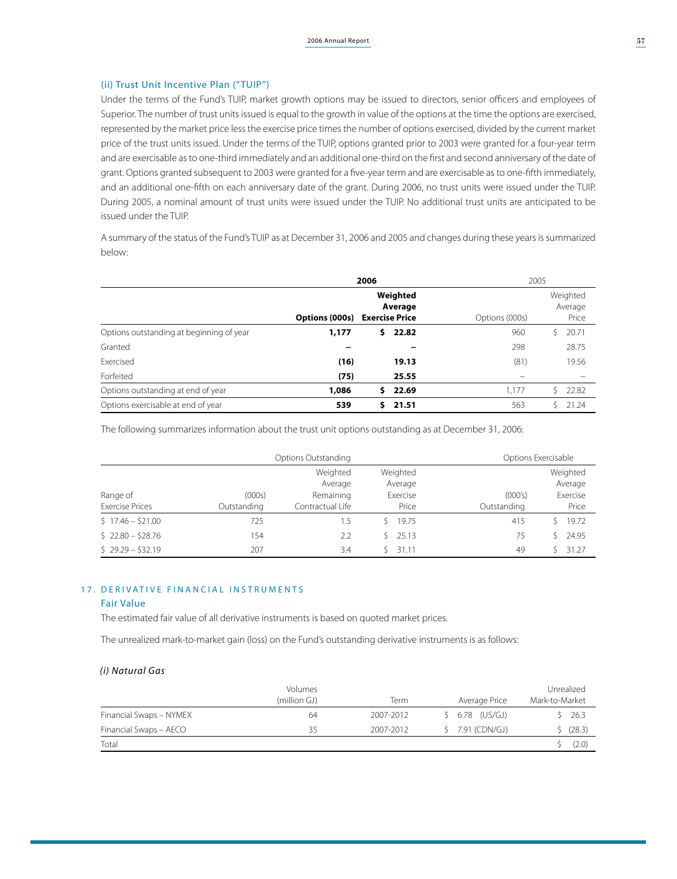### (ii) Trust Unit Incentive Plan ("TUIP")

Under the terms of the Fund's TUIP, market growth options may be issued to directors, senior officers and employees of Superior. The number of trust units issued is equal to the growth in value of the options at the time the options are exercised, represented by the market price less the exercise price times the number of options exercised, divided by the current market price of the trust units issued. Under the terms of the TUIP, options granted prior to 2003 were granted for a four-year term and are exercisable as to one-third immediately and an additional one-third on the first and second anniversary of the date of grant. Options granted subsequent to 2003 were granted for a five-year term and are exercisable as to one-fifth immediately, and an additional one-fifth on each anniversary date of the grant. During 2006, no trust units were issued under the TUIP. During 2005, a nominal amount of trust units were issued under the TUIP. No additional trust units are anticipated to be issued under the TUIP.

A summary of the status of the Fund's TUIP as at December 31, 2006 and 2005 and changes during these years is summarized below:

| | **2006** | | 2005 | |
|---|---|---|---|---|
| | **Options (000s)** | **Weighted Average Exercise Price** | Options (000s) | Weighted Average Price |
| Options outstanding at beginning of year | **1,177** | **$ 22.82** | 960 | $ 20.71 |
| Granted | **–** | **–** | 298 | 28.75 |
| Exercised | **(16)** | **19.13** | (81) | 19.56 |
| Forfeited | **(75)** | **25.55** | – | – |
| Options outstanding at end of year | **1,086** | **$ 22.69** | 1,177 | $ 22.82 |
| Options exercisable at end of year | **539** | **$ 21.51** | 563 | $ 21.24 |

The following summarizes information about the trust unit options outstanding as at December 31, 2006:

| | Options Outstanding | | | Options Exercisable | |
|---|---|---|---|---|---|
| Range of Exercise Prices | (000s) Outstanding | Weighted Average Remaining Contractual Life | Weighted Average Exercise Price | (000's) Outstanding | Weighted Average Exercise Price |
| $ 17.46 – $21.00 | 725 | 1.5 | $ 19.75 | 415 | $ 19.72 |
| $ 22.80 – $28.76 | 154 | 2.2 | $ 25.13 | 75 | $ 24.95 |
| $ 29.29 – $32.19 | 207 | 3.4 | $ 31.11 | 49 | $ 31.27 |

## 17. DERIVATIVE FINANCIAL INSTRUMENTS

### Fair Value

The estimated fair value of all derivative instruments is based on quoted market prices.

The unrealized mark-to-market gain (loss) on the Fund's outstanding derivative instruments is as follows:

#### *(i) Natural Gas*

| | Volumes (million GJ) | Term | Average Price | Unrealized Mark-to-Market |
|---|---|---|---|---|
| Financial Swaps – NYMEX | 64 | 2007-2012 | $ 6.78 (US/GJ) | $ 26.3 |
| Financial Swaps – AECO | 35 | 2007-2012 | $ 7.91 (CDN/GJ) | $ (28.3) |
| Total | | | | $ (2.0) |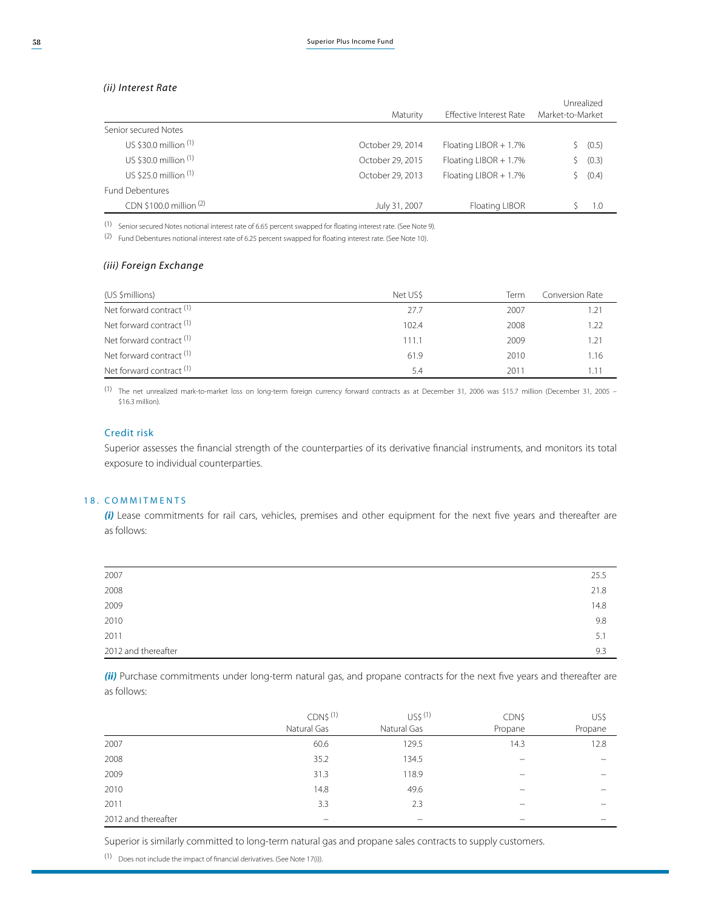*(ii) Interest Rate*

| | Maturity | Effective Interest Rate | Unrealized Market-to-Market |
|---|---|---|---|
| Senior secured Notes | | | |
| US $30.0 million [(1)] | October 29, 2014 | Floating LIBOR + 1.7% | $ (0.5) |
| US $30.0 million [(1)] | October 29, 2015 | Floating LIBOR + 1.7% | $ (0.3) |
| US $25.0 million [(1)] | October 29, 2013 | Floating LIBOR + 1.7% | $ (0.4) |
| Fund Debentures | | | |
| CDN $100.0 million [(2)] | July 31, 2007 | Floating LIBOR | $ 1.0 |

(1) Senior secured Notes notional interest rate of 6.65 percent swapped for floating interest rate. (See Note 9).

(2) Fund Debentures notional interest rate of 6.25 percent swapped for floating interest rate. (See Note 10).

*(iii) Foreign Exchange*

| (US $millions) | Net US$ | Term | Conversion Rate |
|---|---|---|---|
| Net forward contract [(1)] | 27.7 | 2007 | 1.21 |
| Net forward contract [(1)] | 102.4 | 2008 | 1.22 |
| Net forward contract [(1)] | 111.1 | 2009 | 1.21 |
| Net forward contract [(1)] | 61.9 | 2010 | 1.16 |
| Net forward contract [(1)] | 5.4 | 2011 | 1.11 |

(1) The net unrealized mark-to-market loss on long-term foreign currency forward contracts as at December 31, 2006 was $15.7 million (December 31, 2005 – $16.3 million).

### Credit risk

Superior assesses the financial strength of the counterparties of its derivative financial instruments, and monitors its total exposure to individual counterparties.

## 18. COMMITMENTS

***(i)*** Lease commitments for rail cars, vehicles, premises and other equipment for the next five years and thereafter are as follows:

| | |
|---|---|
| 2007 | 25.5 |
| 2008 | 21.8 |
| 2009 | 14.8 |
| 2010 | 9.8 |
| 2011 | 5.1 |
| 2012 and thereafter | 9.3 |

***(ii)*** Purchase commitments under long-term natural gas, and propane contracts for the next five years and thereafter are as follows:

| | CDN$ [(1)] Natural Gas | US$ [(1)] Natural Gas | CDN$ Propane | US$ Propane |
|---|---|---|---|---|
| 2007 | 60.6 | 129.5 | 14.3 | 12.8 |
| 2008 | 35.2 | 134.5 | – | – |
| 2009 | 31.3 | 118.9 | – | – |
| 2010 | 14.8 | 49.6 | – | – |
| 2011 | 3.3 | 2.3 | – | – |
| 2012 and thereafter | – | – | – | – |

Superior is similarly committed to long-term natural gas and propane sales contracts to supply customers.

(1) Does not include the impact of financial derivatives. (See Note 17(i)).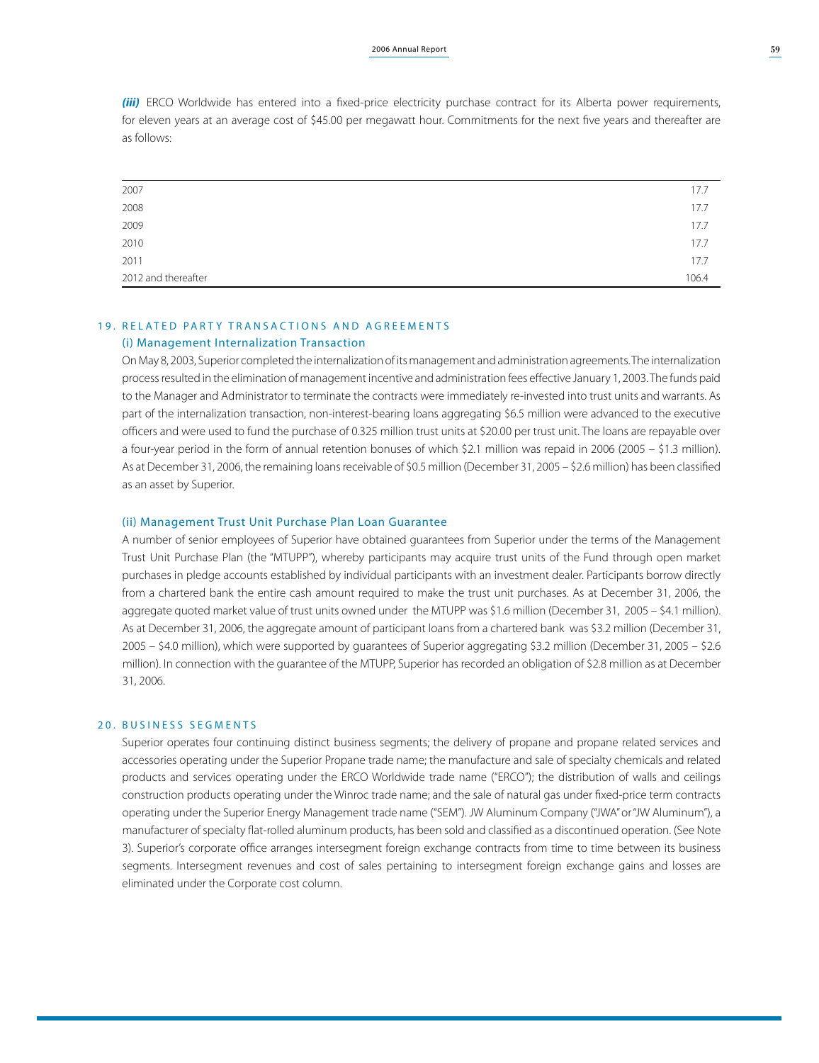***(iii)*** ERCO Worldwide has entered into a fixed-price electricity purchase contract for its Alberta power requirements, for eleven years at an average cost of $45.00 per megawatt hour. Commitments for the next five years and thereafter are as follows:

| | |
|---|---|
| 2007 | 17.7 |
| 2008 | 17.7 |
| 2009 | 17.7 |
| 2010 | 17.7 |
| 2011 | 17.7 |
| 2012 and thereafter | 106.4 |

## 19. RELATED PARTY TRANSACTIONS AND AGREEMENTS

### (i) Management Internalization Transaction

On May 8, 2003, Superior completed the internalization of its management and administration agreements. The internalization process resulted in the elimination of management incentive and administration fees effective January 1, 2003. The funds paid to the Manager and Administrator to terminate the contracts were immediately re-invested into trust units and warrants. As part of the internalization transaction, non-interest-bearing loans aggregating $6.5 million were advanced to the executive officers and were used to fund the purchase of 0.325 million trust units at $20.00 per trust unit. The loans are repayable over a four-year period in the form of annual retention bonuses of which $2.1 million was repaid in 2006 (2005 – $1.3 million). As at December 31, 2006, the remaining loans receivable of $0.5 million (December 31, 2005 – $2.6 million) has been classified as an asset by Superior.

### (ii) Management Trust Unit Purchase Plan Loan Guarantee

A number of senior employees of Superior have obtained guarantees from Superior under the terms of the Management Trust Unit Purchase Plan (the "MTUPP"), whereby participants may acquire trust units of the Fund through open market purchases in pledge accounts established by individual participants with an investment dealer. Participants borrow directly from a chartered bank the entire cash amount required to make the trust unit purchases. As at December 31, 2006, the aggregate quoted market value of trust units owned under the MTUPP was $1.6 million (December 31, 2005 – $4.1 million). As at December 31, 2006, the aggregate amount of participant loans from a chartered bank was $3.2 million (December 31, 2005 – $4.0 million), which were supported by guarantees of Superior aggregating $3.2 million (December 31, 2005 – $2.6 million). In connection with the guarantee of the MTUPP, Superior has recorded an obligation of $2.8 million as at December 31, 2006.

## 20. BUSINESS SEGMENTS

Superior operates four continuing distinct business segments; the delivery of propane and propane related services and accessories operating under the Superior Propane trade name; the manufacture and sale of specialty chemicals and related products and services operating under the ERCO Worldwide trade name ("ERCO"); the distribution of walls and ceilings construction products operating under the Winroc trade name; and the sale of natural gas under fixed-price term contracts operating under the Superior Energy Management trade name ("SEM"). JW Aluminum Company ("JWA" or "JW Aluminum"), a manufacturer of specialty flat-rolled aluminum products, has been sold and classified as a discontinued operation. (See Note 3). Superior's corporate office arranges intersegment foreign exchange contracts from time to time between its business segments. Intersegment revenues and cost of sales pertaining to intersegment foreign exchange gains and losses are eliminated under the Corporate cost column.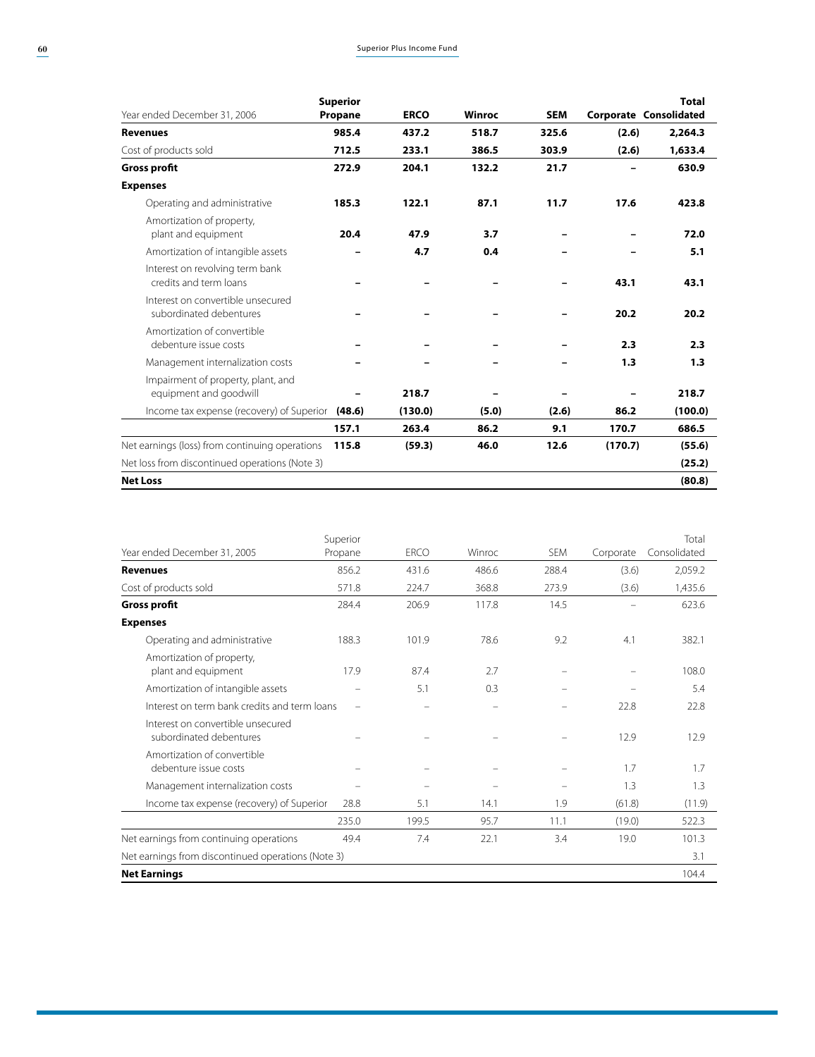| Year ended December 31, 2006 | **Superior Propane** | **ERCO** | **Winroc** | **SEM** | **Corporate** | **Total Consolidated** |
|---|---|---|---|---|---|---|
| **Revenues** | **985.4** | **437.2** | **518.7** | **325.6** | **(2.6)** | **2,264.3** |
| Cost of products sold | **712.5** | **233.1** | **386.5** | **303.9** | **(2.6)** | **1,633.4** |
| **Gross profit** | **272.9** | **204.1** | **132.2** | **21.7** | **–** | **630.9** |
| **Expenses** | | | | | | |
| Operating and administrative | **185.3** | **122.1** | **87.1** | **11.7** | **17.6** | **423.8** |
| Amortization of property, plant and equipment | **20.4** | **47.9** | **3.7** | **–** | **–** | **72.0** |
| Amortization of intangible assets | **–** | **4.7** | **0.4** | **–** | **–** | **5.1** |
| Interest on revolving term bank credits and term loans | **–** | **–** | **–** | **–** | **43.1** | **43.1** |
| Interest on convertible unsecured subordinated debentures | **–** | **–** | **–** | **–** | **20.2** | **20.2** |
| Amortization of convertible debenture issue costs | **–** | **–** | **–** | **–** | **2.3** | **2.3** |
| Management internalization costs | **–** | **–** | **–** | **–** | **1.3** | **1.3** |
| Impairment of property, plant, and equipment and goodwill | **–** | **218.7** | **–** | **–** | **–** | **218.7** |
| Income tax expense (recovery) of Superior | **(48.6)** | **(130.0)** | **(5.0)** | **(2.6)** | **86.2** | **(100.0)** |
| | **157.1** | **263.4** | **86.2** | **9.1** | **170.7** | **686.5** |
| Net earnings (loss) from continuing operations | **115.8** | **(59.3)** | **46.0** | **12.6** | **(170.7)** | **(55.6)** |
| Net loss from discontinued operations (Note 3) | | | | | | **(25.2)** |
| **Net Loss** | | | | | | **(80.8)** |

| Year ended December 31, 2005 | Superior Propane | ERCO | Winroc | SEM | Corporate | Total Consolidated |
|---|---|---|---|---|---|---|
| **Revenues** | 856.2 | 431.6 | 486.6 | 288.4 | (3.6) | 2,059.2 |
| Cost of products sold | 571.8 | 224.7 | 368.8 | 273.9 | (3.6) | 1,435.6 |
| **Gross profit** | 284.4 | 206.9 | 117.8 | 14.5 | – | 623.6 |
| **Expenses** | | | | | | |
| Operating and administrative | 188.3 | 101.9 | 78.6 | 9.2 | 4.1 | 382.1 |
| Amortization of property, plant and equipment | 17.9 | 87.4 | 2.7 | – | – | 108.0 |
| Amortization of intangible assets | – | 5.1 | 0.3 | – | – | 5.4 |
| Interest on term bank credits and term loans | – | – | – | – | 22.8 | 22.8 |
| Interest on convertible unsecured subordinated debentures | – | – | – | – | 12.9 | 12.9 |
| Amortization of convertible debenture issue costs | – | – | – | – | 1.7 | 1.7 |
| Management internalization costs | – | – | – | – | 1.3 | 1.3 |
| Income tax expense (recovery) of Superior | 28.8 | 5.1 | 14.1 | 1.9 | (61.8) | (11.9) |
| | 235.0 | 199.5 | 95.7 | 11.1 | (19.0) | 522.3 |
| Net earnings from continuing operations | 49.4 | 7.4 | 22.1 | 3.4 | 19.0 | 101.3 |
| Net earnings from discontinued operations (Note 3) | | | | | | 3.1 |
| **Net Earnings** | | | | | | 104.4 |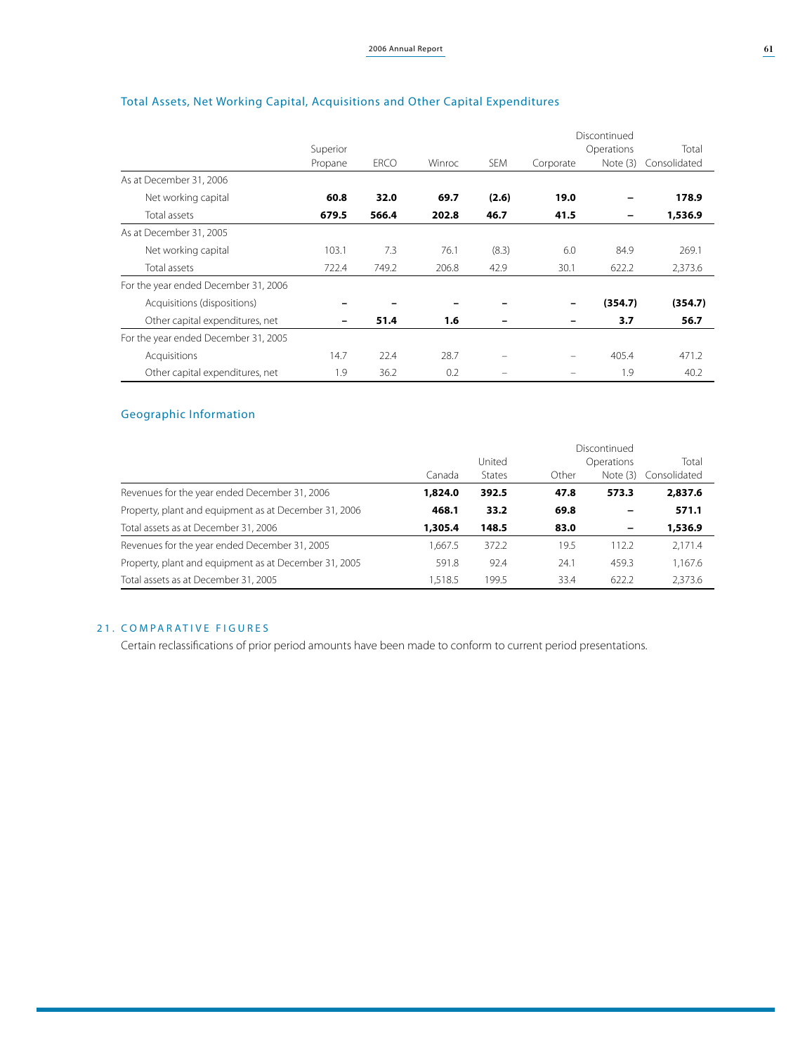## Total Assets, Net Working Capital, Acquisitions and Other Capital Expenditures

| | Superior Propane | ERCO | Winroc | SEM | Corporate | Discontinued Operations Note (3) | Total Consolidated |
|---|---|---|---|---|---|---|---|
| As at December 31, 2006 | | | | | | | |
| Net working capital | **60.8** | **32.0** | **69.7** | **(2.6)** | **19.0** | **–** | **178.9** |
| Total assets | **679.5** | **566.4** | **202.8** | **46.7** | **41.5** | **–** | **1,536.9** |
| As at December 31, 2005 | | | | | | | |
| Net working capital | 103.1 | 7.3 | 76.1 | (8.3) | 6.0 | 84.9 | 269.1 |
| Total assets | 722.4 | 749.2 | 206.8 | 42.9 | 30.1 | 622.2 | 2,373.6 |
| For the year ended December 31, 2006 | | | | | | | |
| Acquisitions (dispositions) | **–** | **–** | **–** | **–** | **–** | **(354.7)** | **(354.7)** |
| Other capital expenditures, net | **–** | **51.4** | **1.6** | **–** | **–** | **3.7** | **56.7** |
| For the year ended December 31, 2005 | | | | | | | |
| Acquisitions | 14.7 | 22.4 | 28.7 | – | – | 405.4 | 471.2 |
| Other capital expenditures, net | 1.9 | 36.2 | 0.2 | – | – | 1.9 | 40.2 |

## Geographic Information

| | Canada | United States | Other | Discontinued Operations Note (3) | Total Consolidated |
|---|---|---|---|---|---|
| Revenues for the year ended December 31, 2006 | **1,824.0** | **392.5** | **47.8** | **573.3** | **2,837.6** |
| Property, plant and equipment as at December 31, 2006 | **468.1** | **33.2** | **69.8** | **–** | **571.1** |
| Total assets as at December 31, 2006 | **1,305.4** | **148.5** | **83.0** | **–** | **1,536.9** |
| Revenues for the year ended December 31, 2005 | 1,667.5 | 372.2 | 19.5 | 112.2 | 2,171.4 |
| Property, plant and equipment as at December 31, 2005 | 591.8 | 92.4 | 24.1 | 459.3 | 1,167.6 |
| Total assets as at December 31, 2005 | 1,518.5 | 199.5 | 33.4 | 622.2 | 2,373.6 |

## 21. COMPARATIVE FIGURES

Certain reclassifications of prior period amounts have been made to conform to current period presentations.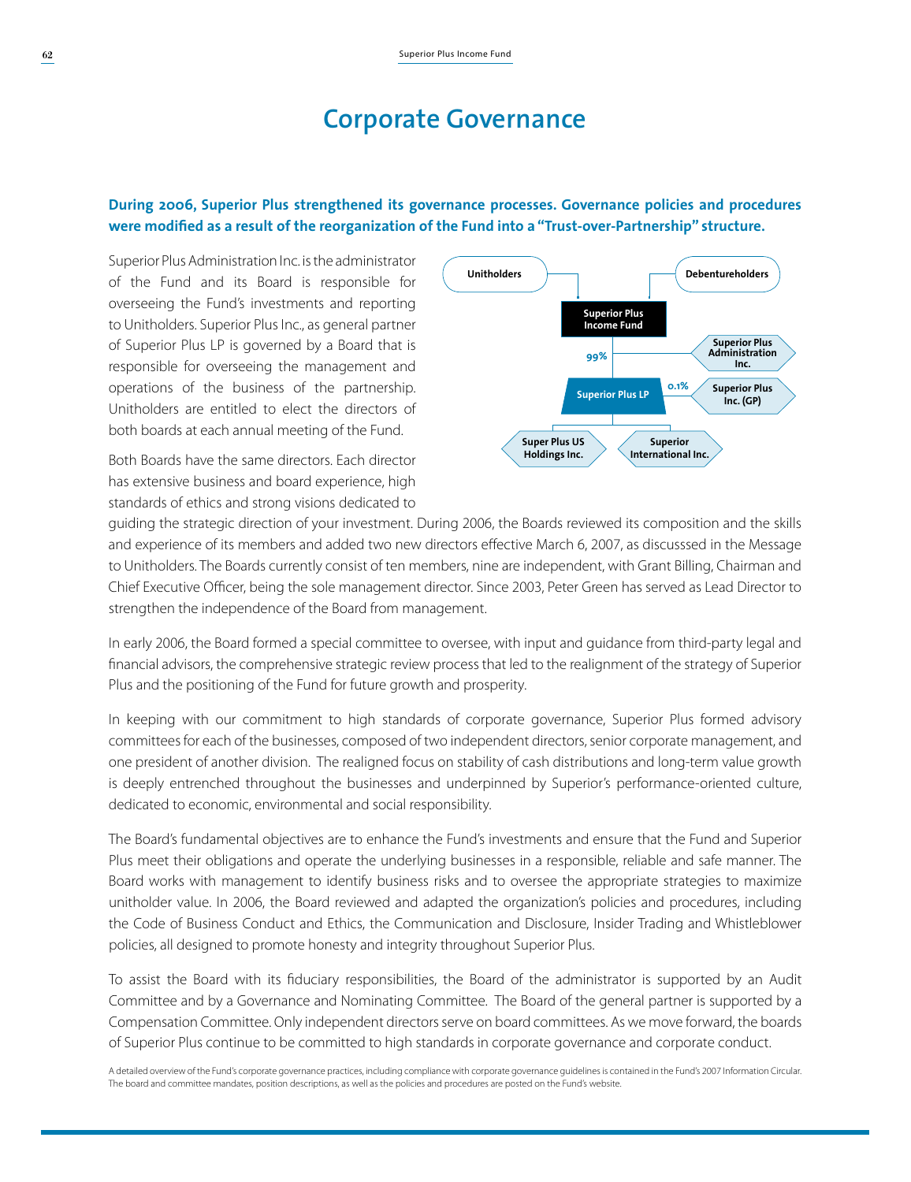# Corporate Governance

**During 2006, Superior Plus strengthened its governance processes. Governance policies and procedures were modified as a result of the reorganization of the Fund into a "Trust-over-Partnership" structure.**

Superior Plus Administration Inc. is the administrator of the Fund and its Board is responsible for overseeing the Fund's investments and reporting to Unitholders. Superior Plus Inc., as general partner of Superior Plus LP is governed by a Board that is responsible for overseeing the management and operations of the business of the partnership. Unitholders are entitled to elect the directors of both boards at each annual meeting of the Fund.

Unitholders
Debentureholders
Superior Plus Income Fund
99%
Superior Plus Administration Inc.
Superior Plus LP
0.1%
Superior Plus Inc. (GP)
Super Plus US Holdings Inc.
Superior International Inc.

Both Boards have the same directors. Each director has extensive business and board experience, high standards of ethics and strong visions dedicated to guiding the strategic direction of your investment. During 2006, the Boards reviewed its composition and the skills and experience of its members and added two new directors effective March 6, 2007, as discusssed in the Message to Unitholders. The Boards currently consist of ten members, nine are independent, with Grant Billing, Chairman and Chief Executive Officer, being the sole management director. Since 2003, Peter Green has served as Lead Director to strengthen the independence of the Board from management.

In early 2006, the Board formed a special committee to oversee, with input and guidance from third-party legal and financial advisors, the comprehensive strategic review process that led to the realignment of the strategy of Superior Plus and the positioning of the Fund for future growth and prosperity.

In keeping with our commitment to high standards of corporate governance, Superior Plus formed advisory committees for each of the businesses, composed of two independent directors, senior corporate management, and one president of another division. The realigned focus on stability of cash distributions and long-term value growth is deeply entrenched throughout the businesses and underpinned by Superior's performance-oriented culture, dedicated to economic, environmental and social responsibility.

The Board's fundamental objectives are to enhance the Fund's investments and ensure that the Fund and Superior Plus meet their obligations and operate the underlying businesses in a responsible, reliable and safe manner. The Board works with management to identify business risks and to oversee the appropriate strategies to maximize unitholder value. In 2006, the Board reviewed and adapted the organization's policies and procedures, including the Code of Business Conduct and Ethics, the Communication and Disclosure, Insider Trading and Whistleblower policies, all designed to promote honesty and integrity throughout Superior Plus.

To assist the Board with its fiduciary responsibilities, the Board of the administrator is supported by an Audit Committee and by a Governance and Nominating Committee. The Board of the general partner is supported by a Compensation Committee. Only independent directors serve on board committees. As we move forward, the boards of Superior Plus continue to be committed to high standards in corporate governance and corporate conduct.

A detailed overview of the Fund's corporate governance practices, including compliance with corporate governance guidelines is contained in the Fund's 2007 Information Circular. The board and committee mandates, position descriptions, as well as the policies and procedures are posted on the Fund's website.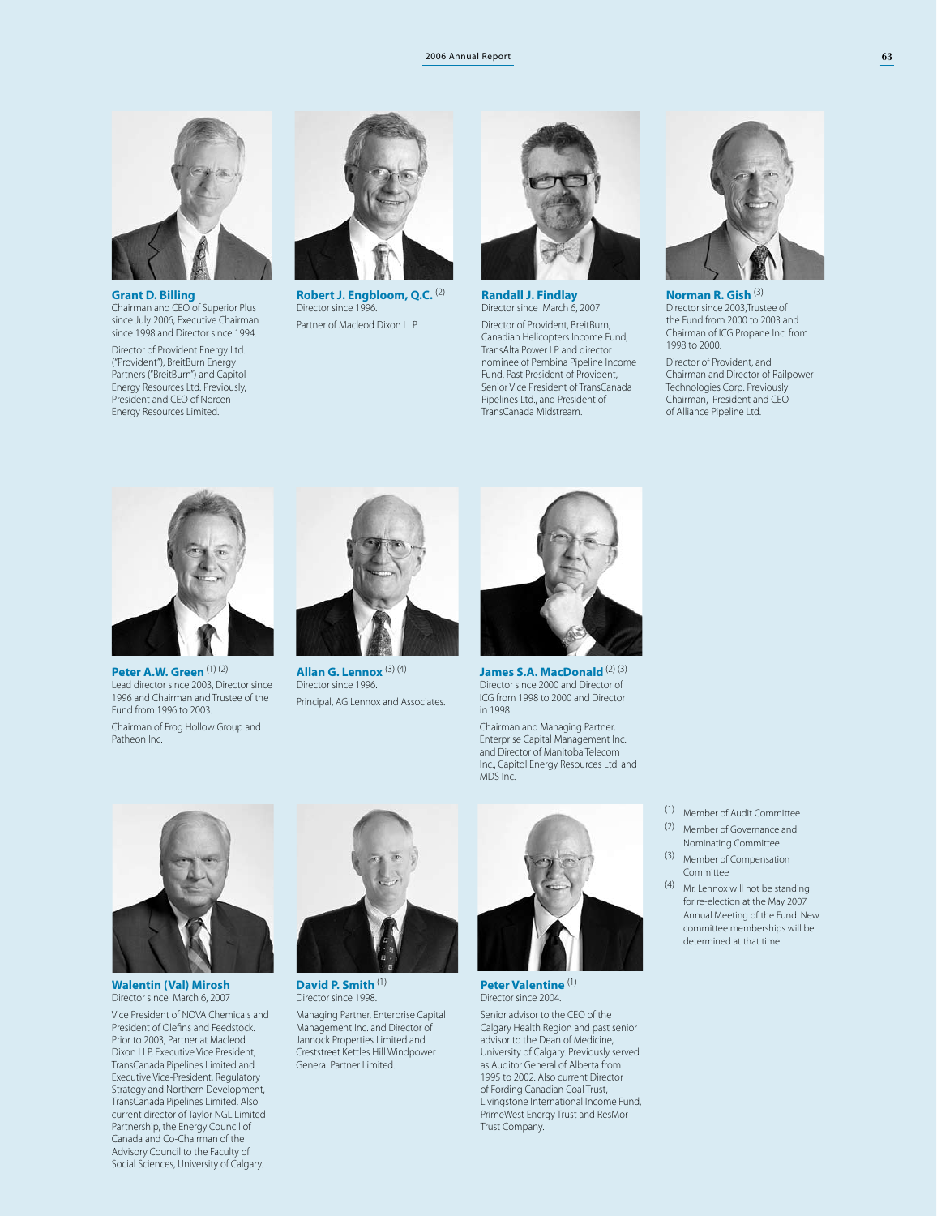**Grant D. Billing**
Chairman and CEO of Superior Plus since July 2006, Executive Chairman since 1998 and Director since 1994.

Director of Provident Energy Ltd. ("Provident"), BreitBurn Energy Partners ("BreitBurn") and Capitol Energy Resources Ltd. Previously, President and CEO of Norcen Energy Resources Limited.

**Robert J. Engbloom, Q.C.** [2]
Director since 1996.

Partner of Macleod Dixon LLP.

**Randall J. Findlay**
Director since March 6, 2007

Director of Provident, BreitBurn, Canadian Helicopters Income Fund, TransAlta Power LP and director nominee of Pembina Pipeline Income Fund. Past President of Provident, Senior Vice President of TransCanada Pipelines Ltd., and President of TransCanada Midstream.

**Norman R. Gish** [3]
Director since 2003, Trustee of the Fund from 2000 to 2003 and Chairman of ICG Propane Inc. from 1998 to 2000.

Director of Provident, and Chairman and Director of Railpower Technologies Corp. Previously Chairman, President and CEO of Alliance Pipeline Ltd.

**Peter A.W. Green** [1] [2]
Lead director since 2003, Director since 1996 and Chairman and Trustee of the Fund from 1996 to 2003.

Chairman of Frog Hollow Group and Patheon Inc.

**Allan G. Lennox** [3] [4]
Director since 1996.

Principal, AG Lennox and Associates.

**James S.A. MacDonald** [2] [3]
Director since 2000 and Director of ICG from 1998 to 2000 and Director in 1998.

Chairman and Managing Partner, Enterprise Capital Management Inc. and Director of Manitoba Telecom Inc., Capitol Energy Resources Ltd. and MDS Inc.

**Walentin (Val) Mirosh**
Director since March 6, 2007

Vice President of NOVA Chemicals and President of Olefins and Feedstock. Prior to 2003, Partner at Macleod Dixon LLP, Executive Vice President, TransCanada Pipelines Limited and Executive Vice-President, Regulatory Strategy and Northern Development, TransCanada Pipelines Limited. Also current director of Taylor NGL Limited Partnership, the Energy Council of Canada and Co-Chairman of the Advisory Council to the Faculty of Social Sciences, University of Calgary.

**David P. Smith** [1]
Director since 1998.

Managing Partner, Enterprise Capital Management Inc. and Director of Jannock Properties Limited and Creststreet Kettles Hill Windpower General Partner Limited.

**Peter Valentine** [1]
Director since 2004.

Senior advisor to the CEO of the Calgary Health Region and past senior advisor to the Dean of Medicine, University of Calgary. Previously served as Auditor General of Alberta from 1995 to 2002. Also current Director of Fording Canadian Coal Trust, Livingstone International Income Fund, PrimeWest Energy Trust and ResMor Trust Company.

(1) Member of Audit Committee
(2) Member of Governance and Nominating Committee
(3) Member of Compensation Committee
(4) Mr. Lennox will not be standing for re-election at the May 2007 Annual Meeting of the Fund. New committee memberships will be determined at that time.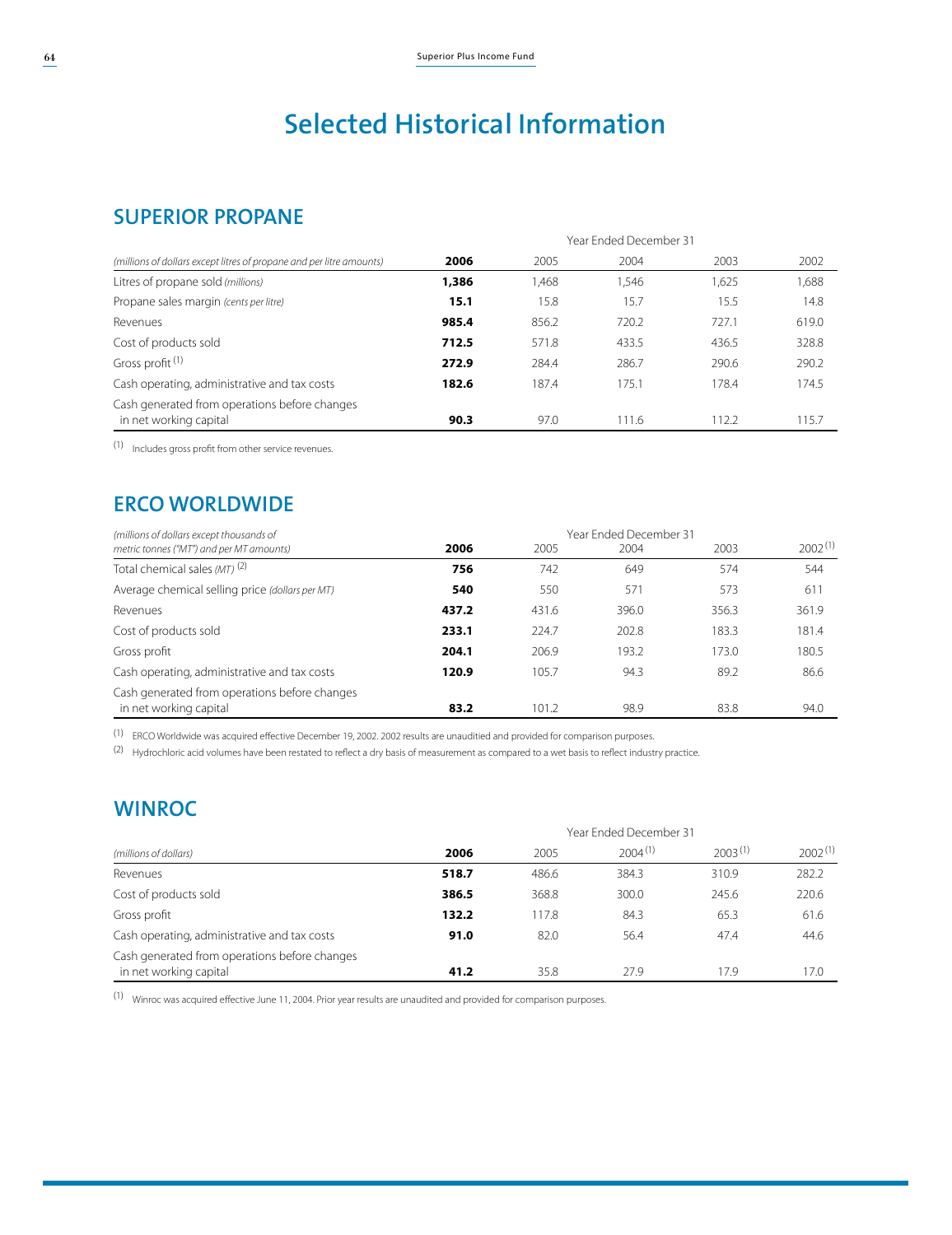# Selected Historical Information

## SUPERIOR PROPANE

| *(millions of dollars except litres of propane and per litre amounts)* | Year Ended December 31 | | | | |
|---|---|---|---|---|---|
| | **2006** | 2005 | 2004 | 2003 | 2002 |
| Litres of propane sold *(millions)* | **1,386** | 1,468 | 1,546 | 1,625 | 1,688 |
| Propane sales margin *(cents per litre)* | **15.1** | 15.8 | 15.7 | 15.5 | 14.8 |
| Revenues | **985.4** | 856.2 | 720.2 | 727.1 | 619.0 |
| Cost of products sold | **712.5** | 571.8 | 433.5 | 436.5 | 328.8 |
| Gross profit [1] | **272.9** | 284.4 | 286.7 | 290.6 | 290.2 |
| Cash operating, administrative and tax costs | **182.6** | 187.4 | 175.1 | 178.4 | 174.5 |
| Cash generated from operations before changes in net working capital | **90.3** | 97.0 | 111.6 | 112.2 | 115.7 |

(1) Includes gross profit from other service revenues.

## ERCO WORLDWIDE

| *(millions of dollars except thousands of metric tonnes ("MT") and per MT amounts)* | Year Ended December 31 | | | | |
|---|---|---|---|---|---|
| | **2006** | 2005 | 2004 | 2003 | 2002 [1] |
| Total chemical sales *(MT)* [2] | **756** | 742 | 649 | 574 | 544 |
| Average chemical selling price *(dollars per MT)* | **540** | 550 | 571 | 573 | 611 |
| Revenues | **437.2** | 431.6 | 396.0 | 356.3 | 361.9 |
| Cost of products sold | **233.1** | 224.7 | 202.8 | 183.3 | 181.4 |
| Gross profit | **204.1** | 206.9 | 193.2 | 173.0 | 180.5 |
| Cash operating, administrative and tax costs | **120.9** | 105.7 | 94.3 | 89.2 | 86.6 |
| Cash generated from operations before changes in net working capital | **83.2** | 101.2 | 98.9 | 83.8 | 94.0 |

(1) ERCO Worldwide was acquired effective December 19, 2002. 2002 results are unauditied and provided for comparison purposes.

(2) Hydrochloric acid volumes have been restated to reflect a dry basis of measurement as compared to a wet basis to reflect industry practice.

## WINROC

| *(millions of dollars)* | Year Ended December 31 | | | | |
|---|---|---|---|---|---|
| | **2006** | 2005 | 2004 [1] | 2003 [1] | 2002 [1] |
| Revenues | **518.7** | 486.6 | 384.3 | 310.9 | 282.2 |
| Cost of products sold | **386.5** | 368.8 | 300.0 | 245.6 | 220.6 |
| Gross profit | **132.2** | 117.8 | 84.3 | 65.3 | 61.6 |
| Cash operating, administrative and tax costs | **91.0** | 82.0 | 56.4 | 47.4 | 44.6 |
| Cash generated from operations before changes in net working capital | **41.2** | 35.8 | 27.9 | 17.9 | 17.0 |

(1) Winroc was acquired effective June 11, 2004. Prior year results are unaudited and provided for comparison purposes.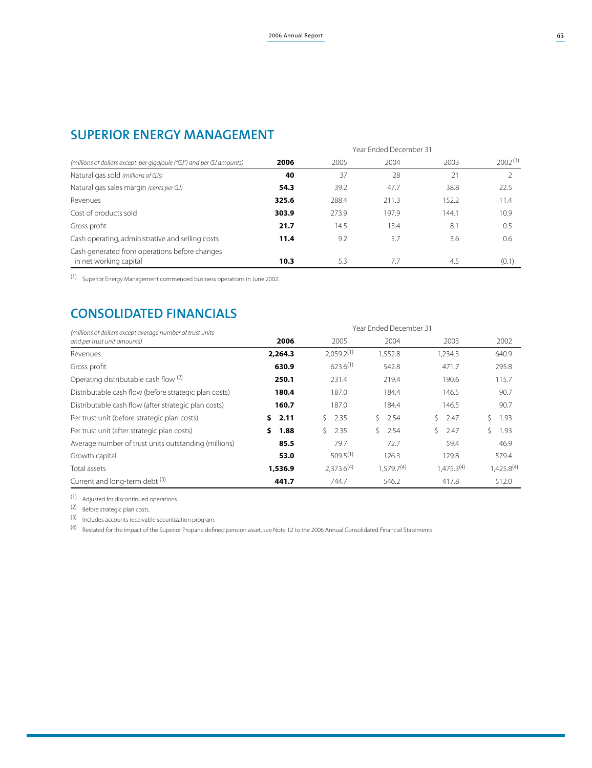## SUPERIOR ENERGY MANAGEMENT

| (millions of dollars except per gigajoule ("GJ") and per GJ amounts) | Year Ended December 31 | | | | |
|---|---|---|---|---|---|
| | **2006** | 2005 | 2004 | 2003 | 2002 [1] |
| Natural gas sold *(millions of GJs)* | **40** | 37 | 28 | 21 | 2 |
| Natural gas sales margin *(cents per GJ)* | **54.3** | 39.2 | 47.7 | 38.8 | 22.5 |
| Revenues | **325.6** | 288.4 | 211.3 | 152.2 | 11.4 |
| Cost of products sold | **303.9** | 273.9 | 197.9 | 144.1 | 10.9 |
| Gross profit | **21.7** | 14.5 | 13.4 | 8.1 | 0.5 |
| Cash operating, administrative and selling costs | **11.4** | 9.2 | 5.7 | 3.6 | 0.6 |
| Cash generated from operations before changes in net working capital | **10.3** | 5.3 | 7.7 | 4.5 | (0.1) |

(1) Superior Energy Management commenced business operations in June 2002.

## CONSOLIDATED FINANCIALS

| (millions of dollars except average number of trust units and per trust unit amounts) | Year Ended December 31 | | | | |
|---|---|---|---|---|---|
| | **2006** | 2005 | 2004 | 2003 | 2002 |
| Revenues | **2,264.3** | 2,059.2[1] | 1,552.8 | 1,234.3 | 640.9 |
| Gross profit | **630.9** | 623.6[1] | 542.8 | 471.7 | 295.8 |
| Operating distributable cash flow [2] | **250.1** | 231.4 | 219.4 | 190.6 | 115.7 |
| Distributable cash flow (before strategic plan costs) | **180.4** | 187.0 | 184.4 | 146.5 | 90.7 |
| Distributable cash flow (after strategic plan costs) | **160.7** | 187.0 | 184.4 | 146.5 | 90.7 |
| Per trust unit (before strategic plan costs) | **$ 2.11** | $ 2.35 | $ 2.54 | $ 2.47 | $ 1.93 |
| Per trust unit (after strategic plan costs) | **$ 1.88** | $ 2.35 | $ 2.54 | $ 2.47 | $ 1.93 |
| Average number of trust units outstanding (millions) | **85.5** | 79.7 | 72.7 | 59.4 | 46.9 |
| Growth capital | **53.0** | 509.5[1] | 126.3 | 129.8 | 579.4 |
| Total assets | **1,536.9** | 2,373.6[4] | 1,579.7[4] | 1,475.3[4] | 1,425.8[4] |
| Current and long-term debt [3] | **441.7** | 744.7 | 546.2 | 417.8 | 512.0 |

(1) Adjusted for discontinued operations.

(2) Before strategic plan costs.

(3) Includes accounts receivable securitization program.

(4) Restated for the impact of the Superior Propane defined pension asset, see Note 12 to the 2006 Annual Consolidated Financial Statements.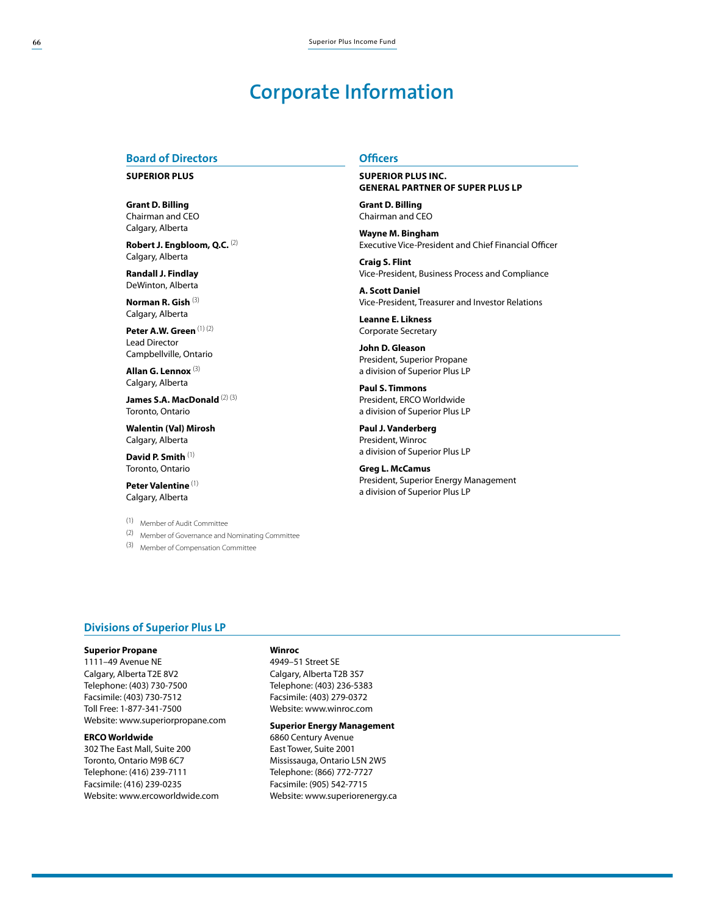# Corporate Information

## Board of Directors

**SUPERIOR PLUS**

**Grant D. Billing**
Chairman and CEO
Calgary, Alberta

**Robert J. Engbloom, Q.C.** (2)
Calgary, Alberta

**Randall J. Findlay**
DeWinton, Alberta

**Norman R. Gish** (3)
Calgary, Alberta

**Peter A.W. Green** (1) (2)
Lead Director
Campbellville, Ontario

**Allan G. Lennox** (3)
Calgary, Alberta

**James S.A. MacDonald** (2) (3)
Toronto, Ontario

**Walentin (Val) Mirosh**
Calgary, Alberta

**David P. Smith** (1)
Toronto, Ontario

**Peter Valentine** (1)
Calgary, Alberta

(1) Member of Audit Committee
(2) Member of Governance and Nominating Committee
(3) Member of Compensation Committee

## Officers

**SUPERIOR PLUS INC.**
**GENERAL PARTNER OF SUPER PLUS LP**

**Grant D. Billing**
Chairman and CEO

**Wayne M. Bingham**
Executive Vice-President and Chief Financial Officer

**Craig S. Flint**
Vice-President, Business Process and Compliance

**A. Scott Daniel**
Vice-President, Treasurer and Investor Relations

**Leanne E. Likness**
Corporate Secretary

**John D. Gleason**
President, Superior Propane
a division of Superior Plus LP

**Paul S. Timmons**
President, ERCO Worldwide
a division of Superior Plus LP

**Paul J. Vanderberg**
President, Winroc
a division of Superior Plus LP

**Greg L. McCamus**
President, Superior Energy Management
a division of Superior Plus LP

## Divisions of Superior Plus LP

**Superior Propane**
1111–49 Avenue NE
Calgary, Alberta T2E 8V2
Telephone: (403) 730-7500
Facsimile: (403) 730-7512
Toll Free: 1-877-341-7500
Website: www.superiorpropane.com

**ERCO Worldwide**
302 The East Mall, Suite 200
Toronto, Ontario M9B 6C7
Telephone: (416) 239-7111
Facsimile: (416) 239-0235
Website: www.ercoworldwide.com

**Winroc**
4949–51 Street SE
Calgary, Alberta T2B 3S7
Telephone: (403) 236-5383
Facsimile: (403) 279-0372
Website: www.winroc.com

**Superior Energy Management**
6860 Century Avenue
East Tower, Suite 2001
Mississauga, Ontario L5N 2W5
Telephone: (866) 772-7727
Facsimile: (905) 542-7715
Website: www.superiorenergy.ca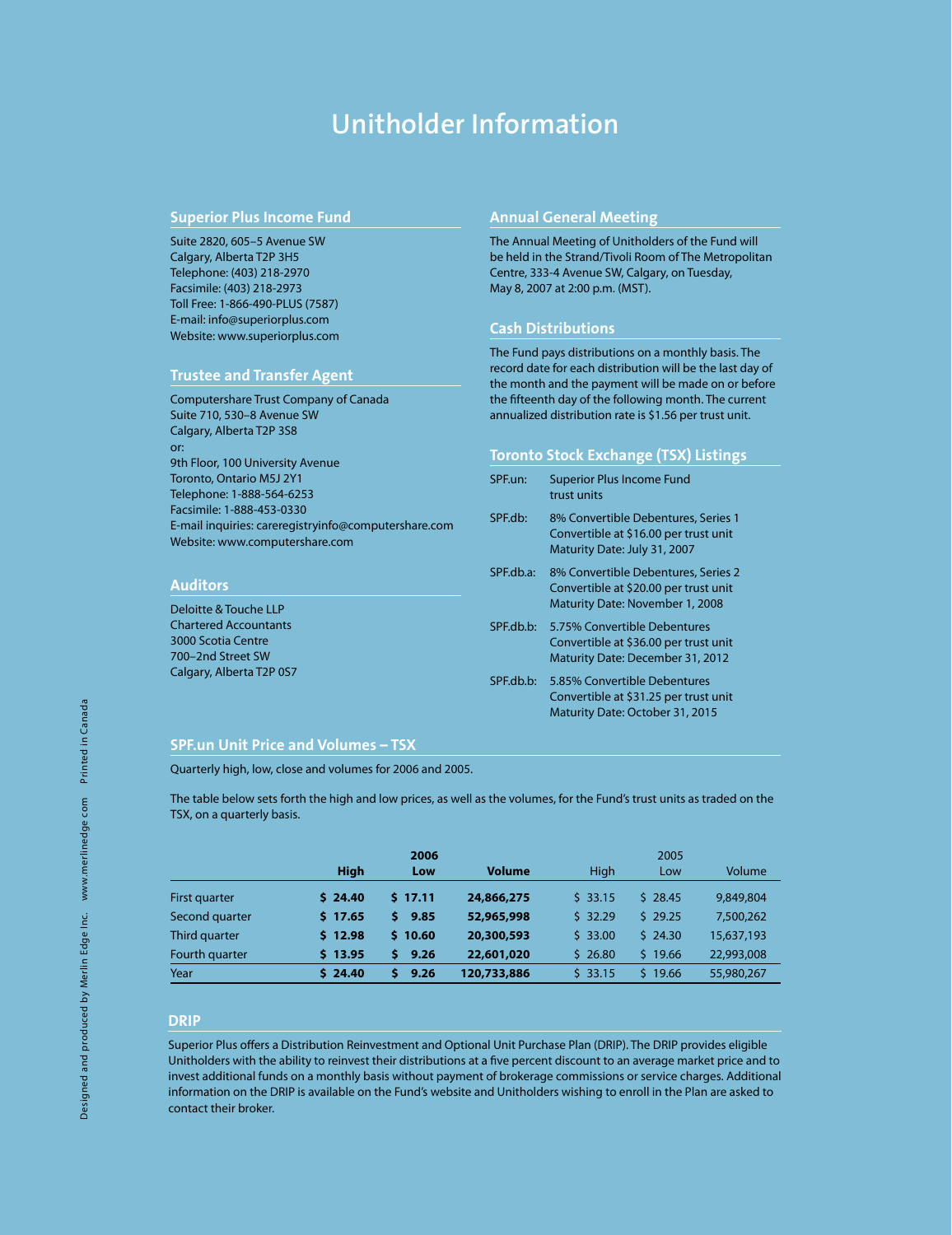# Unitholder Information

## Superior Plus Income Fund

Suite 2820, 605–5 Avenue SW
Calgary, Alberta T2P 3H5
Telephone: (403) 218-2970
Facsimile: (403) 218-2973
Toll Free: 1-866-490-PLUS (7587)
E-mail: info@superiorplus.com
Website: www.superiorplus.com

## Trustee and Transfer Agent

Computershare Trust Company of Canada
Suite 710, 530–8 Avenue SW
Calgary, Alberta T2P 3S8
or:
9th Floor, 100 University Avenue
Toronto, Ontario M5J 2Y1
Telephone: 1-888-564-6253
Facsimile: 1-888-453-0330
E-mail inquiries: careregistryinfo@computershare.com
Website: www.computershare.com

## Auditors

Deloitte & Touche LLP
Chartered Accountants
3000 Scotia Centre
700–2nd Street SW
Calgary, Alberta T2P 0S7

## Annual General Meeting

The Annual Meeting of Unitholders of the Fund will be held in the Strand/Tivoli Room of The Metropolitan Centre, 333-4 Avenue SW, Calgary, on Tuesday, May 8, 2007 at 2:00 p.m. (MST).

## Cash Distributions

The Fund pays distributions on a monthly basis. The record date for each distribution will be the last day of the month and the payment will be made on or before the fifteenth day of the following month. The current annualized distribution rate is $1.56 per trust unit.

## Toronto Stock Exchange (TSX) Listings

| | |
|---|---|
| SPF.un: | Superior Plus Income Fund trust units |
| SPF.db: | 8% Convertible Debentures, Series 1<br>Convertible at $16.00 per trust unit<br>Maturity Date: July 31, 2007 |
| SPF.db.a: | 8% Convertible Debentures, Series 2<br>Convertible at $20.00 per trust unit<br>Maturity Date: November 1, 2008 |
| SPF.db.b: | 5.75% Convertible Debentures<br>Convertible at $36.00 per trust unit<br>Maturity Date: December 31, 2012 |
| SPF.db.b: | 5.85% Convertible Debentures<br>Convertible at $31.25 per trust unit<br>Maturity Date: October 31, 2015 |

## SPF.un Unit Price and Volumes – TSX

Quarterly high, low, close and volumes for 2006 and 2005.

The table below sets forth the high and low prices, as well as the volumes, for the Fund's trust units as traded on the TSX, on a quarterly basis.

| | 2006 | | | 2005 | | |
|---|---|---|---|---|---|---|
| | **High** | **Low** | **Volume** | High | Low | Volume |
| First quarter | **$ 24.40** | **$ 17.11** | **24,866,275** | $ 33.15 | $ 28.45 | 9,849,804 |
| Second quarter | **$ 17.65** | **$ 9.85** | **52,965,998** | $ 32.29 | $ 29.25 | 7,500,262 |
| Third quarter | **$ 12.98** | **$ 10.60** | **20,300,593** | $ 33.00 | $ 24.30 | 15,637,193 |
| Fourth quarter | **$ 13.95** | **$ 9.26** | **22,601,020** | $ 26.80 | $ 19.66 | 22,993,008 |
| Year | **$ 24.40** | **$ 9.26** | **120,733,886** | $ 33.15 | $ 19.66 | 55,980,267 |

## DRIP

Superior Plus offers a Distribution Reinvestment and Optional Unit Purchase Plan (DRIP). The DRIP provides eligible Unitholders with the ability to reinvest their distributions at a five percent discount to an average market price and to invest additional funds on a monthly basis without payment of brokerage commissions or service charges. Additional information on the DRIP is available on the Fund's website and Unitholders wishing to enroll in the Plan are asked to contact their broker.

Designed and produced by Merlin Edge Inc. www.merlinedge.com Printed in Canada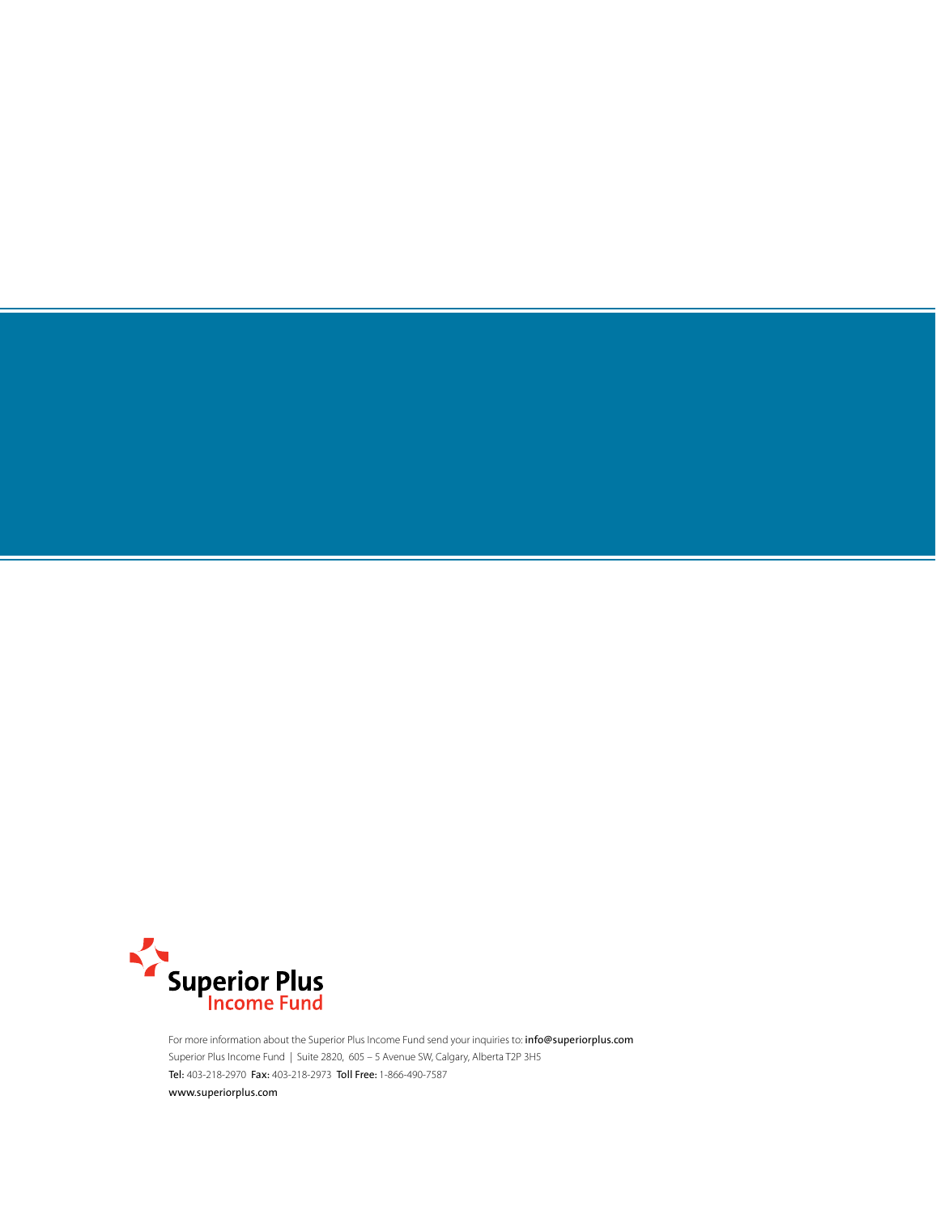**Superior Plus**
Income Fund

For more information about the Superior Plus Income Fund send your inquiries to: **info@superiorplus.com**

Superior Plus Income Fund | Suite 2820, 605 – 5 Avenue SW, Calgary, Alberta T2P 3H5

**Tel:** 403-218-2970 **Fax:** 403-218-2973 **Toll Free:** 1-866-490-7587

www.superiorplus.com